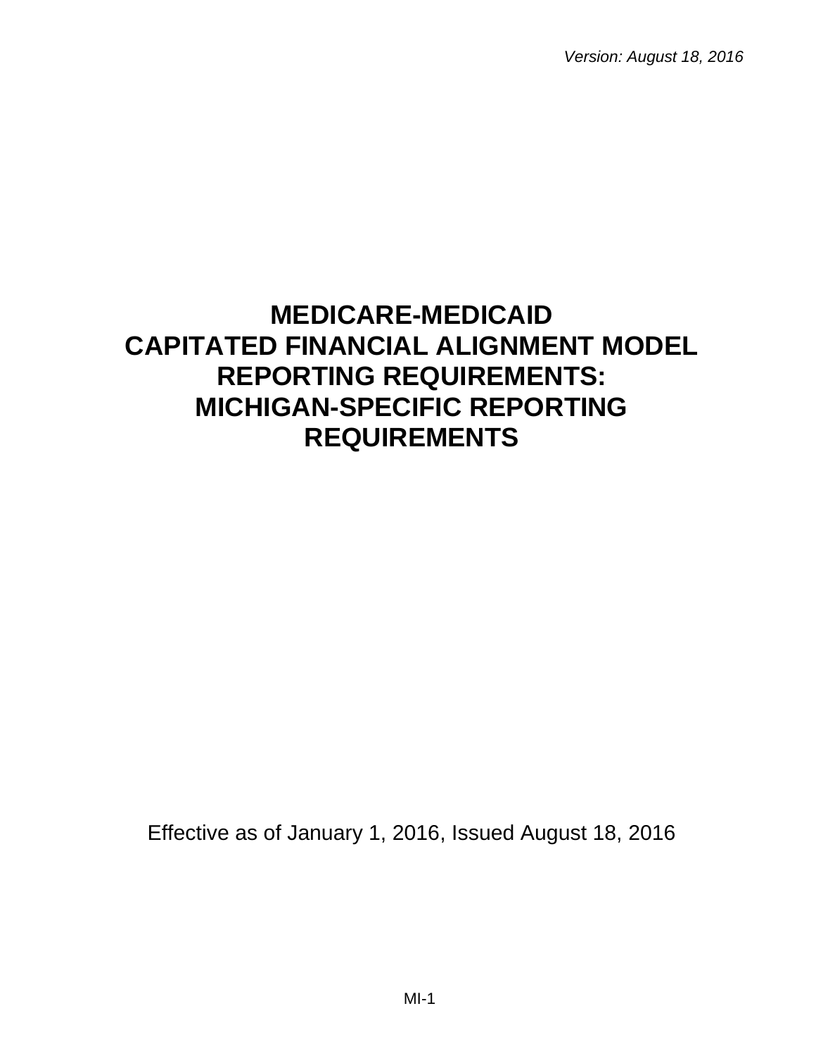*Version: August 18, 2016*

# MEDICARE-MEDICAID CAPITATED FINANCIAL ALIGNMENT MODEL REPORTING REQUIREMENTS: MICHIGAN-SPECIFIC REPORTING REQUIREMENTS

Effective as of January 1, 2016, Issued August 18, 2016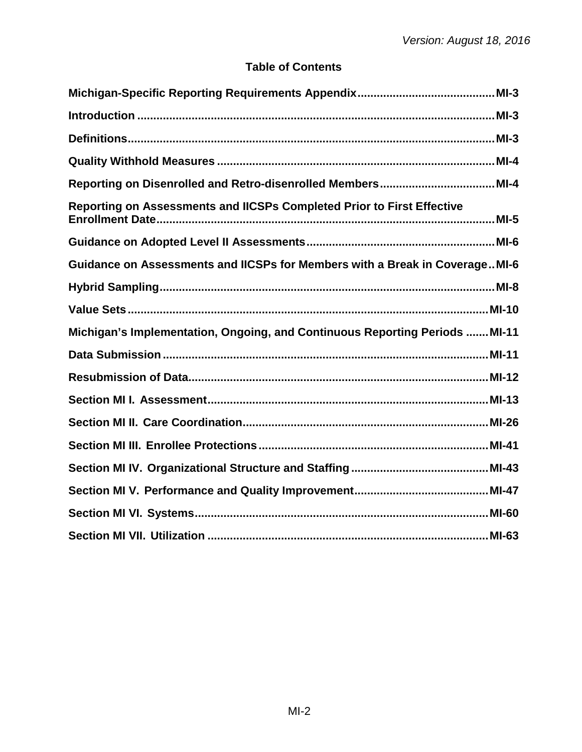# Table of Contents

| Section | Page |
| --- | --- |
| **Michigan-Specific Reporting Requirements Appendix** | **MI-3** |
| **Introduction** | **MI-3** |
| **Definitions** | **MI-3** |
| **Quality Withhold Measures** | **MI-4** |
| **Reporting on Disenrolled and Retro-disenrolled Members** | **MI-4** |
| **Reporting on Assessments and IICSPs Completed Prior to First Effective Enrollment Date** | **MI-5** |
| **Guidance on Adopted Level II Assessments** | **MI-6** |
| **Guidance on Assessments and IICSPs for Members with a Break in Coverage** | **MI-6** |
| **Hybrid Sampling** | **MI-8** |
| **Value Sets** | **MI-10** |
| **Michigan's Implementation, Ongoing, and Continuous Reporting Periods** | **MI-11** |
| **Data Submission** | **MI-11** |
| **Resubmission of Data** | **MI-12** |
| **Section MI I. Assessment** | **MI-13** |
| **Section MI II. Care Coordination** | **MI-26** |
| **Section MI III. Enrollee Protections** | **MI-41** |
| **Section MI IV. Organizational Structure and Staffing** | **MI-43** |
| **Section MI V. Performance and Quality Improvement** | **MI-47** |
| **Section MI VI. Systems** | **MI-60** |
| **Section MI VII. Utilization** | **MI-63** |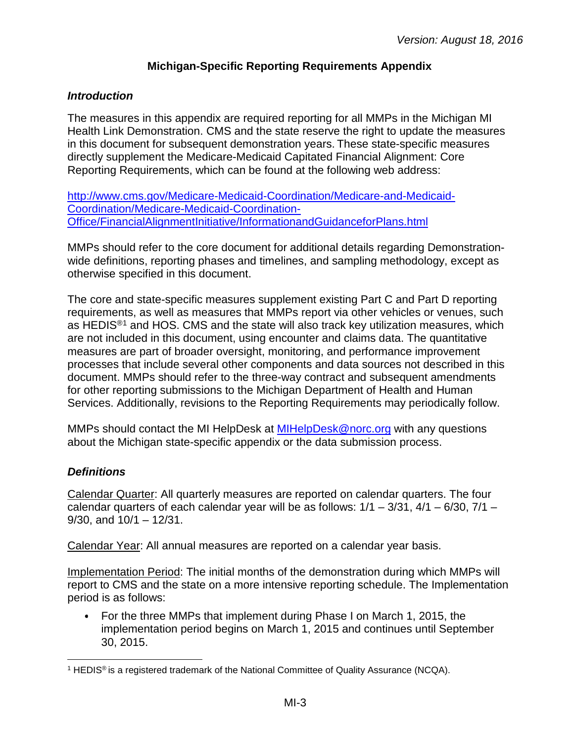# Michigan-Specific Reporting Requirements Appendix

## *Introduction*

The measures in this appendix are required reporting for all MMPs in the Michigan MI Health Link Demonstration. CMS and the state reserve the right to update the measures in this document for subsequent demonstration years. These state-specific measures directly supplement the Medicare-Medicaid Capitated Financial Alignment: Core Reporting Requirements, which can be found at the following web address:

[http://www.cms.gov/Medicare-Medicaid-Coordination/Medicare-and-Medicaid-Coordination/Medicare-Medicaid-Coordination-Office/FinancialAlignmentInitiative/InformationandGuidanceforPlans.html](http://www.cms.gov/Medicare-Medicaid-Coordination/Medicare-and-Medicaid-Coordination/Medicare-Medicaid-Coordination-Office/FinancialAlignmentInitiative/InformationandGuidanceforPlans.html)

MMPs should refer to the core document for additional details regarding Demonstration-wide definitions, reporting phases and timelines, and sampling methodology, except as otherwise specified in this document.

The core and state-specific measures supplement existing Part C and Part D reporting requirements, as well as measures that MMPs report via other vehicles or venues, such as HEDIS®[1] and HOS. CMS and the state will also track key utilization measures, which are not included in this document, using encounter and claims data. The quantitative measures are part of broader oversight, monitoring, and performance improvement processes that include several other components and data sources not described in this document. MMPs should refer to the three-way contract and subsequent amendments for other reporting submissions to the Michigan Department of Health and Human Services. Additionally, revisions to the Reporting Requirements may periodically follow.

MMPs should contact the MI HelpDesk at [MIHelpDesk@norc.org](mailto:MIHelpDesk@norc.org) with any questions about the Michigan state-specific appendix or the data submission process.

## *Definitions*

<u>Calendar Quarter</u>: All quarterly measures are reported on calendar quarters. The four calendar quarters of each calendar year will be as follows: 1/1 – 3/31, 4/1 – 6/30, 7/1 – 9/30, and 10/1 – 12/31.

<u>Calendar Year</u>: All annual measures are reported on a calendar year basis.

<u>Implementation Period</u>: The initial months of the demonstration during which MMPs will report to CMS and the state on a more intensive reporting schedule. The Implementation period is as follows:

- For the three MMPs that implement during Phase I on March 1, 2015, the implementation period begins on March 1, 2015 and continues until September 30, 2015.

---

[1] HEDIS® is a registered trademark of the National Committee of Quality Assurance (NCQA).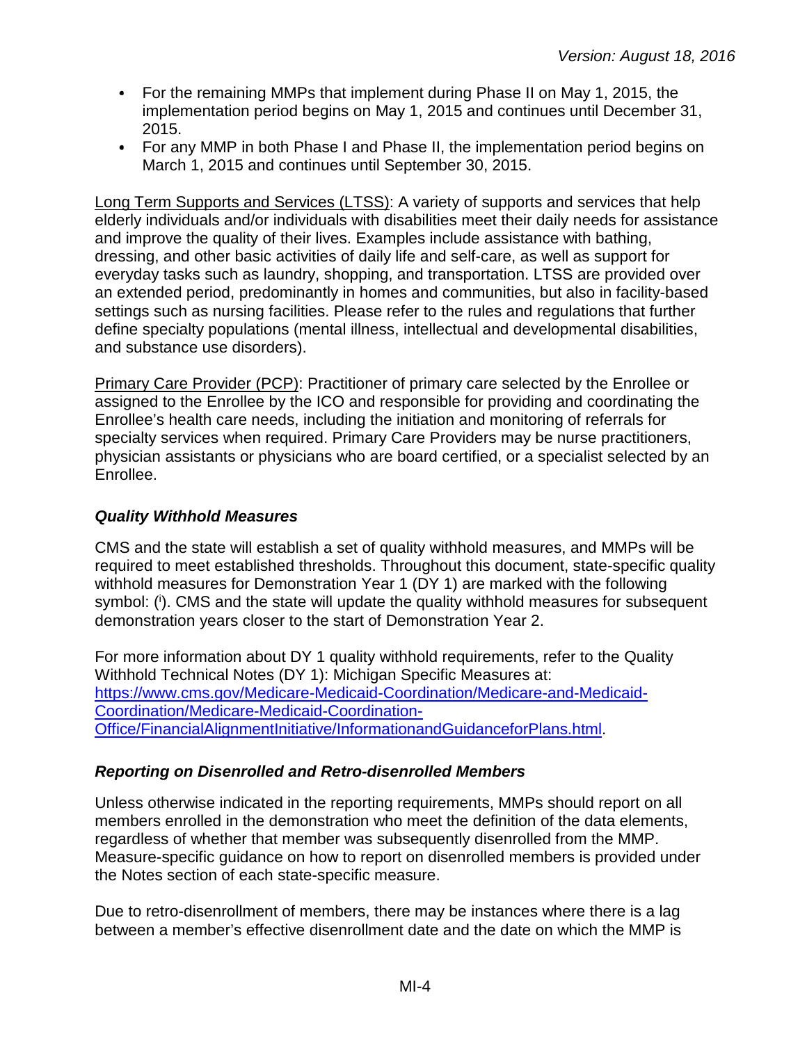- For the remaining MMPs that implement during Phase II on May 1, 2015, the implementation period begins on May 1, 2015 and continues until December 31, 2015.
- For any MMP in both Phase I and Phase II, the implementation period begins on March 1, 2015 and continues until September 30, 2015.

Long Term Supports and Services (LTSS): A variety of supports and services that help elderly individuals and/or individuals with disabilities meet their daily needs for assistance and improve the quality of their lives. Examples include assistance with bathing, dressing, and other basic activities of daily life and self-care, as well as support for everyday tasks such as laundry, shopping, and transportation. LTSS are provided over an extended period, predominantly in homes and communities, but also in facility-based settings such as nursing facilities. Please refer to the rules and regulations that further define specialty populations (mental illness, intellectual and developmental disabilities, and substance use disorders).

Primary Care Provider (PCP): Practitioner of primary care selected by the Enrollee or assigned to the Enrollee by the ICO and responsible for providing and coordinating the Enrollee's health care needs, including the initiation and monitoring of referrals for specialty services when required. Primary Care Providers may be nurse practitioners, physician assistants or physicians who are board certified, or a specialist selected by an Enrollee.

### *Quality Withhold Measures*

CMS and the state will establish a set of quality withhold measures, and MMPs will be required to meet established thresholds. Throughout this document, state-specific quality withhold measures for Demonstration Year 1 (DY 1) are marked with the following symbol: ([i]). CMS and the state will update the quality withhold measures for subsequent demonstration years closer to the start of Demonstration Year 2.

For more information about DY 1 quality withhold requirements, refer to the Quality Withhold Technical Notes (DY 1): Michigan Specific Measures at: [https://www.cms.gov/Medicare-Medicaid-Coordination/Medicare-and-Medicaid-Coordination/Medicare-Medicaid-Coordination-Office/FinancialAlignmentInitiative/InformationandGuidanceforPlans.html](https://www.cms.gov/Medicare-Medicaid-Coordination/Medicare-and-Medicaid-Coordination/Medicare-Medicaid-Coordination-Office/FinancialAlignmentInitiative/InformationandGuidanceforPlans.html).

### *Reporting on Disenrolled and Retro-disenrolled Members*

Unless otherwise indicated in the reporting requirements, MMPs should report on all members enrolled in the demonstration who meet the definition of the data elements, regardless of whether that member was subsequently disenrolled from the MMP. Measure-specific guidance on how to report on disenrolled members is provided under the Notes section of each state-specific measure.

Due to retro-disenrollment of members, there may be instances where there is a lag between a member's effective disenrollment date and the date on which the MMP is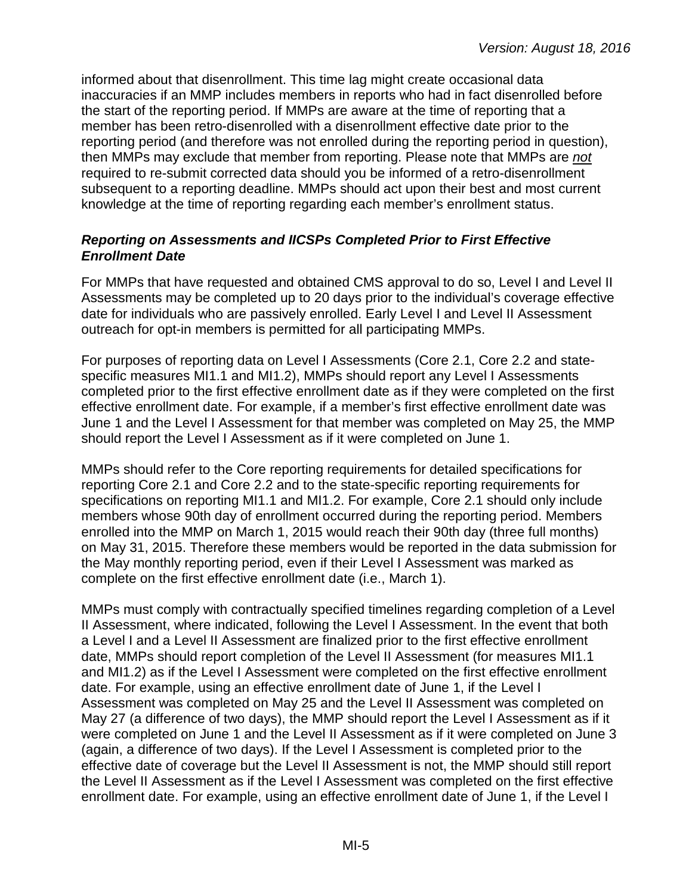informed about that disenrollment. This time lag might create occasional data inaccuracies if an MMP includes members in reports who had in fact disenrolled before the start of the reporting period. If MMPs are aware at the time of reporting that a member has been retro-disenrolled with a disenrollment effective date prior to the reporting period (and therefore was not enrolled during the reporting period in question), then MMPs may exclude that member from reporting. Please note that MMPs are *not* required to re-submit corrected data should you be informed of a retro-disenrollment subsequent to a reporting deadline. MMPs should act upon their best and most current knowledge at the time of reporting regarding each member's enrollment status.

### *Reporting on Assessments and IICSPs Completed Prior to First Effective Enrollment Date*

For MMPs that have requested and obtained CMS approval to do so, Level I and Level II Assessments may be completed up to 20 days prior to the individual's coverage effective date for individuals who are passively enrolled. Early Level I and Level II Assessment outreach for opt-in members is permitted for all participating MMPs.

For purposes of reporting data on Level I Assessments (Core 2.1, Core 2.2 and state-specific measures MI1.1 and MI1.2), MMPs should report any Level I Assessments completed prior to the first effective enrollment date as if they were completed on the first effective enrollment date. For example, if a member's first effective enrollment date was June 1 and the Level I Assessment for that member was completed on May 25, the MMP should report the Level I Assessment as if it were completed on June 1.

MMPs should refer to the Core reporting requirements for detailed specifications for reporting Core 2.1 and Core 2.2 and to the state-specific reporting requirements for specifications on reporting MI1.1 and MI1.2. For example, Core 2.1 should only include members whose 90th day of enrollment occurred during the reporting period. Members enrolled into the MMP on March 1, 2015 would reach their 90th day (three full months) on May 31, 2015. Therefore these members would be reported in the data submission for the May monthly reporting period, even if their Level I Assessment was marked as complete on the first effective enrollment date (i.e., March 1).

MMPs must comply with contractually specified timelines regarding completion of a Level II Assessment, where indicated, following the Level I Assessment. In the event that both a Level I and a Level II Assessment are finalized prior to the first effective enrollment date, MMPs should report completion of the Level II Assessment (for measures MI1.1 and MI1.2) as if the Level I Assessment were completed on the first effective enrollment date. For example, using an effective enrollment date of June 1, if the Level I Assessment was completed on May 25 and the Level II Assessment was completed on May 27 (a difference of two days), the MMP should report the Level I Assessment as if it were completed on June 1 and the Level II Assessment as if it were completed on June 3 (again, a difference of two days). If the Level I Assessment is completed prior to the effective date of coverage but the Level II Assessment is not, the MMP should still report the Level II Assessment as if the Level I Assessment was completed on the first effective enrollment date. For example, using an effective enrollment date of June 1, if the Level I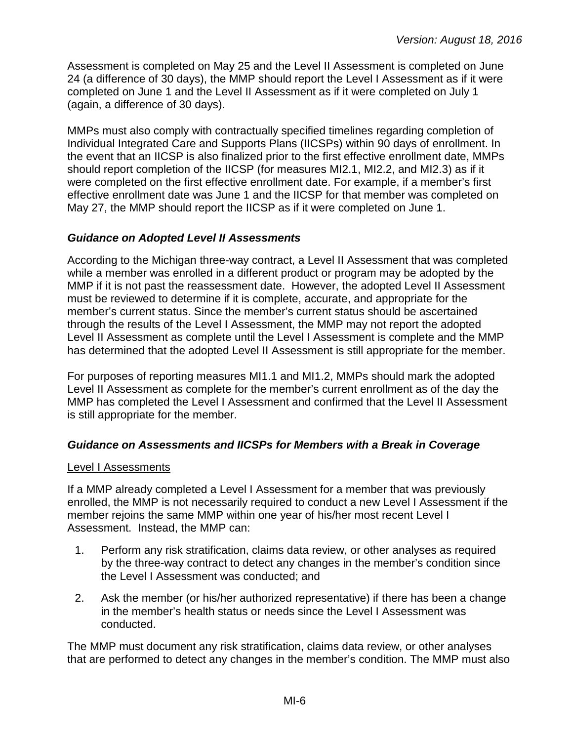Assessment is completed on May 25 and the Level II Assessment is completed on June 24 (a difference of 30 days), the MMP should report the Level I Assessment as if it were completed on June 1 and the Level II Assessment as if it were completed on July 1 (again, a difference of 30 days).

MMPs must also comply with contractually specified timelines regarding completion of Individual Integrated Care and Supports Plans (IICSPs) within 90 days of enrollment. In the event that an IICSP is also finalized prior to the first effective enrollment date, MMPs should report completion of the IICSP (for measures MI2.1, MI2.2, and MI2.3) as if it were completed on the first effective enrollment date. For example, if a member's first effective enrollment date was June 1 and the IICSP for that member was completed on May 27, the MMP should report the IICSP as if it were completed on June 1.

### *Guidance on Adopted Level II Assessments*

According to the Michigan three-way contract, a Level II Assessment that was completed while a member was enrolled in a different product or program may be adopted by the MMP if it is not past the reassessment date. However, the adopted Level II Assessment must be reviewed to determine if it is complete, accurate, and appropriate for the member's current status. Since the member's current status should be ascertained through the results of the Level I Assessment, the MMP may not report the adopted Level II Assessment as complete until the Level I Assessment is complete and the MMP has determined that the adopted Level II Assessment is still appropriate for the member.

For purposes of reporting measures MI1.1 and MI1.2, MMPs should mark the adopted Level II Assessment as complete for the member's current enrollment as of the day the MMP has completed the Level I Assessment and confirmed that the Level II Assessment is still appropriate for the member.

### *Guidance on Assessments and IICSPs for Members with a Break in Coverage*

<u>Level I Assessments</u>

If a MMP already completed a Level I Assessment for a member that was previously enrolled, the MMP is not necessarily required to conduct a new Level I Assessment if the member rejoins the same MMP within one year of his/her most recent Level I Assessment. Instead, the MMP can:

1. Perform any risk stratification, claims data review, or other analyses as required by the three-way contract to detect any changes in the member's condition since the Level I Assessment was conducted; and
2. Ask the member (or his/her authorized representative) if there has been a change in the member's health status or needs since the Level I Assessment was conducted.

The MMP must document any risk stratification, claims data review, or other analyses that are performed to detect any changes in the member's condition. The MMP must also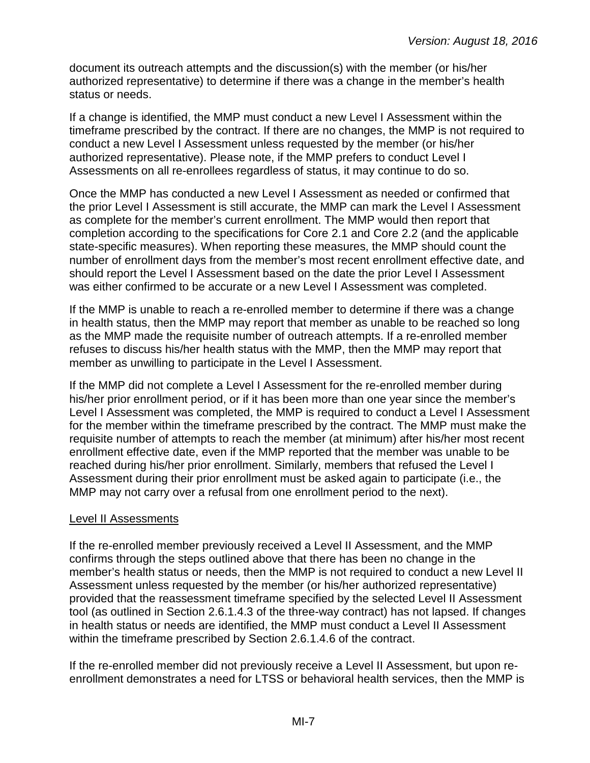document its outreach attempts and the discussion(s) with the member (or his/her authorized representative) to determine if there was a change in the member's health status or needs.

If a change is identified, the MMP must conduct a new Level I Assessment within the timeframe prescribed by the contract. If there are no changes, the MMP is not required to conduct a new Level I Assessment unless requested by the member (or his/her authorized representative). Please note, if the MMP prefers to conduct Level I Assessments on all re-enrollees regardless of status, it may continue to do so.

Once the MMP has conducted a new Level I Assessment as needed or confirmed that the prior Level I Assessment is still accurate, the MMP can mark the Level I Assessment as complete for the member's current enrollment. The MMP would then report that completion according to the specifications for Core 2.1 and Core 2.2 (and the applicable state-specific measures). When reporting these measures, the MMP should count the number of enrollment days from the member's most recent enrollment effective date, and should report the Level I Assessment based on the date the prior Level I Assessment was either confirmed to be accurate or a new Level I Assessment was completed.

If the MMP is unable to reach a re-enrolled member to determine if there was a change in health status, then the MMP may report that member as unable to be reached so long as the MMP made the requisite number of outreach attempts. If a re-enrolled member refuses to discuss his/her health status with the MMP, then the MMP may report that member as unwilling to participate in the Level I Assessment.

If the MMP did not complete a Level I Assessment for the re-enrolled member during his/her prior enrollment period, or if it has been more than one year since the member's Level I Assessment was completed, the MMP is required to conduct a Level I Assessment for the member within the timeframe prescribed by the contract. The MMP must make the requisite number of attempts to reach the member (at minimum) after his/her most recent enrollment effective date, even if the MMP reported that the member was unable to be reached during his/her prior enrollment. Similarly, members that refused the Level I Assessment during their prior enrollment must be asked again to participate (i.e., the MMP may not carry over a refusal from one enrollment period to the next).

Level II Assessments

If the re-enrolled member previously received a Level II Assessment, and the MMP confirms through the steps outlined above that there has been no change in the member's health status or needs, then the MMP is not required to conduct a new Level II Assessment unless requested by the member (or his/her authorized representative) provided that the reassessment timeframe specified by the selected Level II Assessment tool (as outlined in Section 2.6.1.4.3 of the three-way contract) has not lapsed. If changes in health status or needs are identified, the MMP must conduct a Level II Assessment within the timeframe prescribed by Section 2.6.1.4.6 of the contract.

If the re-enrolled member did not previously receive a Level II Assessment, but upon re-enrollment demonstrates a need for LTSS or behavioral health services, then the MMP is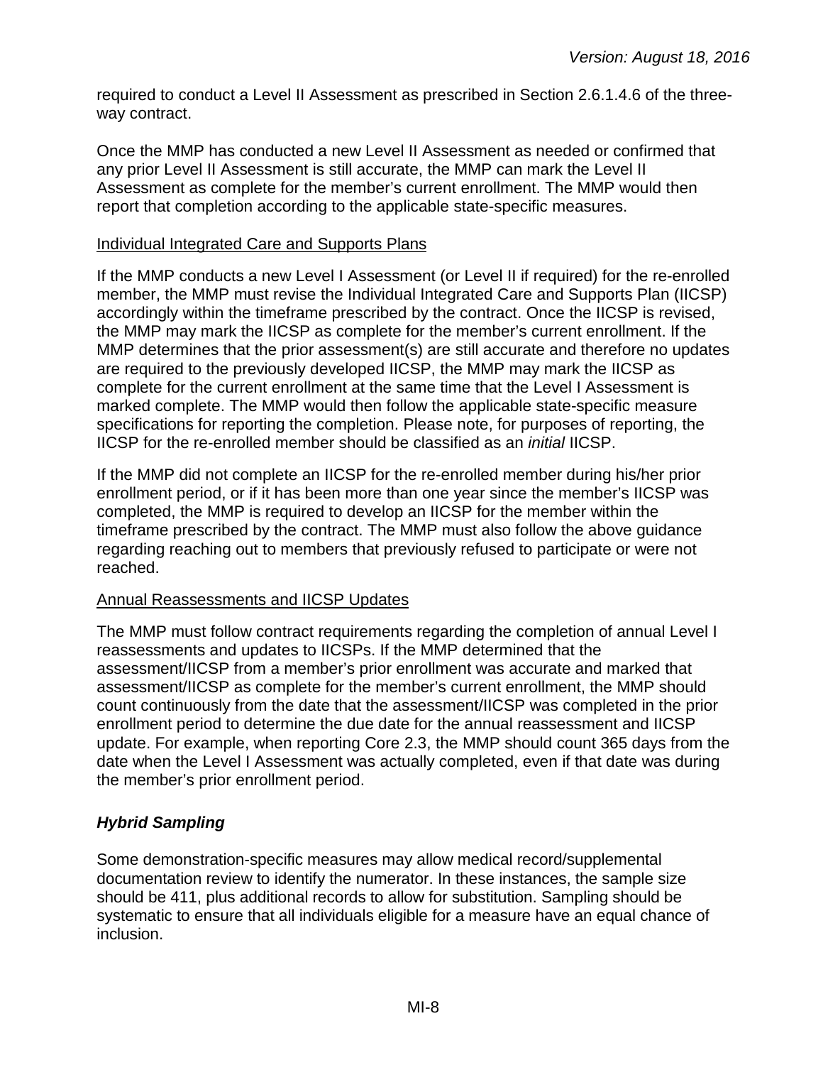required to conduct a Level II Assessment as prescribed in Section 2.6.1.4.6 of the three-way contract.

Once the MMP has conducted a new Level II Assessment as needed or confirmed that any prior Level II Assessment is still accurate, the MMP can mark the Level II Assessment as complete for the member's current enrollment. The MMP would then report that completion according to the applicable state-specific measures.

Individual Integrated Care and Supports Plans

If the MMP conducts a new Level I Assessment (or Level II if required) for the re-enrolled member, the MMP must revise the Individual Integrated Care and Supports Plan (IICSP) accordingly within the timeframe prescribed by the contract. Once the IICSP is revised, the MMP may mark the IICSP as complete for the member's current enrollment. If the MMP determines that the prior assessment(s) are still accurate and therefore no updates are required to the previously developed IICSP, the MMP may mark the IICSP as complete for the current enrollment at the same time that the Level I Assessment is marked complete. The MMP would then follow the applicable state-specific measure specifications for reporting the completion. Please note, for purposes of reporting, the IICSP for the re-enrolled member should be classified as an *initial* IICSP.

If the MMP did not complete an IICSP for the re-enrolled member during his/her prior enrollment period, or if it has been more than one year since the member's IICSP was completed, the MMP is required to develop an IICSP for the member within the timeframe prescribed by the contract. The MMP must also follow the above guidance regarding reaching out to members that previously refused to participate or were not reached.

Annual Reassessments and IICSP Updates

The MMP must follow contract requirements regarding the completion of annual Level I reassessments and updates to IICSPs. If the MMP determined that the assessment/IICSP from a member's prior enrollment was accurate and marked that assessment/IICSP as complete for the member's current enrollment, the MMP should count continuously from the date that the assessment/IICSP was completed in the prior enrollment period to determine the due date for the annual reassessment and IICSP update. For example, when reporting Core 2.3, the MMP should count 365 days from the date when the Level I Assessment was actually completed, even if that date was during the member's prior enrollment period.

### *Hybrid Sampling*

Some demonstration-specific measures may allow medical record/supplemental documentation review to identify the numerator. In these instances, the sample size should be 411, plus additional records to allow for substitution. Sampling should be systematic to ensure that all individuals eligible for a measure have an equal chance of inclusion.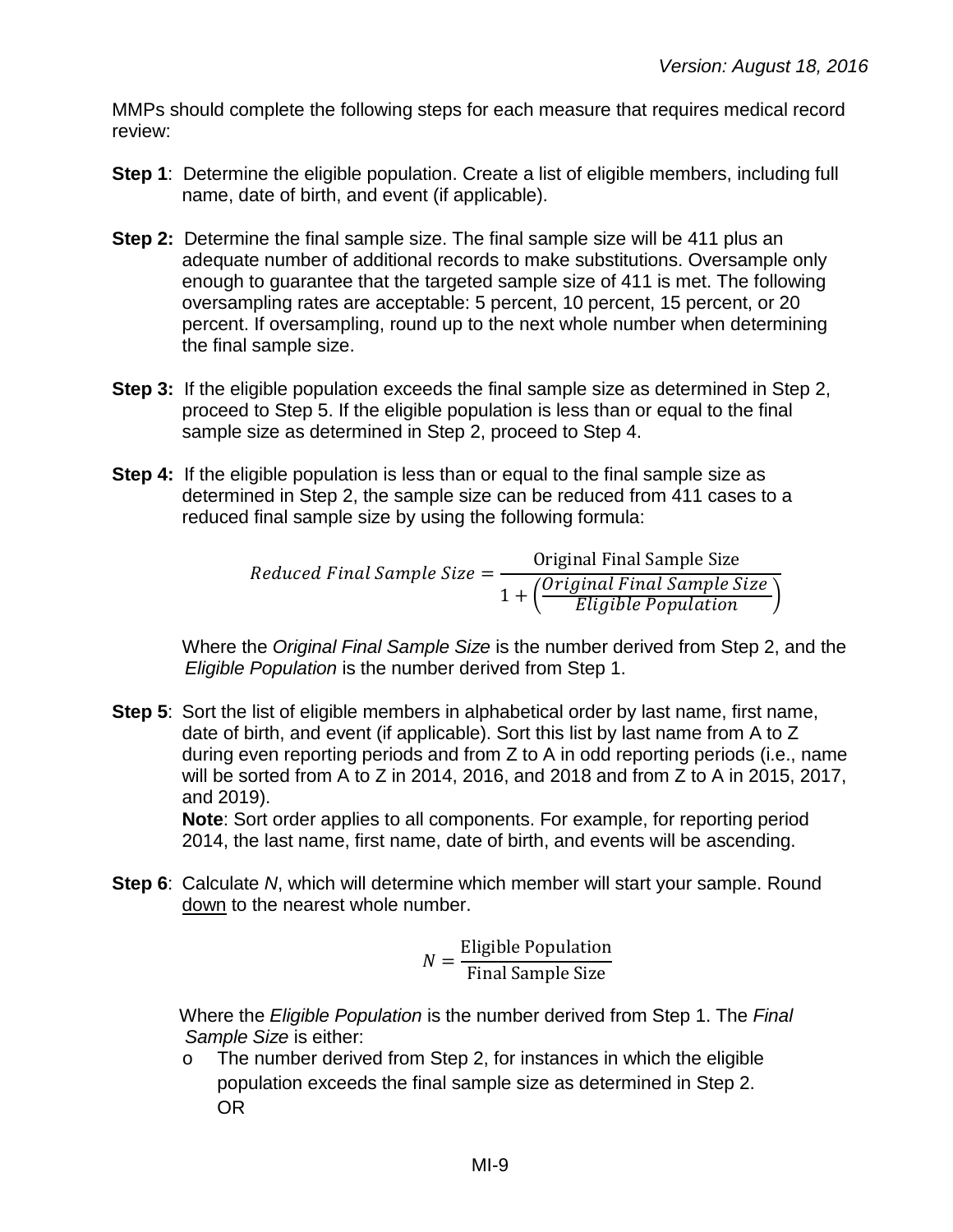MMPs should complete the following steps for each measure that requires medical record review:

**Step 1**: Determine the eligible population. Create a list of eligible members, including full name, date of birth, and event (if applicable).

**Step 2:** Determine the final sample size. The final sample size will be 411 plus an adequate number of additional records to make substitutions. Oversample only enough to guarantee that the targeted sample size of 411 is met. The following oversampling rates are acceptable: 5 percent, 10 percent, 15 percent, or 20 percent. If oversampling, round up to the next whole number when determining the final sample size.

**Step 3:** If the eligible population exceeds the final sample size as determined in Step 2, proceed to Step 5. If the eligible population is less than or equal to the final sample size as determined in Step 2, proceed to Step 4.

**Step 4:** If the eligible population is less than or equal to the final sample size as determined in Step 2, the sample size can be reduced from 411 cases to a reduced final sample size by using the following formula:

$$Reduced\ Final\ Sample\ Size = \frac{\text{Original Final Sample Size}}{1 + \left(\frac{Original\ Final\ Sample\ Size}{Eligible\ Population}\right)}$$

Where the *Original Final Sample Size* is the number derived from Step 2, and the *Eligible Population* is the number derived from Step 1.

**Step 5**: Sort the list of eligible members in alphabetical order by last name, first name, date of birth, and event (if applicable). Sort this list by last name from A to Z during even reporting periods and from Z to A in odd reporting periods (i.e., name will be sorted from A to Z in 2014, 2016, and 2018 and from Z to A in 2015, 2017, and 2019).
**Note**: Sort order applies to all components. For example, for reporting period 2014, the last name, first name, date of birth, and events will be ascending.

**Step 6**: Calculate *N*, which will determine which member will start your sample. Round down to the nearest whole number.

$$N = \frac{\text{Eligible Population}}{\text{Final Sample Size}}$$

Where the *Eligible Population* is the number derived from Step 1. The *Final Sample Size* is either:

- The number derived from Step 2, for instances in which the eligible population exceeds the final sample size as determined in Step 2.
  OR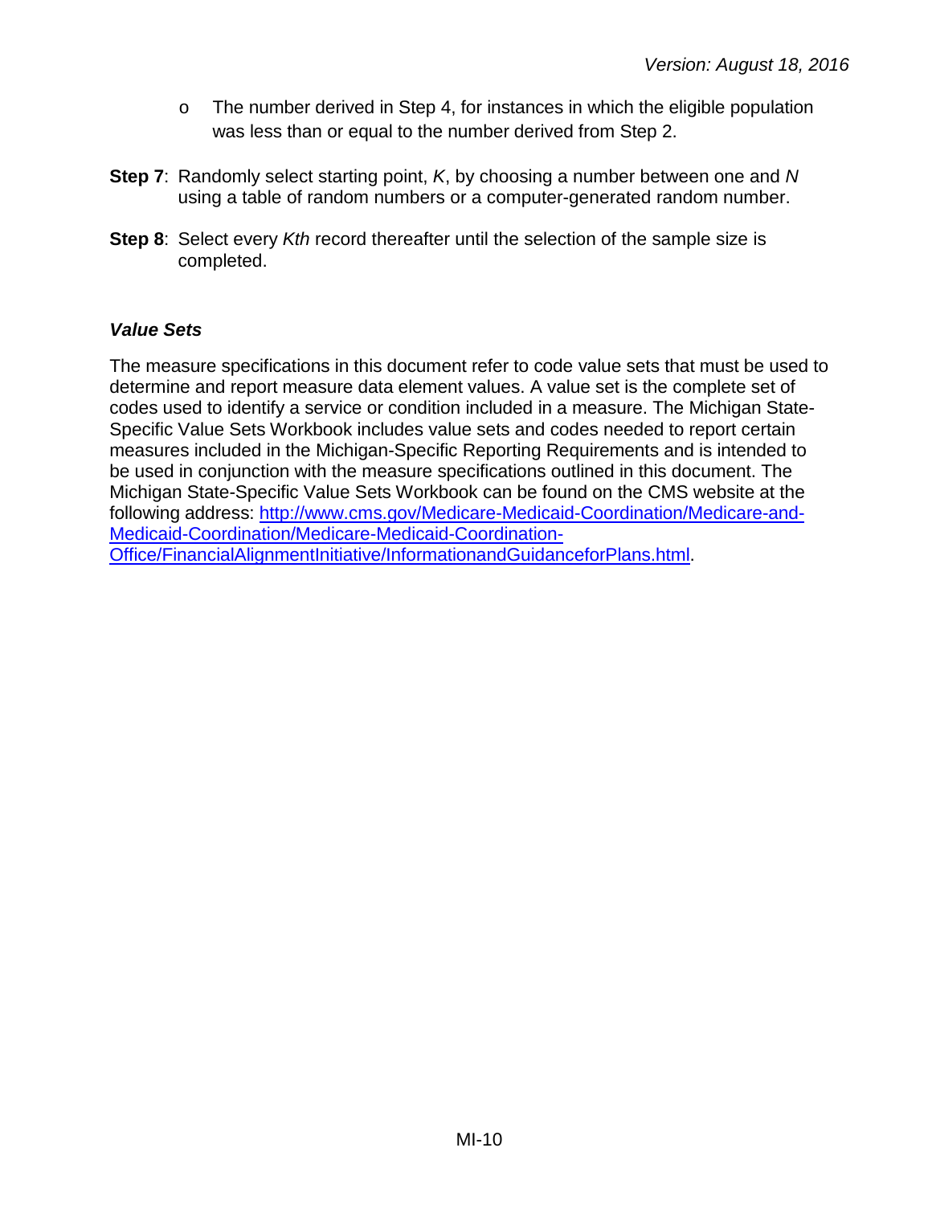- The number derived in Step 4, for instances in which the eligible population was less than or equal to the number derived from Step 2.

**Step 7**: Randomly select starting point, *K*, by choosing a number between one and *N* using a table of random numbers or a computer-generated random number.

**Step 8**: Select every *Kth* record thereafter until the selection of the sample size is completed.

### *Value Sets*

The measure specifications in this document refer to code value sets that must be used to determine and report measure data element values. A value set is the complete set of codes used to identify a service or condition included in a measure. The Michigan State-Specific Value Sets Workbook includes value sets and codes needed to report certain measures included in the Michigan-Specific Reporting Requirements and is intended to be used in conjunction with the measure specifications outlined in this document. The Michigan State-Specific Value Sets Workbook can be found on the CMS website at the following address: [http://www.cms.gov/Medicare-Medicaid-Coordination/Medicare-and-Medicaid-Coordination/Medicare-Medicaid-Coordination-Office/FinancialAlignmentInitiative/InformationandGuidanceforPlans.html](http://www.cms.gov/Medicare-Medicaid-Coordination/Medicare-and-Medicaid-Coordination/Medicare-Medicaid-Coordination-Office/FinancialAlignmentInitiative/InformationandGuidanceforPlans.html).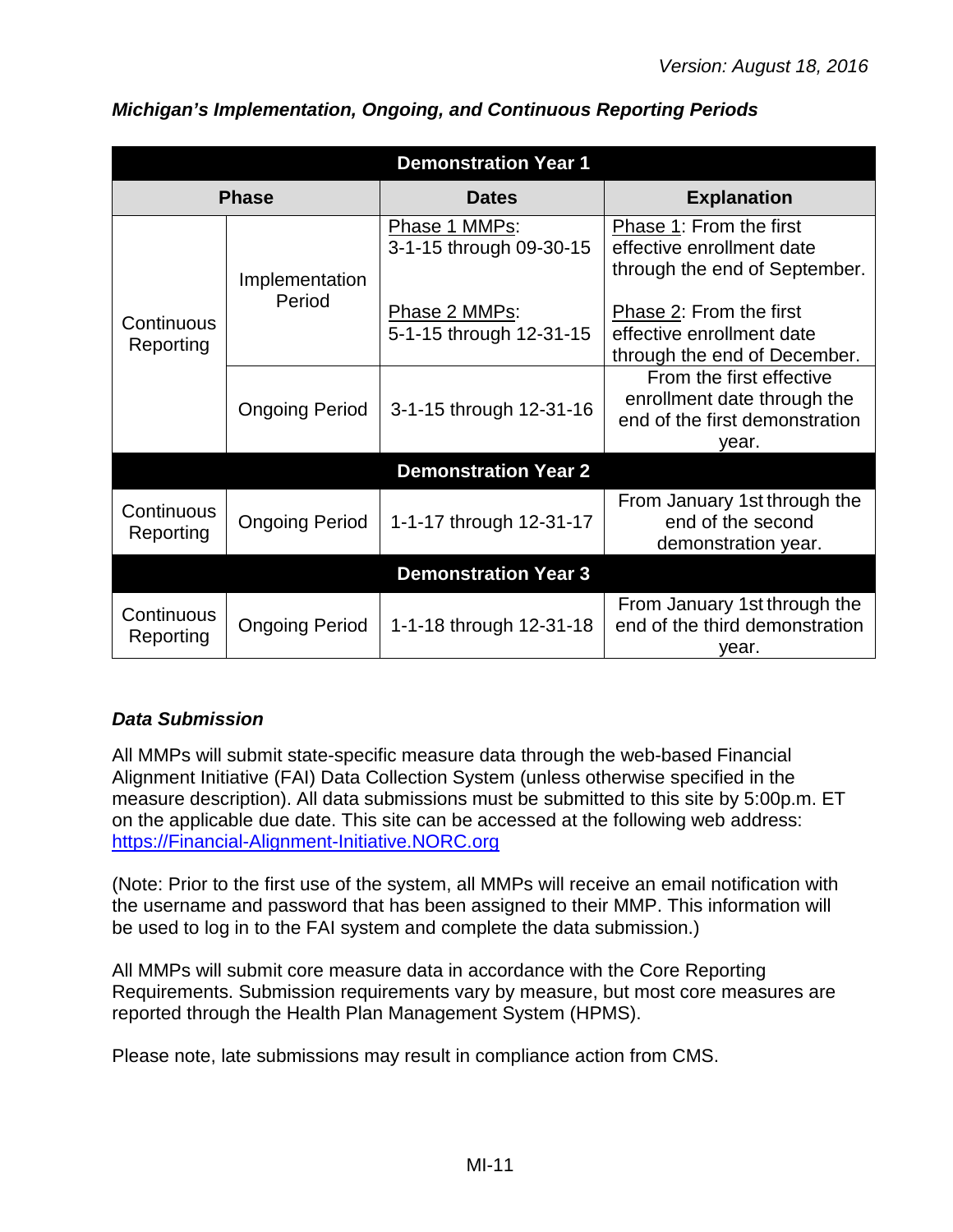*Michigan's Implementation, Ongoing, and Continuous Reporting Periods*

| Phase | | Dates | Explanation |
|---|---|---|---|
| **Demonstration Year 1** | | | |
| Continuous Reporting | Implementation Period | Phase 1 MMPs: 3-1-15 through 09-30-15<br><br>Phase 2 MMPs: 5-1-15 through 12-31-15 | Phase 1: From the first effective enrollment date through the end of September.<br><br>Phase 2: From the first effective enrollment date through the end of December. |
| | Ongoing Period | 3-1-15 through 12-31-16 | From the first effective enrollment date through the end of the first demonstration year. |
| **Demonstration Year 2** | | | |
| Continuous Reporting | Ongoing Period | 1-1-17 through 12-31-17 | From January 1st through the end of the second demonstration year. |
| **Demonstration Year 3** | | | |
| Continuous Reporting | Ongoing Period | 1-1-18 through 12-31-18 | From January 1st through the end of the third demonstration year. |

***Data Submission***

All MMPs will submit state-specific measure data through the web-based Financial Alignment Initiative (FAI) Data Collection System (unless otherwise specified in the measure description). All data submissions must be submitted to this site by 5:00p.m. ET on the applicable due date. This site can be accessed at the following web address: https://Financial-Alignment-Initiative.NORC.org

(Note: Prior to the first use of the system, all MMPs will receive an email notification with the username and password that has been assigned to their MMP. This information will be used to log in to the FAI system and complete the data submission.)

All MMPs will submit core measure data in accordance with the Core Reporting Requirements. Submission requirements vary by measure, but most core measures are reported through the Health Plan Management System (HPMS).

Please note, late submissions may result in compliance action from CMS.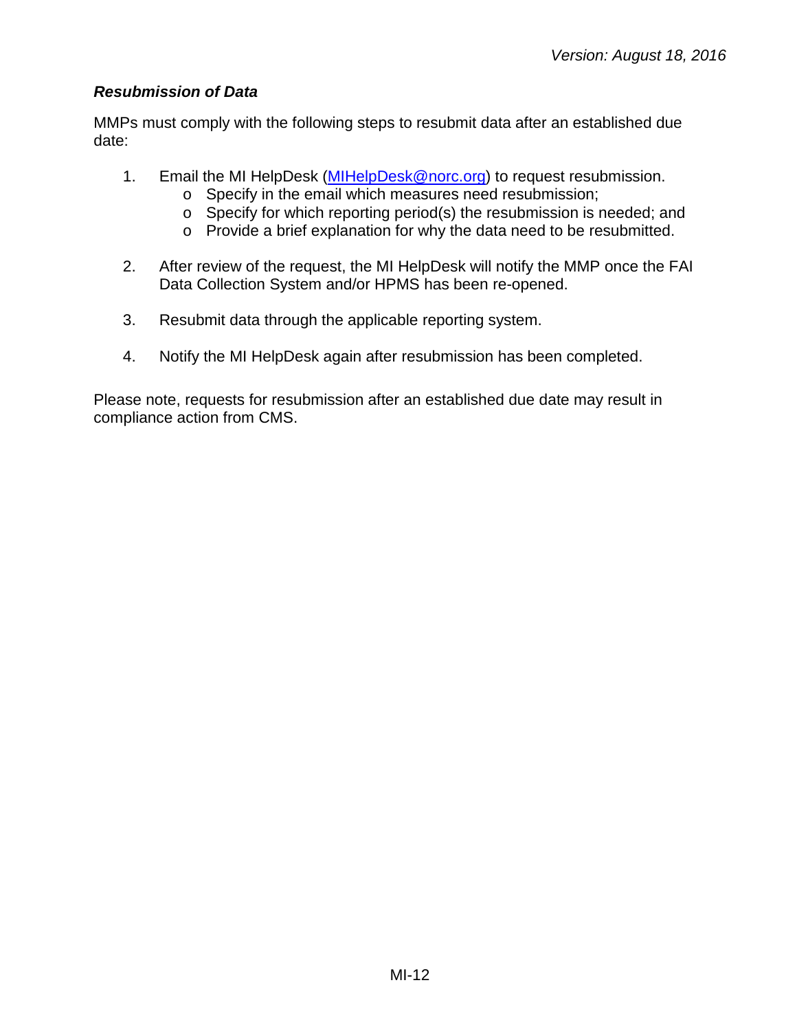### *Resubmission of Data*

MMPs must comply with the following steps to resubmit data after an established due date:

1. Email the MI HelpDesk (MIHelpDesk@norc.org) to request resubmission.
   - Specify in the email which measures need resubmission;
   - Specify for which reporting period(s) the resubmission is needed; and
   - Provide a brief explanation for why the data need to be resubmitted.

2. After review of the request, the MI HelpDesk will notify the MMP once the FAI Data Collection System and/or HPMS has been re-opened.

3. Resubmit data through the applicable reporting system.

4. Notify the MI HelpDesk again after resubmission has been completed.

Please note, requests for resubmission after an established due date may result in compliance action from CMS.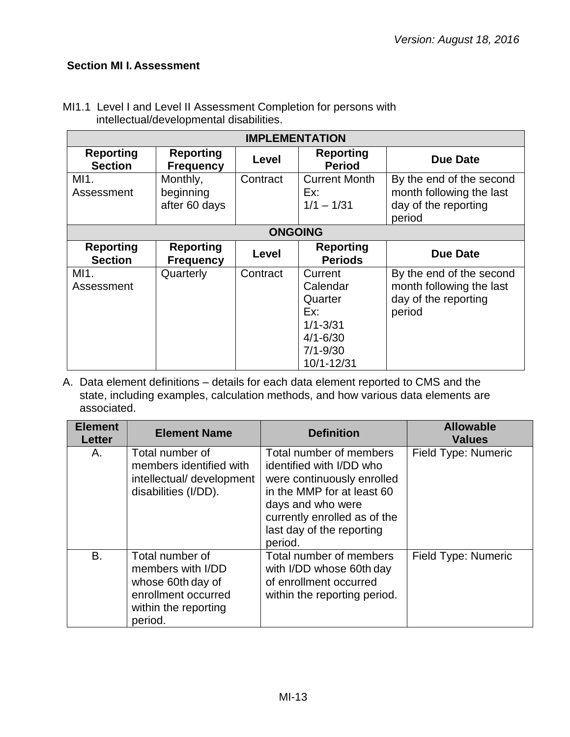*Version: August 18, 2016*

### Section MI I. Assessment

MI1.1 Level I and Level II Assessment Completion for persons with intellectual/developmental disabilities.

| IMPLEMENTATION | | | | |
|---|---|---|---|---|
| **Reporting Section** | **Reporting Frequency** | **Level** | **Reporting Period** | **Due Date** |
| MI1. Assessment | Monthly, beginning after 60 days | Contract | Current Month Ex: 1/1 – 1/31 | By the end of the second month following the last day of the reporting period |
| **ONGOING** | | | | |
| **Reporting Section** | **Reporting Frequency** | **Level** | **Reporting Periods** | **Due Date** |
| MI1. Assessment | Quarterly | Contract | Current Calendar Quarter Ex: 1/1-3/31 4/1-6/30 7/1-9/30 10/1-12/31 | By the end of the second month following the last day of the reporting period |

A. Data element definitions – details for each data element reported to CMS and the state, including examples, calculation methods, and how various data elements are associated.

| Element Letter | Element Name | Definition | Allowable Values |
|---|---|---|---|
| A. | Total number of members identified with intellectual/ development disabilities (I/DD). | Total number of members identified with I/DD who were continuously enrolled in the MMP for at least 60 days and who were currently enrolled as of the last day of the reporting period. | Field Type: Numeric |
| B. | Total number of members with I/DD whose 60th day of enrollment occurred within the reporting period. | Total number of members with I/DD whose 60th day of enrollment occurred within the reporting period. | Field Type: Numeric |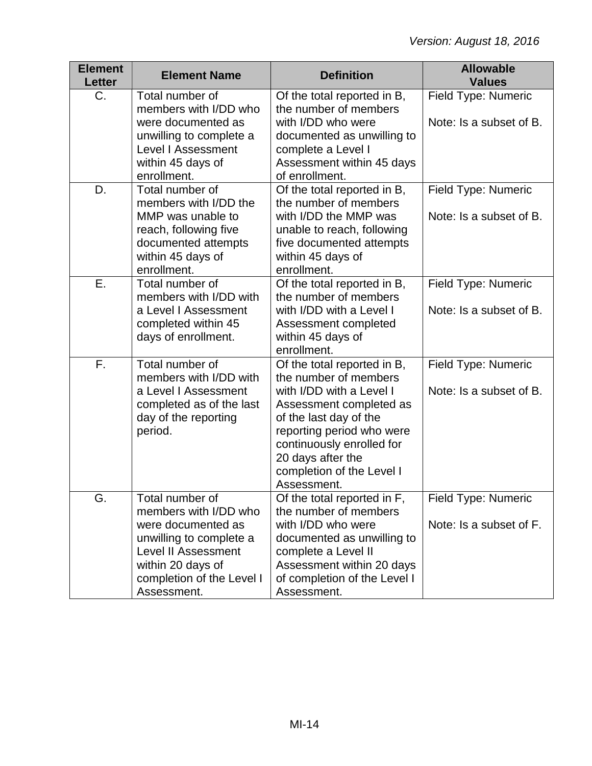| Element Letter | Element Name | Definition | Allowable Values |
|---|---|---|---|
| C. | Total number of members with I/DD who were documented as unwilling to complete a Level I Assessment within 45 days of enrollment. | Of the total reported in B, the number of members with I/DD who were documented as unwilling to complete a Level I Assessment within 45 days of enrollment. | Field Type: Numeric<br><br>Note: Is a subset of B. |
| D. | Total number of members with I/DD the MMP was unable to reach, following five documented attempts within 45 days of enrollment. | Of the total reported in B, the number of members with I/DD the MMP was unable to reach, following five documented attempts within 45 days of enrollment. | Field Type: Numeric<br><br>Note: Is a subset of B. |
| E. | Total number of members with I/DD with a Level I Assessment completed within 45 days of enrollment. | Of the total reported in B, the number of members with I/DD with a Level I Assessment completed within 45 days of enrollment. | Field Type: Numeric<br><br>Note: Is a subset of B. |
| F. | Total number of members with I/DD with a Level I Assessment completed as of the last day of the reporting period. | Of the total reported in B, the number of members with I/DD with a Level I Assessment completed as of the last day of the reporting period who were continuously enrolled for 20 days after the completion of the Level I Assessment. | Field Type: Numeric<br><br>Note: Is a subset of B. |
| G. | Total number of members with I/DD who were documented as unwilling to complete a Level II Assessment within 20 days of completion of the Level I Assessment. | Of the total reported in F, the number of members with I/DD who were documented as unwilling to complete a Level II Assessment within 20 days of completion of the Level I Assessment. | Field Type: Numeric<br><br>Note: Is a subset of F. |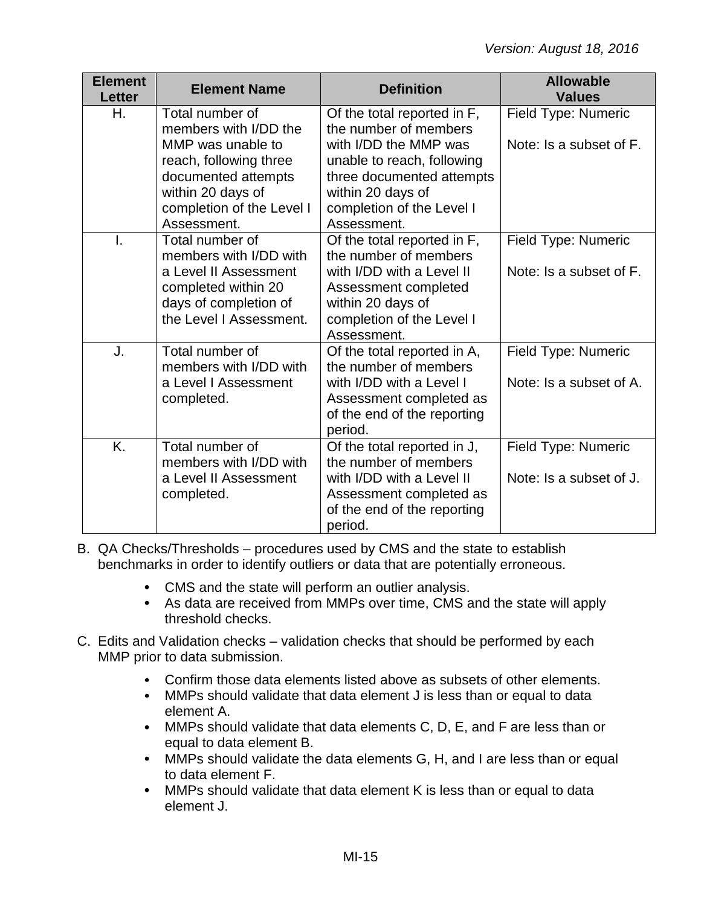| Element Letter | Element Name | Definition | Allowable Values |
|---|---|---|---|
| H. | Total number of members with I/DD the MMP was unable to reach, following three documented attempts within 20 days of completion of the Level I Assessment. | Of the total reported in F, the number of members with I/DD the MMP was unable to reach, following three documented attempts within 20 days of completion of the Level I Assessment. | Field Type: Numeric<br><br>Note: Is a subset of F. |
| I. | Total number of members with I/DD with a Level II Assessment completed within 20 days of completion of the Level I Assessment. | Of the total reported in F, the number of members with I/DD with a Level II Assessment completed within 20 days of completion of the Level I Assessment. | Field Type: Numeric<br><br>Note: Is a subset of F. |
| J. | Total number of members with I/DD with a Level I Assessment completed. | Of the total reported in A, the number of members with I/DD with a Level I Assessment completed as of the end of the reporting period. | Field Type: Numeric<br><br>Note: Is a subset of A. |
| K. | Total number of members with I/DD with a Level II Assessment completed. | Of the total reported in J, the number of members with I/DD with a Level II Assessment completed as of the end of the reporting period. | Field Type: Numeric<br><br>Note: Is a subset of J. |

B. QA Checks/Thresholds – procedures used by CMS and the state to establish benchmarks in order to identify outliers or data that are potentially erroneous.

- CMS and the state will perform an outlier analysis.
- As data are received from MMPs over time, CMS and the state will apply threshold checks.

C. Edits and Validation checks – validation checks that should be performed by each MMP prior to data submission.

- Confirm those data elements listed above as subsets of other elements.
- MMPs should validate that data element J is less than or equal to data element A.
- MMPs should validate that data elements C, D, E, and F are less than or equal to data element B.
- MMPs should validate the data elements G, H, and I are less than or equal to data element F.
- MMPs should validate that data element K is less than or equal to data element J.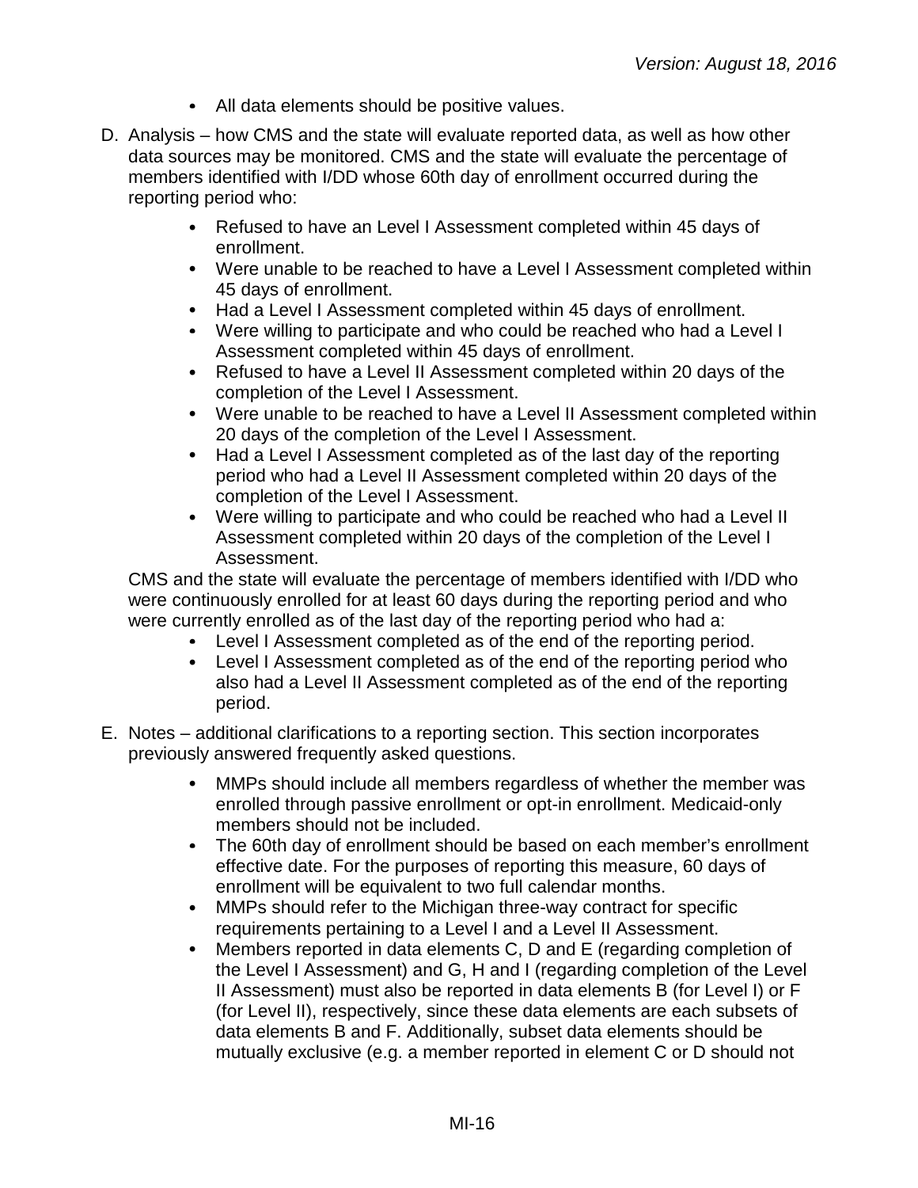- All data elements should be positive values.

D. Analysis – how CMS and the state will evaluate reported data, as well as how other data sources may be monitored. CMS and the state will evaluate the percentage of members identified with I/DD whose 60th day of enrollment occurred during the reporting period who:

   - Refused to have an Level I Assessment completed within 45 days of enrollment.
   - Were unable to be reached to have a Level I Assessment completed within 45 days of enrollment.
   - Had a Level I Assessment completed within 45 days of enrollment.
   - Were willing to participate and who could be reached who had a Level I Assessment completed within 45 days of enrollment.
   - Refused to have a Level II Assessment completed within 20 days of the completion of the Level I Assessment.
   - Were unable to be reached to have a Level II Assessment completed within 20 days of the completion of the Level I Assessment.
   - Had a Level I Assessment completed as of the last day of the reporting period who had a Level II Assessment completed within 20 days of the completion of the Level I Assessment.
   - Were willing to participate and who could be reached who had a Level II Assessment completed within 20 days of the completion of the Level I Assessment.

   CMS and the state will evaluate the percentage of members identified with I/DD who were continuously enrolled for at least 60 days during the reporting period and who were currently enrolled as of the last day of the reporting period who had a:

   - Level I Assessment completed as of the end of the reporting period.
   - Level I Assessment completed as of the end of the reporting period who also had a Level II Assessment completed as of the end of the reporting period.

E. Notes – additional clarifications to a reporting section. This section incorporates previously answered frequently asked questions.

   - MMPs should include all members regardless of whether the member was enrolled through passive enrollment or opt-in enrollment. Medicaid-only members should not be included.
   - The 60th day of enrollment should be based on each member's enrollment effective date. For the purposes of reporting this measure, 60 days of enrollment will be equivalent to two full calendar months.
   - MMPs should refer to the Michigan three-way contract for specific requirements pertaining to a Level I and a Level II Assessment.
   - Members reported in data elements C, D and E (regarding completion of the Level I Assessment) and G, H and I (regarding completion of the Level II Assessment) must also be reported in data elements B (for Level I) or F (for Level II), respectively, since these data elements are each subsets of data elements B and F. Additionally, subset data elements should be mutually exclusive (e.g. a member reported in element C or D should not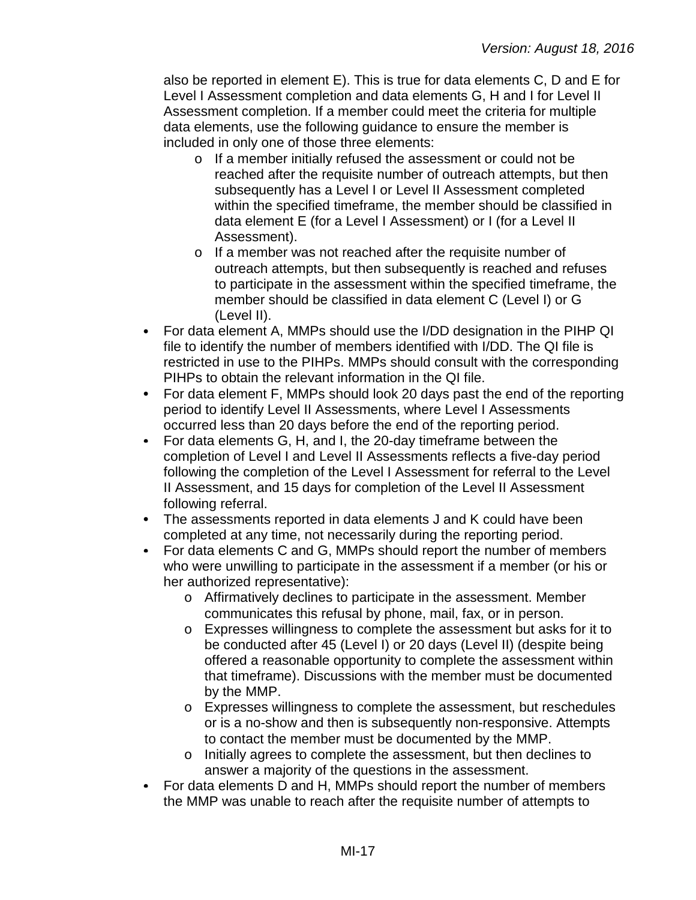also be reported in element E). This is true for data elements C, D and E for Level I Assessment completion and data elements G, H and I for Level II Assessment completion. If a member could meet the criteria for multiple data elements, use the following guidance to ensure the member is included in only one of those three elements:
  - If a member initially refused the assessment or could not be reached after the requisite number of outreach attempts, but then subsequently has a Level I or Level II Assessment completed within the specified timeframe, the member should be classified in data element E (for a Level I Assessment) or I (for a Level II Assessment).
  - If a member was not reached after the requisite number of outreach attempts, but then subsequently is reached and refuses to participate in the assessment within the specified timeframe, the member should be classified in data element C (Level I) or G (Level II).
- For data element A, MMPs should use the I/DD designation in the PIHP QI file to identify the number of members identified with I/DD. The QI file is restricted in use to the PIHPs. MMPs should consult with the corresponding PIHPs to obtain the relevant information in the QI file.
- For data element F, MMPs should look 20 days past the end of the reporting period to identify Level II Assessments, where Level I Assessments occurred less than 20 days before the end of the reporting period.
- For data elements G, H, and I, the 20-day timeframe between the completion of Level I and Level II Assessments reflects a five-day period following the completion of the Level I Assessment for referral to the Level II Assessment, and 15 days for completion of the Level II Assessment following referral.
- The assessments reported in data elements J and K could have been completed at any time, not necessarily during the reporting period.
- For data elements C and G, MMPs should report the number of members who were unwilling to participate in the assessment if a member (or his or her authorized representative):
  - Affirmatively declines to participate in the assessment. Member communicates this refusal by phone, mail, fax, or in person.
  - Expresses willingness to complete the assessment but asks for it to be conducted after 45 (Level I) or 20 days (Level II) (despite being offered a reasonable opportunity to complete the assessment within that timeframe). Discussions with the member must be documented by the MMP.
  - Expresses willingness to complete the assessment, but reschedules or is a no-show and then is subsequently non-responsive. Attempts to contact the member must be documented by the MMP.
  - Initially agrees to complete the assessment, but then declines to answer a majority of the questions in the assessment.
- For data elements D and H, MMPs should report the number of members the MMP was unable to reach after the requisite number of attempts to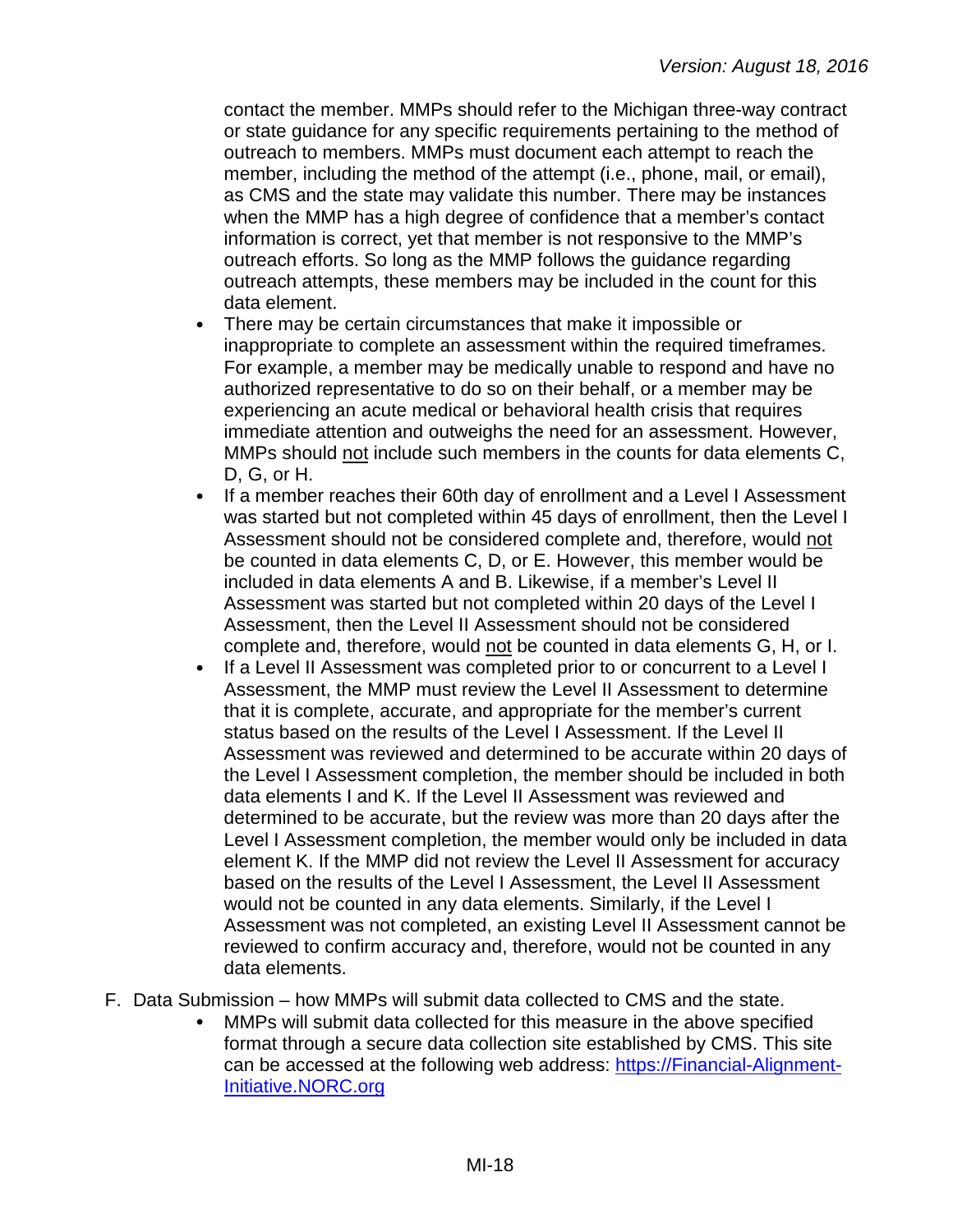contact the member. MMPs should refer to the Michigan three-way contract or state guidance for any specific requirements pertaining to the method of outreach to members. MMPs must document each attempt to reach the member, including the method of the attempt (i.e., phone, mail, or email), as CMS and the state may validate this number. There may be instances when the MMP has a high degree of confidence that a member's contact information is correct, yet that member is not responsive to the MMP's outreach efforts. So long as the MMP follows the guidance regarding outreach attempts, these members may be included in the count for this data element.

- There may be certain circumstances that make it impossible or inappropriate to complete an assessment within the required timeframes. For example, a member may be medically unable to respond and have no authorized representative to do so on their behalf, or a member may be experiencing an acute medical or behavioral health crisis that requires immediate attention and outweighs the need for an assessment. However, MMPs should <u>not</u> include such members in the counts for data elements C, D, G, or H.
- If a member reaches their 60th day of enrollment and a Level I Assessment was started but not completed within 45 days of enrollment, then the Level I Assessment should not be considered complete and, therefore, would <u>not</u> be counted in data elements C, D, or E. However, this member would be included in data elements A and B. Likewise, if a member's Level II Assessment was started but not completed within 20 days of the Level I Assessment, then the Level II Assessment should not be considered complete and, therefore, would <u>not</u> be counted in data elements G, H, or I.
- If a Level II Assessment was completed prior to or concurrent to a Level I Assessment, the MMP must review the Level II Assessment to determine that it is complete, accurate, and appropriate for the member's current status based on the results of the Level I Assessment. If the Level II Assessment was reviewed and determined to be accurate within 20 days of the Level I Assessment completion, the member should be included in both data elements I and K. If the Level II Assessment was reviewed and determined to be accurate, but the review was more than 20 days after the Level I Assessment completion, the member would only be included in data element K. If the MMP did not review the Level II Assessment for accuracy based on the results of the Level I Assessment, the Level II Assessment would not be counted in any data elements. Similarly, if the Level I Assessment was not completed, an existing Level II Assessment cannot be reviewed to confirm accuracy and, therefore, would not be counted in any data elements.

F. Data Submission – how MMPs will submit data collected to CMS and the state.

- MMPs will submit data collected for this measure in the above specified format through a secure data collection site established by CMS. This site can be accessed at the following web address: [https://Financial-Alignment-Initiative.NORC.org](https://Financial-Alignment-Initiative.NORC.org)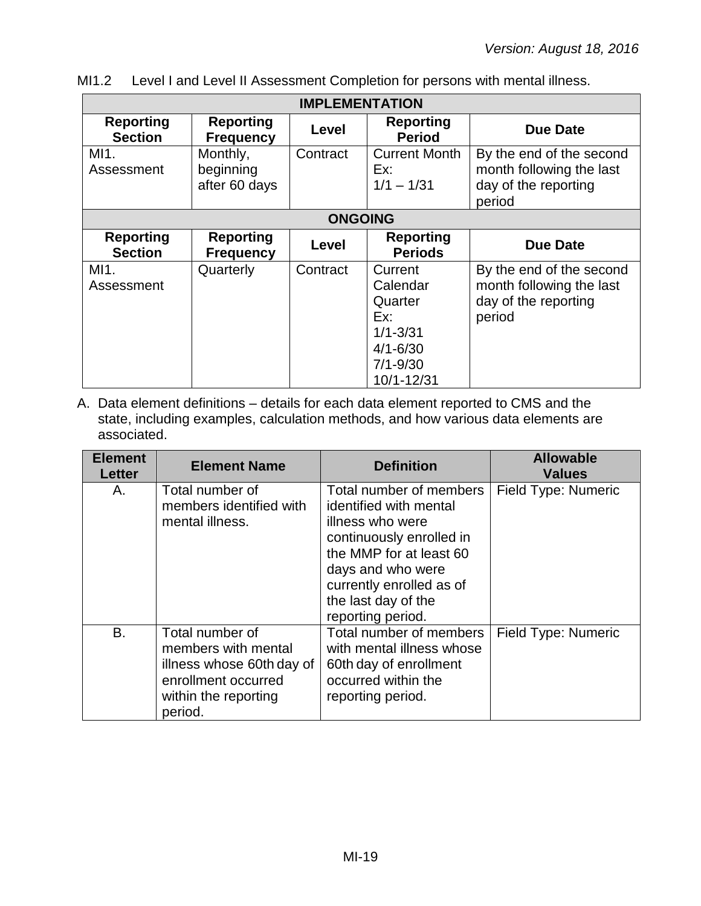MI1.2 Level I and Level II Assessment Completion for persons with mental illness.

| IMPLEMENTATION | | | | |
|---|---|---|---|---|
| **Reporting Section** | **Reporting Frequency** | **Level** | **Reporting Period** | **Due Date** |
| MI1. Assessment | Monthly, beginning after 60 days | Contract | Current Month Ex: 1/1 – 1/31 | By the end of the second month following the last day of the reporting period |
| **ONGOING** | | | | |
| **Reporting Section** | **Reporting Frequency** | **Level** | **Reporting Periods** | **Due Date** |
| MI1. Assessment | Quarterly | Contract | Current Calendar Quarter Ex: 1/1-3/31 4/1-6/30 7/1-9/30 10/1-12/31 | By the end of the second month following the last day of the reporting period |

A. Data element definitions – details for each data element reported to CMS and the state, including examples, calculation methods, and how various data elements are associated.

| Element Letter | Element Name | Definition | Allowable Values |
|---|---|---|---|
| A. | Total number of members identified with mental illness. | Total number of members identified with mental illness who were continuously enrolled in the MMP for at least 60 days and who were currently enrolled as of the last day of the reporting period. | Field Type: Numeric |
| B. | Total number of members with mental illness whose 60th day of enrollment occurred within the reporting period. | Total number of members with mental illness whose 60th day of enrollment occurred within the reporting period. | Field Type: Numeric |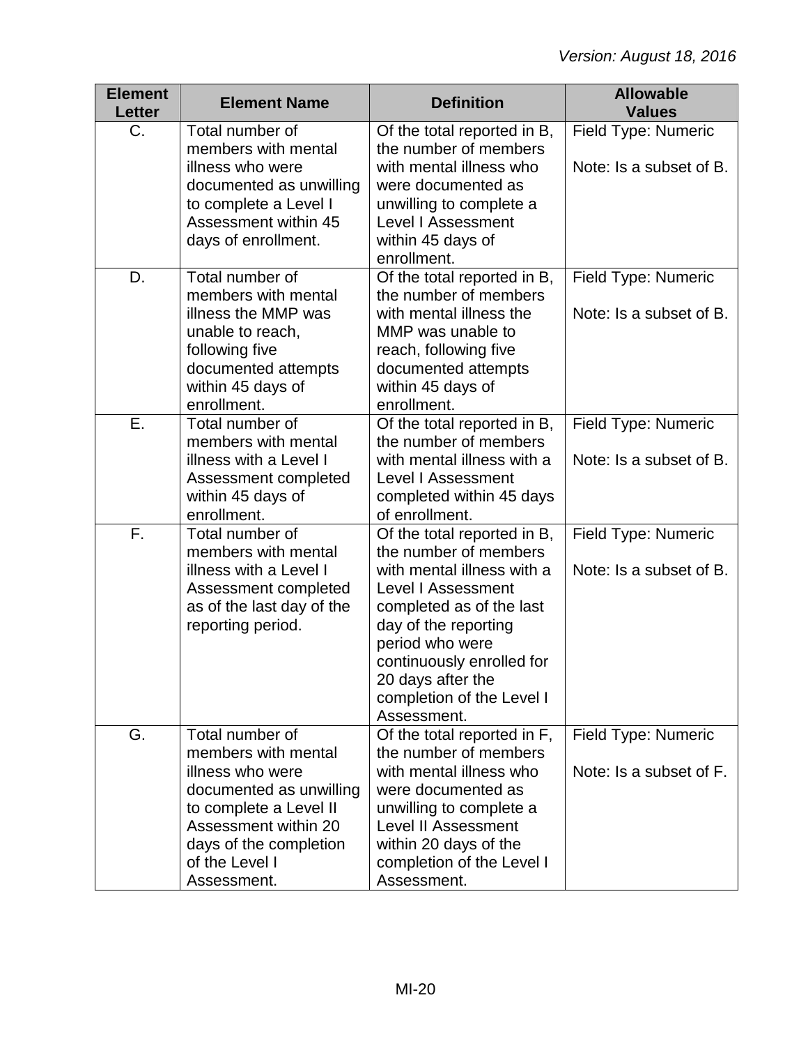| Element Letter | Element Name | Definition | Allowable Values |
| --- | --- | --- | --- |
| C. | Total number of members with mental illness who were documented as unwilling to complete a Level I Assessment within 45 days of enrollment. | Of the total reported in B, the number of members with mental illness who were documented as unwilling to complete a Level I Assessment within 45 days of enrollment. | Field Type: Numeric<br><br>Note: Is a subset of B. |
| D. | Total number of members with mental illness the MMP was unable to reach, following five documented attempts within 45 days of enrollment. | Of the total reported in B, the number of members with mental illness the MMP was unable to reach, following five documented attempts within 45 days of enrollment. | Field Type: Numeric<br><br>Note: Is a subset of B. |
| E. | Total number of members with mental illness with a Level I Assessment completed within 45 days of enrollment. | Of the total reported in B, the number of members with mental illness with a Level I Assessment completed within 45 days of enrollment. | Field Type: Numeric<br><br>Note: Is a subset of B. |
| F. | Total number of members with mental illness with a Level I Assessment completed as of the last day of the reporting period. | Of the total reported in B, the number of members with mental illness with a Level I Assessment completed as of the last day of the reporting period who were continuously enrolled for 20 days after the completion of the Level I Assessment. | Field Type: Numeric<br><br>Note: Is a subset of B. |
| G. | Total number of members with mental illness who were documented as unwilling to complete a Level II Assessment within 20 days of the completion of the Level I Assessment. | Of the total reported in F, the number of members with mental illness who were documented as unwilling to complete a Level II Assessment within 20 days of the completion of the Level I Assessment. | Field Type: Numeric<br><br>Note: Is a subset of F. |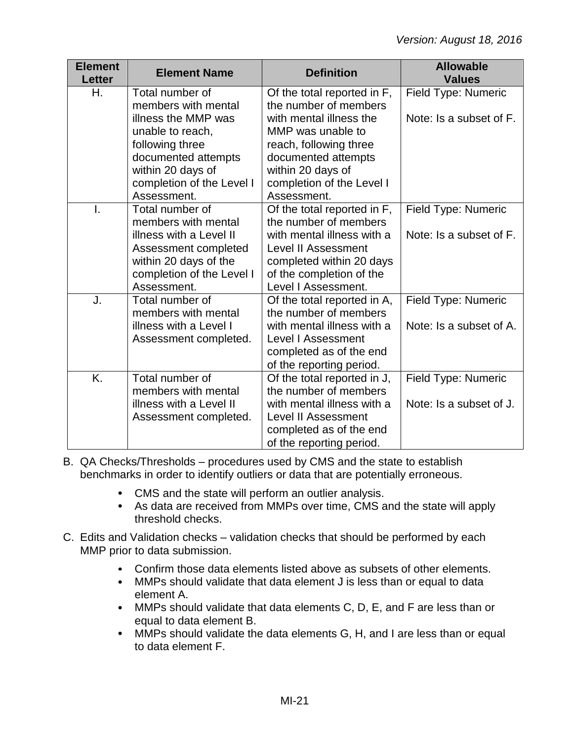| Element Letter | Element Name | Definition | Allowable Values |
|---|---|---|---|
| H. | Total number of members with mental illness the MMP was unable to reach, following three documented attempts within 20 days of completion of the Level I Assessment. | Of the total reported in F, the number of members with mental illness the MMP was unable to reach, following three documented attempts within 20 days of completion of the Level I Assessment. | Field Type: Numeric<br><br>Note: Is a subset of F. |
| I. | Total number of members with mental illness with a Level II Assessment completed within 20 days of the completion of the Level I Assessment. | Of the total reported in F, the number of members with mental illness with a Level II Assessment completed within 20 days of the completion of the Level I Assessment. | Field Type: Numeric<br><br>Note: Is a subset of F. |
| J. | Total number of members with mental illness with a Level I Assessment completed. | Of the total reported in A, the number of members with mental illness with a Level I Assessment completed as of the end of the reporting period. | Field Type: Numeric<br><br>Note: Is a subset of A. |
| K. | Total number of members with mental illness with a Level II Assessment completed. | Of the total reported in J, the number of members with mental illness with a Level II Assessment completed as of the end of the reporting period. | Field Type: Numeric<br><br>Note: Is a subset of J. |

B. QA Checks/Thresholds – procedures used by CMS and the state to establish benchmarks in order to identify outliers or data that are potentially erroneous.

- CMS and the state will perform an outlier analysis.
- As data are received from MMPs over time, CMS and the state will apply threshold checks.

C. Edits and Validation checks – validation checks that should be performed by each MMP prior to data submission.

- Confirm those data elements listed above as subsets of other elements.
- MMPs should validate that data element J is less than or equal to data element A.
- MMPs should validate that data elements C, D, E, and F are less than or equal to data element B.
- MMPs should validate the data elements G, H, and I are less than or equal to data element F.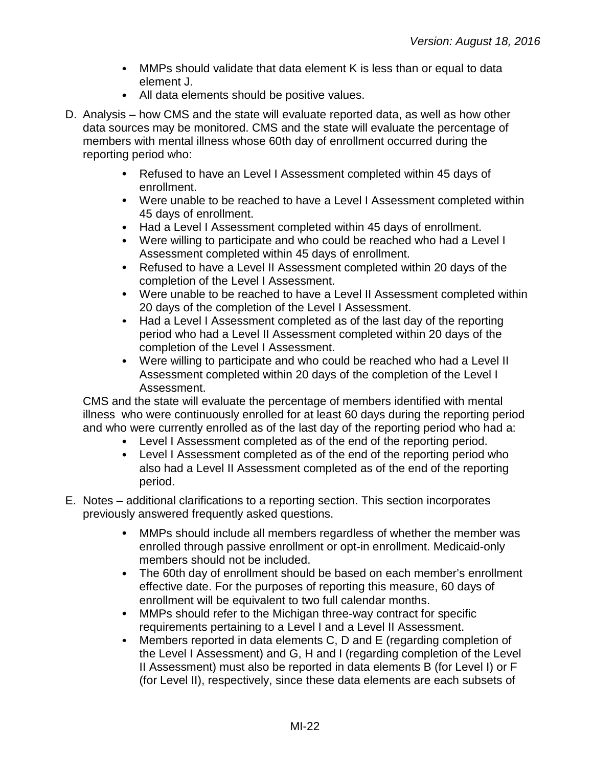- MMPs should validate that data element K is less than or equal to data element J.
- All data elements should be positive values.

D. Analysis – how CMS and the state will evaluate reported data, as well as how other data sources may be monitored. CMS and the state will evaluate the percentage of members with mental illness whose 60th day of enrollment occurred during the reporting period who:

- Refused to have an Level I Assessment completed within 45 days of enrollment.
- Were unable to be reached to have a Level I Assessment completed within 45 days of enrollment.
- Had a Level I Assessment completed within 45 days of enrollment.
- Were willing to participate and who could be reached who had a Level I Assessment completed within 45 days of enrollment.
- Refused to have a Level II Assessment completed within 20 days of the completion of the Level I Assessment.
- Were unable to be reached to have a Level II Assessment completed within 20 days of the completion of the Level I Assessment.
- Had a Level I Assessment completed as of the last day of the reporting period who had a Level II Assessment completed within 20 days of the completion of the Level I Assessment.
- Were willing to participate and who could be reached who had a Level II Assessment completed within 20 days of the completion of the Level I Assessment.

CMS and the state will evaluate the percentage of members identified with mental illness who were continuously enrolled for at least 60 days during the reporting period and who were currently enrolled as of the last day of the reporting period who had a:

- Level I Assessment completed as of the end of the reporting period.
- Level I Assessment completed as of the end of the reporting period who also had a Level II Assessment completed as of the end of the reporting period.

E. Notes – additional clarifications to a reporting section. This section incorporates previously answered frequently asked questions.

- MMPs should include all members regardless of whether the member was enrolled through passive enrollment or opt-in enrollment. Medicaid-only members should not be included.
- The 60th day of enrollment should be based on each member's enrollment effective date. For the purposes of reporting this measure, 60 days of enrollment will be equivalent to two full calendar months.
- MMPs should refer to the Michigan three-way contract for specific requirements pertaining to a Level I and a Level II Assessment.
- Members reported in data elements C, D and E (regarding completion of the Level I Assessment) and G, H and I (regarding completion of the Level II Assessment) must also be reported in data elements B (for Level I) or F (for Level II), respectively, since these data elements are each subsets of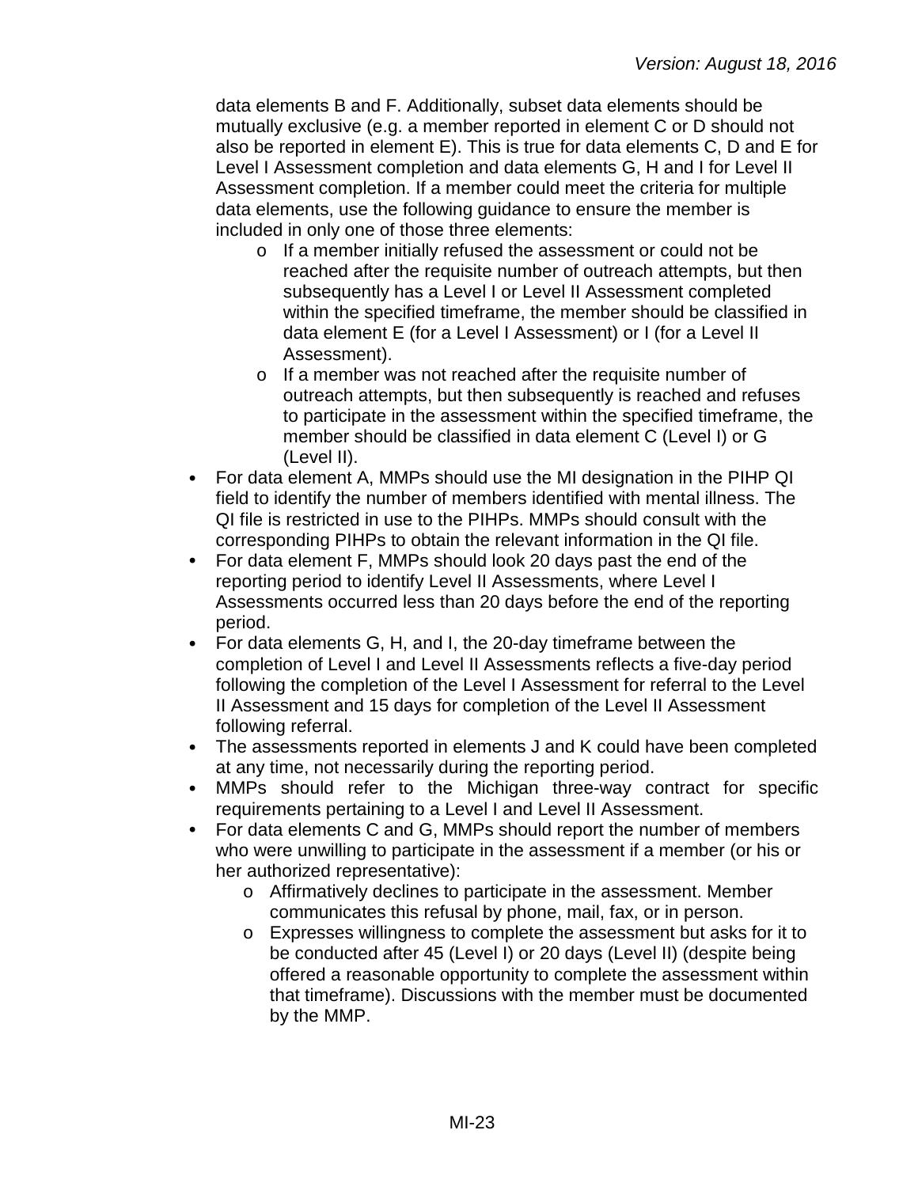data elements B and F. Additionally, subset data elements should be mutually exclusive (e.g. a member reported in element C or D should not also be reported in element E). This is true for data elements C, D and E for Level I Assessment completion and data elements G, H and I for Level II Assessment completion. If a member could meet the criteria for multiple data elements, use the following guidance to ensure the member is included in only one of those three elements:

  - If a member initially refused the assessment or could not be reached after the requisite number of outreach attempts, but then subsequently has a Level I or Level II Assessment completed within the specified timeframe, the member should be classified in data element E (for a Level I Assessment) or I (for a Level II Assessment).
  - If a member was not reached after the requisite number of outreach attempts, but then subsequently is reached and refuses to participate in the assessment within the specified timeframe, the member should be classified in data element C (Level I) or G (Level II).

- For data element A, MMPs should use the MI designation in the PIHP QI field to identify the number of members identified with mental illness. The QI file is restricted in use to the PIHPs. MMPs should consult with the corresponding PIHPs to obtain the relevant information in the QI file.
- For data element F, MMPs should look 20 days past the end of the reporting period to identify Level II Assessments, where Level I Assessments occurred less than 20 days before the end of the reporting period.
- For data elements G, H, and I, the 20-day timeframe between the completion of Level I and Level II Assessments reflects a five-day period following the completion of the Level I Assessment for referral to the Level II Assessment and 15 days for completion of the Level II Assessment following referral.
- The assessments reported in elements J and K could have been completed at any time, not necessarily during the reporting period.
- MMPs should refer to the Michigan three-way contract for specific requirements pertaining to a Level I and Level II Assessment.
- For data elements C and G, MMPs should report the number of members who were unwilling to participate in the assessment if a member (or his or her authorized representative):
  - Affirmatively declines to participate in the assessment. Member communicates this refusal by phone, mail, fax, or in person.
  - Expresses willingness to complete the assessment but asks for it to be conducted after 45 (Level I) or 20 days (Level II) (despite being offered a reasonable opportunity to complete the assessment within that timeframe). Discussions with the member must be documented by the MMP.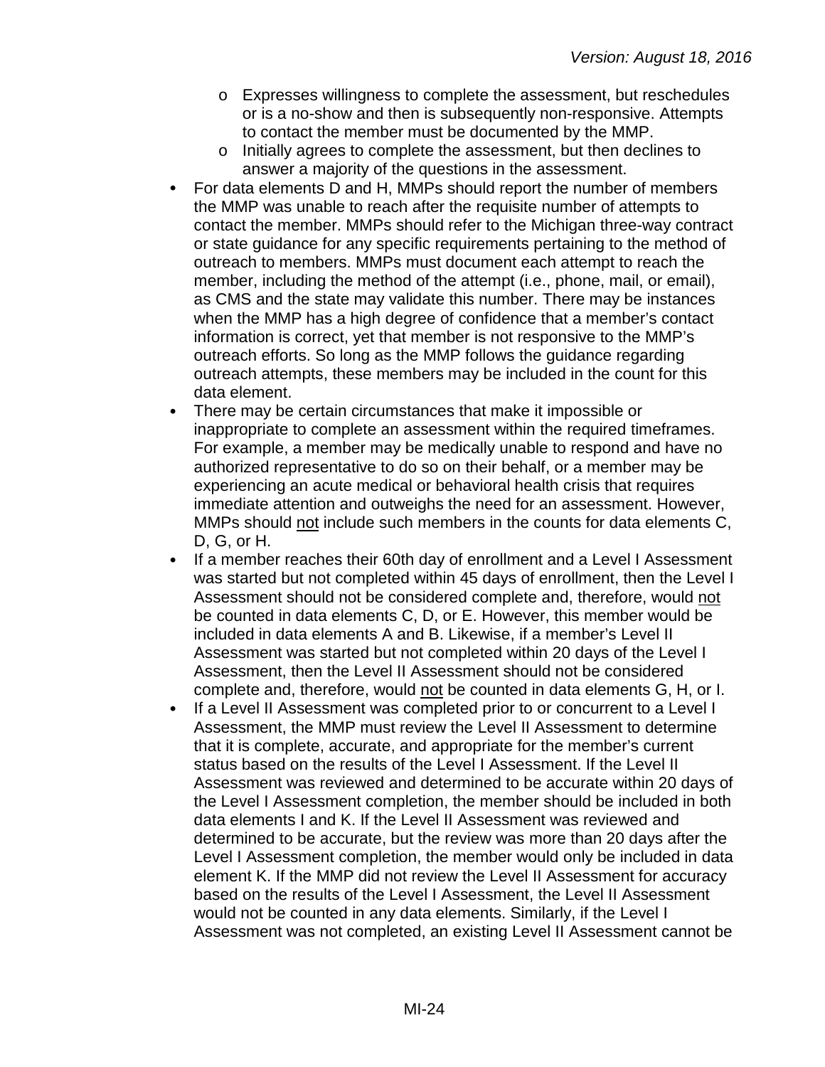- Expresses willingness to complete the assessment, but reschedules or is a no-show and then is subsequently non-responsive. Attempts to contact the member must be documented by the MMP.
  - Initially agrees to complete the assessment, but then declines to answer a majority of the questions in the assessment.
- For data elements D and H, MMPs should report the number of members the MMP was unable to reach after the requisite number of attempts to contact the member. MMPs should refer to the Michigan three-way contract or state guidance for any specific requirements pertaining to the method of outreach to members. MMPs must document each attempt to reach the member, including the method of the attempt (i.e., phone, mail, or email), as CMS and the state may validate this number. There may be instances when the MMP has a high degree of confidence that a member's contact information is correct, yet that member is not responsive to the MMP's outreach efforts. So long as the MMP follows the guidance regarding outreach attempts, these members may be included in the count for this data element.
- There may be certain circumstances that make it impossible or inappropriate to complete an assessment within the required timeframes. For example, a member may be medically unable to respond and have no authorized representative to do so on their behalf, or a member may be experiencing an acute medical or behavioral health crisis that requires immediate attention and outweighs the need for an assessment. However, MMPs should <u>not</u> include such members in the counts for data elements C, D, G, or H.
- If a member reaches their 60th day of enrollment and a Level I Assessment was started but not completed within 45 days of enrollment, then the Level I Assessment should not be considered complete and, therefore, would <u>not</u> be counted in data elements C, D, or E. However, this member would be included in data elements A and B. Likewise, if a member's Level II Assessment was started but not completed within 20 days of the Level I Assessment, then the Level II Assessment should not be considered complete and, therefore, would <u>not</u> be counted in data elements G, H, or I.
- If a Level II Assessment was completed prior to or concurrent to a Level I Assessment, the MMP must review the Level II Assessment to determine that it is complete, accurate, and appropriate for the member's current status based on the results of the Level I Assessment. If the Level II Assessment was reviewed and determined to be accurate within 20 days of the Level I Assessment completion, the member should be included in both data elements I and K. If the Level II Assessment was reviewed and determined to be accurate, but the review was more than 20 days after the Level I Assessment completion, the member would only be included in data element K. If the MMP did not review the Level II Assessment for accuracy based on the results of the Level I Assessment, the Level II Assessment would not be counted in any data elements. Similarly, if the Level I Assessment was not completed, an existing Level II Assessment cannot be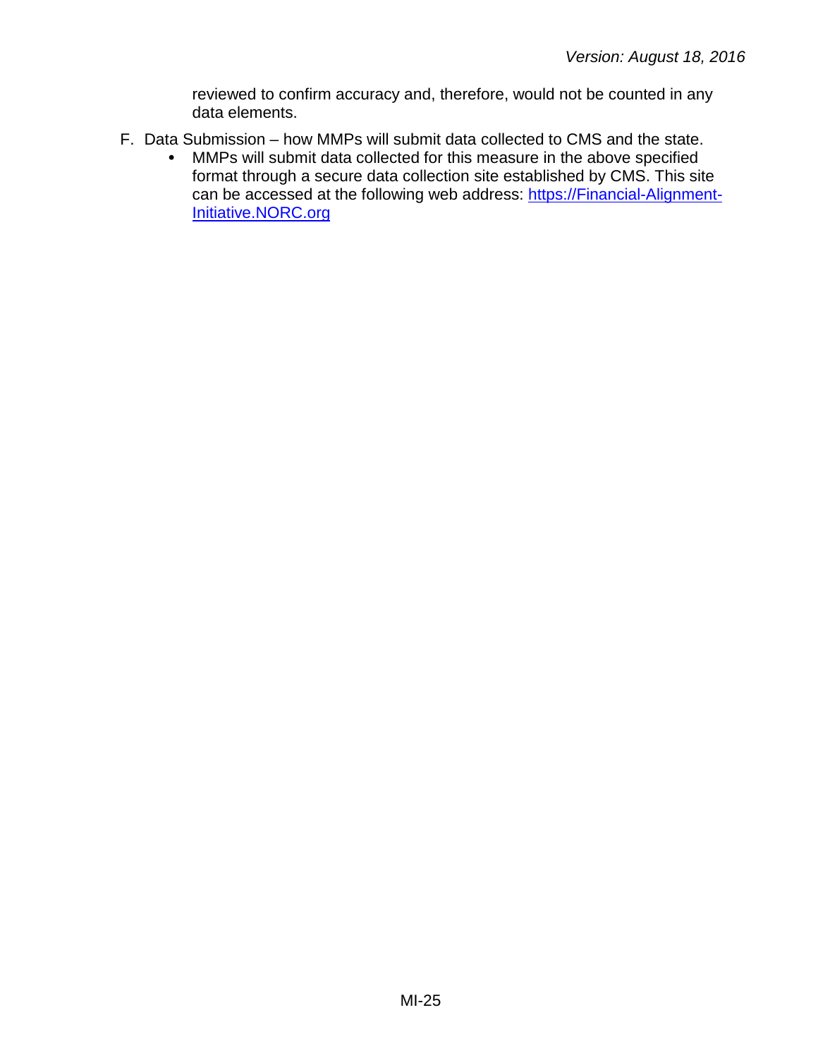reviewed to confirm accuracy and, therefore, would not be counted in any data elements.

F. Data Submission – how MMPs will submit data collected to CMS and the state.
   - MMPs will submit data collected for this measure in the above specified format through a secure data collection site established by CMS. This site can be accessed at the following web address: [https://Financial-Alignment-Initiative.NORC.org](https://Financial-Alignment-Initiative.NORC.org)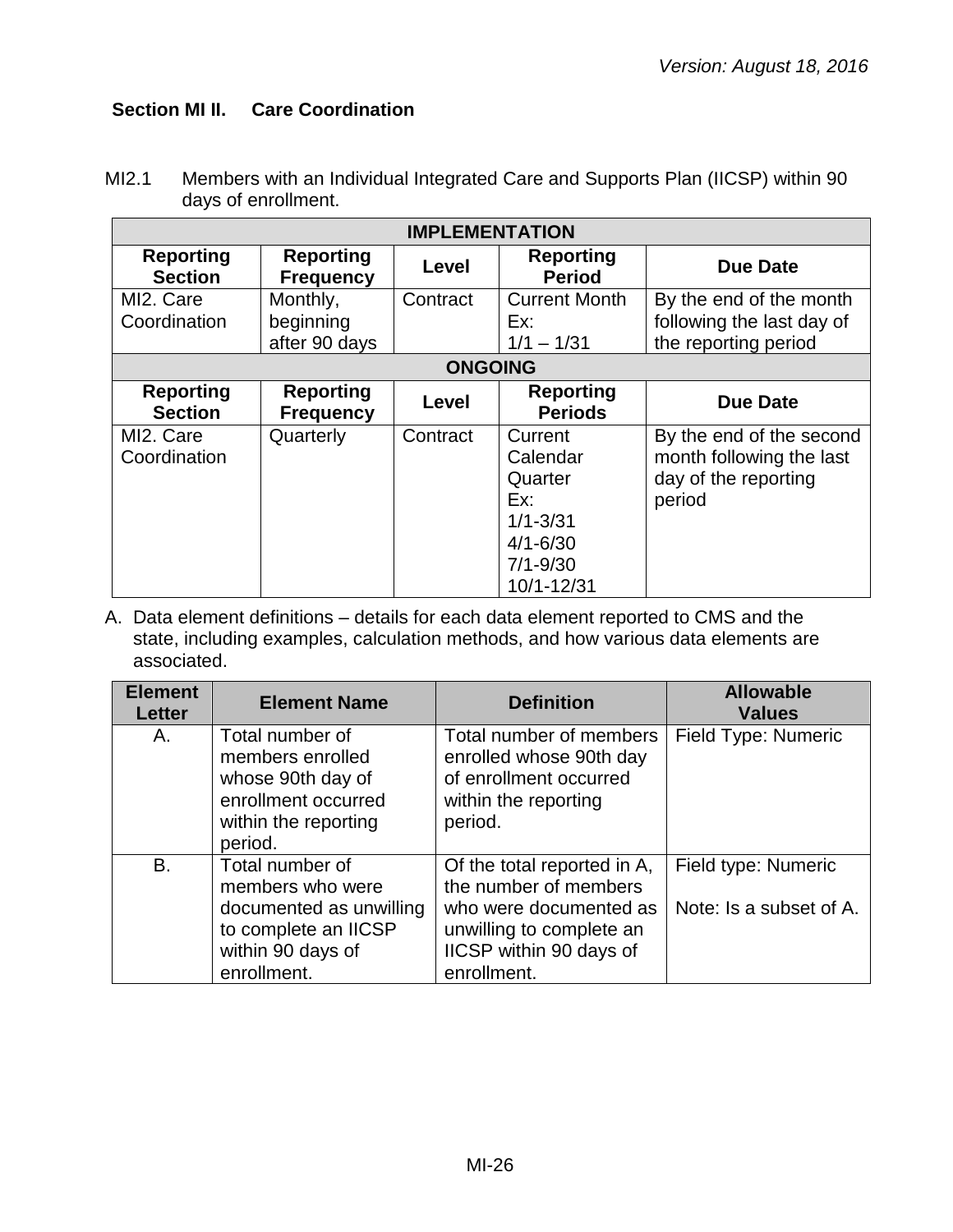## Section MI II. Care Coordination

MI2.1 Members with an Individual Integrated Care and Supports Plan (IICSP) within 90 days of enrollment.

| IMPLEMENTATION | | | | |
|---|---|---|---|---|
| **Reporting Section** | **Reporting Frequency** | **Level** | **Reporting Period** | **Due Date** |
| MI2. Care Coordination | Monthly, beginning after 90 days | Contract | Current Month Ex: 1/1 – 1/31 | By the end of the month following the last day of the reporting period |
| **ONGOING** | | | | |
| **Reporting Section** | **Reporting Frequency** | **Level** | **Reporting Periods** | **Due Date** |
| MI2. Care Coordination | Quarterly | Contract | Current Calendar Quarter Ex: 1/1-3/31 4/1-6/30 7/1-9/30 10/1-12/31 | By the end of the second month following the last day of the reporting period |

A. Data element definitions – details for each data element reported to CMS and the state, including examples, calculation methods, and how various data elements are associated.

| Element Letter | Element Name | Definition | Allowable Values |
|---|---|---|---|
| A. | Total number of members enrolled whose 90th day of enrollment occurred within the reporting period. | Total number of members enrolled whose 90th day of enrollment occurred within the reporting period. | Field Type: Numeric |
| B. | Total number of members who were documented as unwilling to complete an IICSP within 90 days of enrollment. | Of the total reported in A, the number of members who were documented as unwilling to complete an IICSP within 90 days of enrollment. | Field type: Numeric<br><br>Note: Is a subset of A. |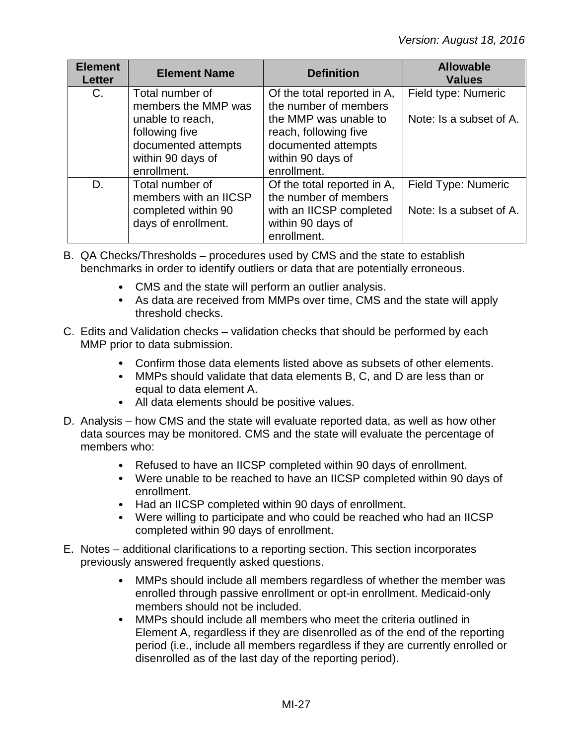| Element Letter | Element Name | Definition | Allowable Values |
|---|---|---|---|
| C. | Total number of members the MMP was unable to reach, following five documented attempts within 90 days of enrollment. | Of the total reported in A, the number of members the MMP was unable to reach, following five documented attempts within 90 days of enrollment. | Field type: Numeric<br><br>Note: Is a subset of A. |
| D. | Total number of members with an IICSP completed within 90 days of enrollment. | Of the total reported in A, the number of members with an IICSP completed within 90 days of enrollment. | Field Type: Numeric<br><br>Note: Is a subset of A. |

B. QA Checks/Thresholds – procedures used by CMS and the state to establish benchmarks in order to identify outliers or data that are potentially erroneous.

- CMS and the state will perform an outlier analysis.
- As data are received from MMPs over time, CMS and the state will apply threshold checks.

C. Edits and Validation checks – validation checks that should be performed by each MMP prior to data submission.

- Confirm those data elements listed above as subsets of other elements.
- MMPs should validate that data elements B, C, and D are less than or equal to data element A.
- All data elements should be positive values.

D. Analysis – how CMS and the state will evaluate reported data, as well as how other data sources may be monitored. CMS and the state will evaluate the percentage of members who:

- Refused to have an IICSP completed within 90 days of enrollment.
- Were unable to be reached to have an IICSP completed within 90 days of enrollment.
- Had an IICSP completed within 90 days of enrollment.
- Were willing to participate and who could be reached who had an IICSP completed within 90 days of enrollment.

E. Notes – additional clarifications to a reporting section. This section incorporates previously answered frequently asked questions.

- MMPs should include all members regardless of whether the member was enrolled through passive enrollment or opt-in enrollment. Medicaid-only members should not be included.
- MMPs should include all members who meet the criteria outlined in Element A, regardless if they are disenrolled as of the end of the reporting period (i.e., include all members regardless if they are currently enrolled or disenrolled as of the last day of the reporting period).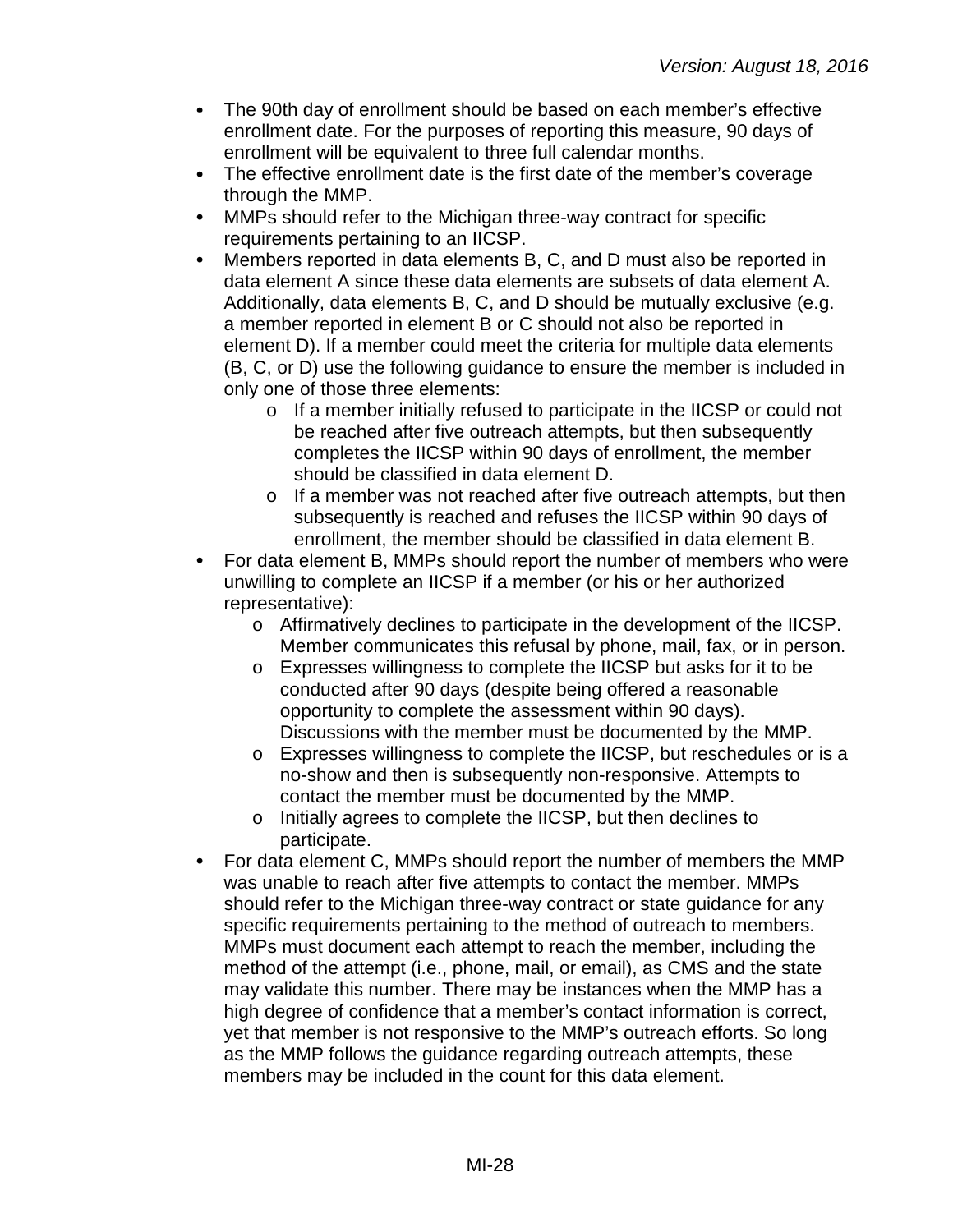- The 90th day of enrollment should be based on each member's effective enrollment date. For the purposes of reporting this measure, 90 days of enrollment will be equivalent to three full calendar months.
- The effective enrollment date is the first date of the member's coverage through the MMP.
- MMPs should refer to the Michigan three-way contract for specific requirements pertaining to an IICSP.
- Members reported in data elements B, C, and D must also be reported in data element A since these data elements are subsets of data element A. Additionally, data elements B, C, and D should be mutually exclusive (e.g. a member reported in element B or C should not also be reported in element D). If a member could meet the criteria for multiple data elements (B, C, or D) use the following guidance to ensure the member is included in only one of those three elements:
    - If a member initially refused to participate in the IICSP or could not be reached after five outreach attempts, but then subsequently completes the IICSP within 90 days of enrollment, the member should be classified in data element D.
    - If a member was not reached after five outreach attempts, but then subsequently is reached and refuses the IICSP within 90 days of enrollment, the member should be classified in data element B.
- For data element B, MMPs should report the number of members who were unwilling to complete an IICSP if a member (or his or her authorized representative):
    - Affirmatively declines to participate in the development of the IICSP. Member communicates this refusal by phone, mail, fax, or in person.
    - Expresses willingness to complete the IICSP but asks for it to be conducted after 90 days (despite being offered a reasonable opportunity to complete the assessment within 90 days). Discussions with the member must be documented by the MMP.
    - Expresses willingness to complete the IICSP, but reschedules or is a no-show and then is subsequently non-responsive. Attempts to contact the member must be documented by the MMP.
    - Initially agrees to complete the IICSP, but then declines to participate.
- For data element C, MMPs should report the number of members the MMP was unable to reach after five attempts to contact the member. MMPs should refer to the Michigan three-way contract or state guidance for any specific requirements pertaining to the method of outreach to members. MMPs must document each attempt to reach the member, including the method of the attempt (i.e., phone, mail, or email), as CMS and the state may validate this number. There may be instances when the MMP has a high degree of confidence that a member's contact information is correct, yet that member is not responsive to the MMP's outreach efforts. So long as the MMP follows the guidance regarding outreach attempts, these members may be included in the count for this data element.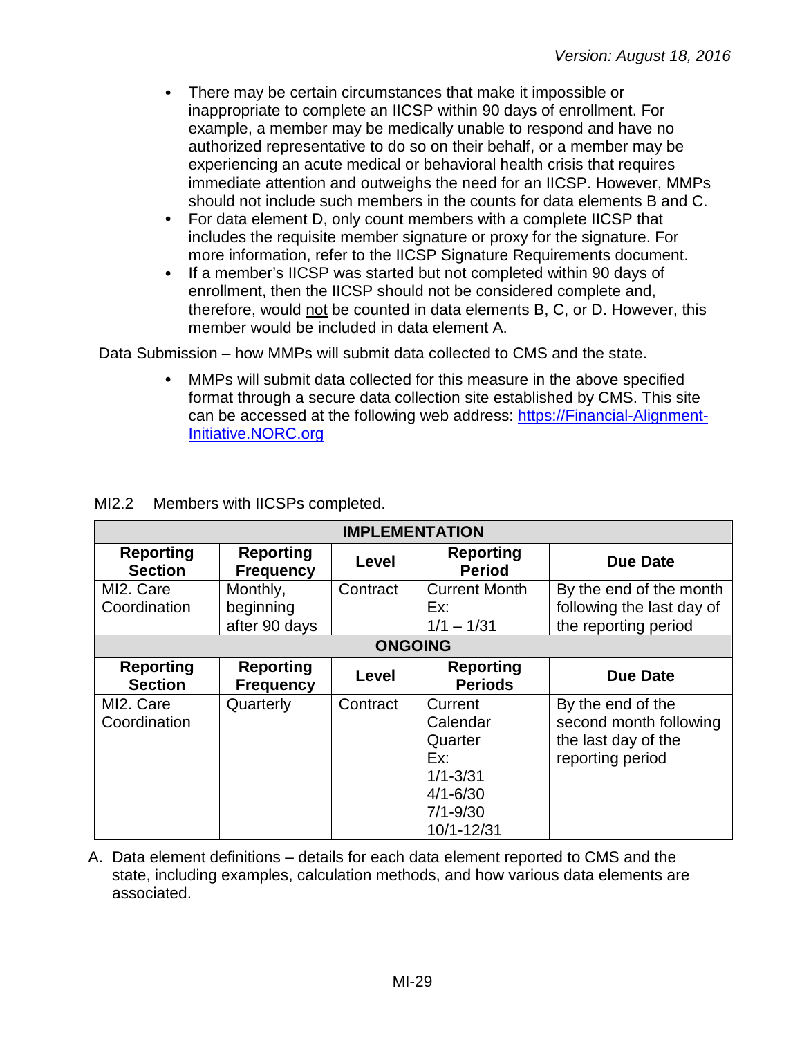- There may be certain circumstances that make it impossible or inappropriate to complete an IICSP within 90 days of enrollment. For example, a member may be medically unable to respond and have no authorized representative to do so on their behalf, or a member may be experiencing an acute medical or behavioral health crisis that requires immediate attention and outweighs the need for an IICSP. However, MMPs should not include such members in the counts for data elements B and C.
- For data element D, only count members with a complete IICSP that includes the requisite member signature or proxy for the signature. For more information, refer to the IICSP Signature Requirements document.
- If a member's IICSP was started but not completed within 90 days of enrollment, then the IICSP should not be considered complete and, therefore, would not be counted in data elements B, C, or D. However, this member would be included in data element A.

Data Submission – how MMPs will submit data collected to CMS and the state.

- MMPs will submit data collected for this measure in the above specified format through a secure data collection site established by CMS. This site can be accessed at the following web address: https://Financial-Alignment-Initiative.NORC.org

MI2.2 Members with IICSPs completed.

| IMPLEMENTATION | | | | |
|---|---|---|---|---|
| **Reporting Section** | **Reporting Frequency** | **Level** | **Reporting Period** | **Due Date** |
| MI2. Care Coordination | Monthly, beginning after 90 days | Contract | Current Month<br>Ex:<br>1/1 – 1/31 | By the end of the month following the last day of the reporting period |
| **ONGOING** | | | | |
| **Reporting Section** | **Reporting Frequency** | **Level** | **Reporting Periods** | **Due Date** |
| MI2. Care Coordination | Quarterly | Contract | Current Calendar Quarter<br>Ex:<br>1/1-3/31<br>4/1-6/30<br>7/1-9/30<br>10/1-12/31 | By the end of the second month following the last day of the reporting period |

A. Data element definitions – details for each data element reported to CMS and the state, including examples, calculation methods, and how various data elements are associated.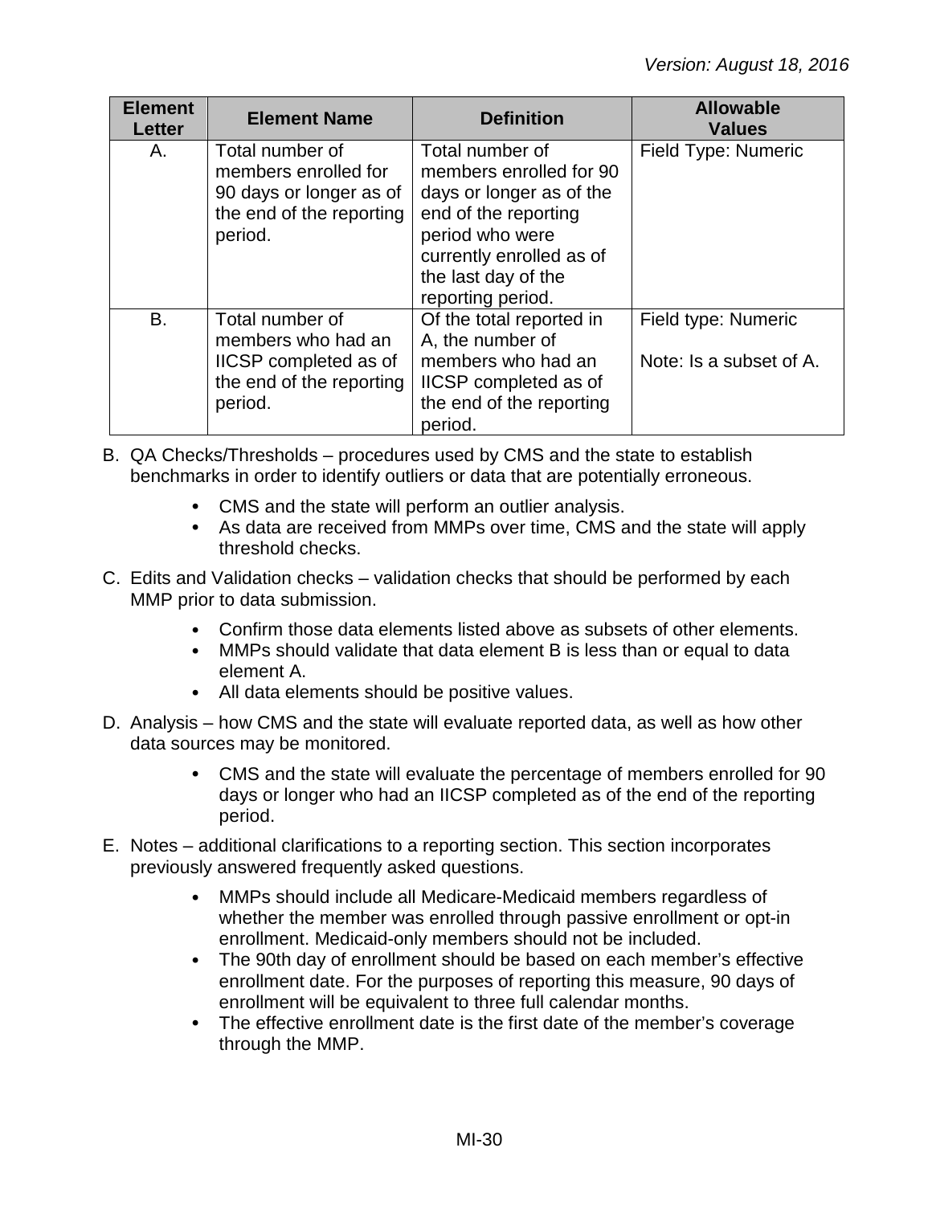| Element Letter | Element Name | Definition | Allowable Values |
|---|---|---|---|
| A. | Total number of members enrolled for 90 days or longer as of the end of the reporting period. | Total number of members enrolled for 90 days or longer as of the end of the reporting period who were currently enrolled as of the last day of the reporting period. | Field Type: Numeric |
| B. | Total number of members who had an IICSP completed as of the end of the reporting period. | Of the total reported in A, the number of members who had an IICSP completed as of the end of the reporting period. | Field type: Numeric<br><br>Note: Is a subset of A. |

B. QA Checks/Thresholds – procedures used by CMS and the state to establish benchmarks in order to identify outliers or data that are potentially erroneous.

- CMS and the state will perform an outlier analysis.
- As data are received from MMPs over time, CMS and the state will apply threshold checks.

C. Edits and Validation checks – validation checks that should be performed by each MMP prior to data submission.

- Confirm those data elements listed above as subsets of other elements.
- MMPs should validate that data element B is less than or equal to data element A.
- All data elements should be positive values.

D. Analysis – how CMS and the state will evaluate reported data, as well as how other data sources may be monitored.

- CMS and the state will evaluate the percentage of members enrolled for 90 days or longer who had an IICSP completed as of the end of the reporting period.

E. Notes – additional clarifications to a reporting section. This section incorporates previously answered frequently asked questions.

- MMPs should include all Medicare-Medicaid members regardless of whether the member was enrolled through passive enrollment or opt-in enrollment. Medicaid-only members should not be included.
- The 90th day of enrollment should be based on each member's effective enrollment date. For the purposes of reporting this measure, 90 days of enrollment will be equivalent to three full calendar months.
- The effective enrollment date is the first date of the member's coverage through the MMP.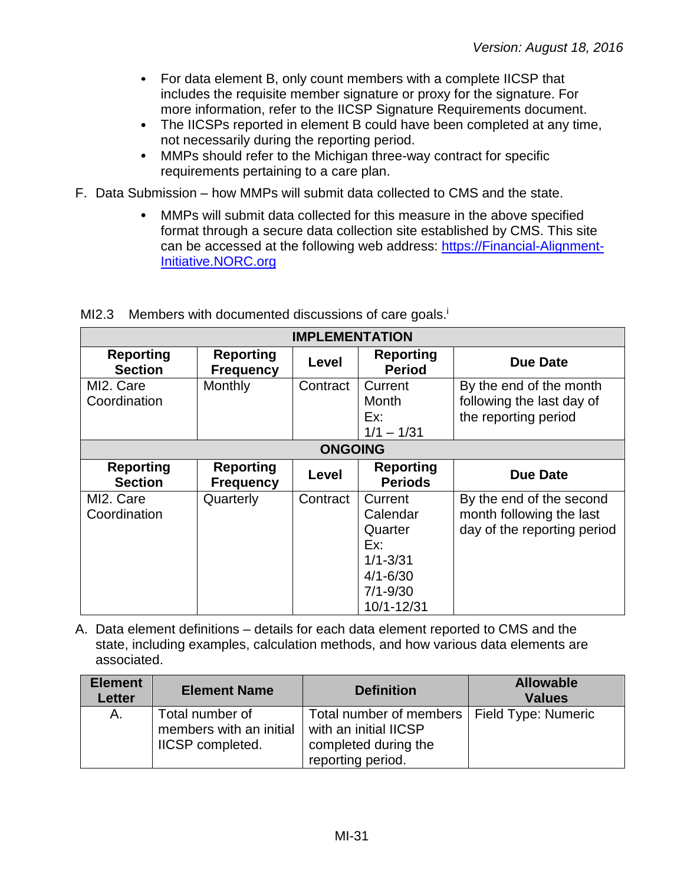- For data element B, only count members with a complete IICSP that includes the requisite member signature or proxy for the signature. For more information, refer to the IICSP Signature Requirements document.
- The IICSPs reported in element B could have been completed at any time, not necessarily during the reporting period.
- MMPs should refer to the Michigan three-way contract for specific requirements pertaining to a care plan.

F. Data Submission – how MMPs will submit data collected to CMS and the state.

- MMPs will submit data collected for this measure in the above specified format through a secure data collection site established by CMS. This site can be accessed at the following web address: https://Financial-Alignment-Initiative.NORC.org

MI2.3 Members with documented discussions of care goals.[i]

| IMPLEMENTATION | | | | |
|---|---|---|---|---|
| **Reporting Section** | **Reporting Frequency** | **Level** | **Reporting Period** | **Due Date** |
| MI2. Care Coordination | Monthly | Contract | Current Month<br>Ex:<br>1/1 – 1/31 | By the end of the month following the last day of the reporting period |
| **ONGOING** | | | | |
| **Reporting Section** | **Reporting Frequency** | **Level** | **Reporting Periods** | **Due Date** |
| MI2. Care Coordination | Quarterly | Contract | Current Calendar Quarter<br>Ex:<br>1/1-3/31<br>4/1-6/30<br>7/1-9/30<br>10/1-12/31 | By the end of the second month following the last day of the reporting period |

A. Data element definitions – details for each data element reported to CMS and the state, including examples, calculation methods, and how various data elements are associated.

| Element Letter | Element Name | Definition | Allowable Values |
|---|---|---|---|
| A. | Total number of members with an initial IICSP completed. | Total number of members with an initial IICSP completed during the reporting period. | Field Type: Numeric |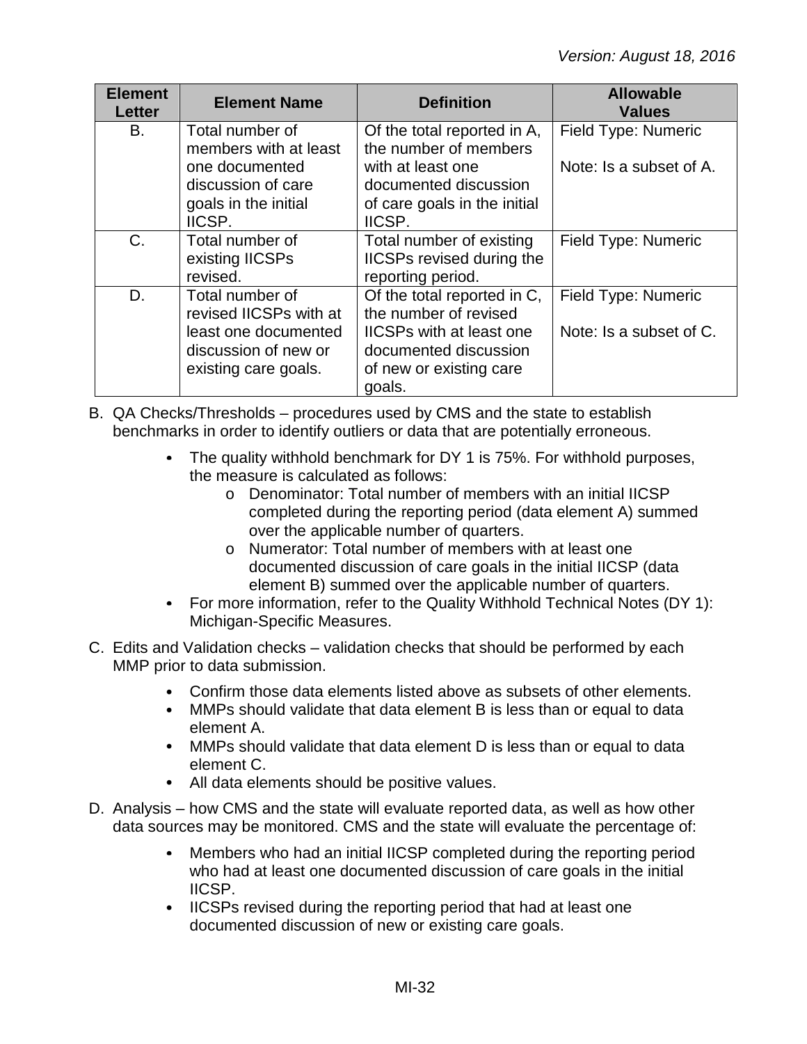| Element Letter | Element Name | Definition | Allowable Values |
|---|---|---|---|
| B. | Total number of members with at least one documented discussion of care goals in the initial IICSP. | Of the total reported in A, the number of members with at least one documented discussion of care goals in the initial IICSP. | Field Type: Numeric<br><br>Note: Is a subset of A. |
| C. | Total number of existing IICSPs revised. | Total number of existing IICSPs revised during the reporting period. | Field Type: Numeric |
| D. | Total number of revised IICSPs with at least one documented discussion of new or existing care goals. | Of the total reported in C, the number of revised IICSPs with at least one documented discussion of new or existing care goals. | Field Type: Numeric<br><br>Note: Is a subset of C. |

B. QA Checks/Thresholds – procedures used by CMS and the state to establish benchmarks in order to identify outliers or data that are potentially erroneous.

- The quality withhold benchmark for DY 1 is 75%. For withhold purposes, the measure is calculated as follows:
  - o Denominator: Total number of members with an initial IICSP completed during the reporting period (data element A) summed over the applicable number of quarters.
  - o Numerator: Total number of members with at least one documented discussion of care goals in the initial IICSP (data element B) summed over the applicable number of quarters.
- For more information, refer to the Quality Withhold Technical Notes (DY 1): Michigan-Specific Measures.

C. Edits and Validation checks – validation checks that should be performed by each MMP prior to data submission.

- Confirm those data elements listed above as subsets of other elements.
- MMPs should validate that data element B is less than or equal to data element A.
- MMPs should validate that data element D is less than or equal to data element C.
- All data elements should be positive values.

D. Analysis – how CMS and the state will evaluate reported data, as well as how other data sources may be monitored. CMS and the state will evaluate the percentage of:

- Members who had an initial IICSP completed during the reporting period who had at least one documented discussion of care goals in the initial IICSP.
- IICSPs revised during the reporting period that had at least one documented discussion of new or existing care goals.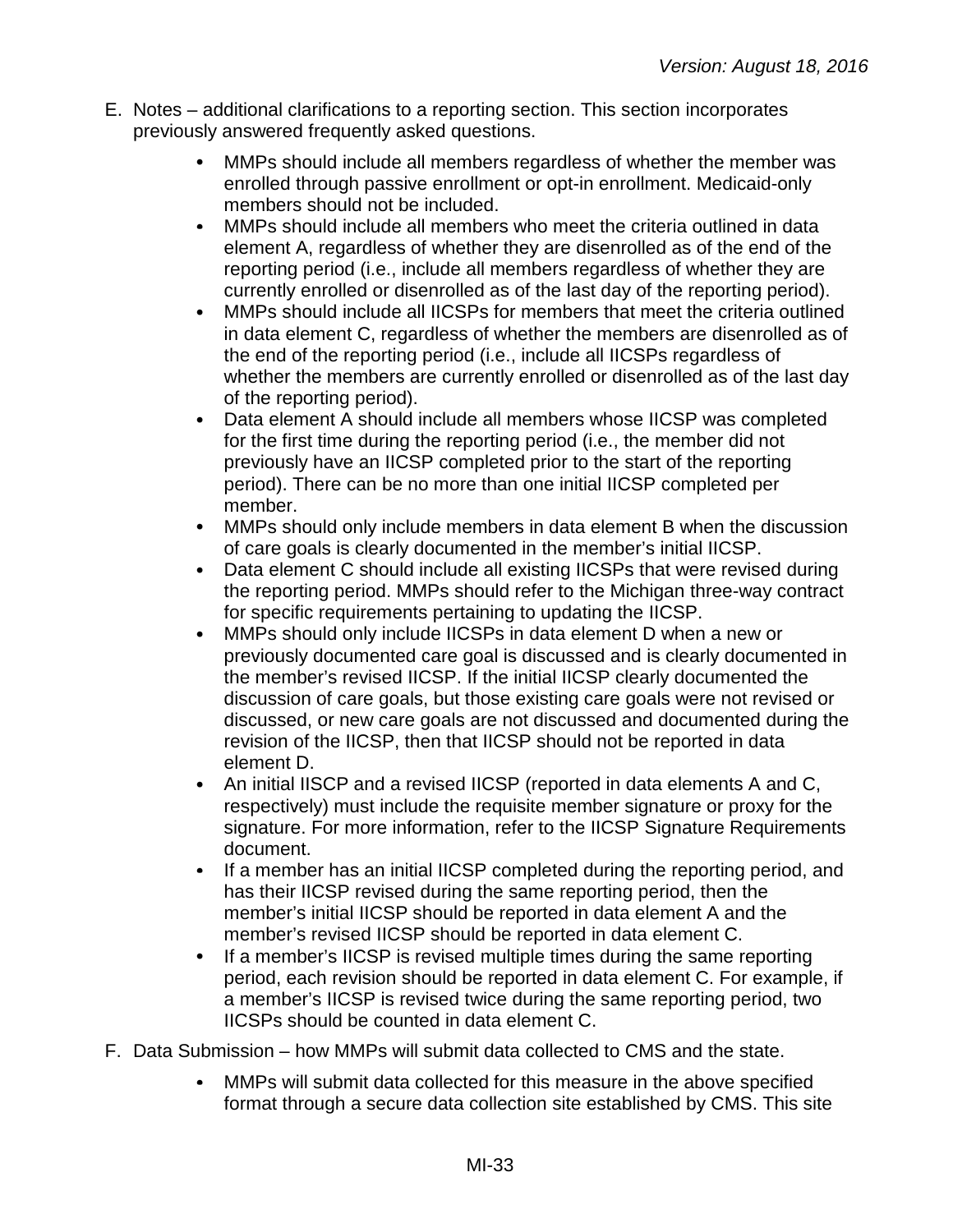E. Notes – additional clarifications to a reporting section. This section incorporates previously answered frequently asked questions.

- MMPs should include all members regardless of whether the member was enrolled through passive enrollment or opt-in enrollment. Medicaid-only members should not be included.
- MMPs should include all members who meet the criteria outlined in data element A, regardless of whether they are disenrolled as of the end of the reporting period (i.e., include all members regardless of whether they are currently enrolled or disenrolled as of the last day of the reporting period).
- MMPs should include all IICSPs for members that meet the criteria outlined in data element C, regardless of whether the members are disenrolled as of the end of the reporting period (i.e., include all IICSPs regardless of whether the members are currently enrolled or disenrolled as of the last day of the reporting period).
- Data element A should include all members whose IICSP was completed for the first time during the reporting period (i.e., the member did not previously have an IICSP completed prior to the start of the reporting period). There can be no more than one initial IICSP completed per member.
- MMPs should only include members in data element B when the discussion of care goals is clearly documented in the member's initial IICSP.
- Data element C should include all existing IICSPs that were revised during the reporting period. MMPs should refer to the Michigan three-way contract for specific requirements pertaining to updating the IICSP.
- MMPs should only include IICSPs in data element D when a new or previously documented care goal is discussed and is clearly documented in the member's revised IICSP. If the initial IICSP clearly documented the discussion of care goals, but those existing care goals were not revised or discussed, or new care goals are not discussed and documented during the revision of the IICSP, then that IICSP should not be reported in data element D.
- An initial IISCP and a revised IICSP (reported in data elements A and C, respectively) must include the requisite member signature or proxy for the signature. For more information, refer to the IICSP Signature Requirements document.
- If a member has an initial IICSP completed during the reporting period, and has their IICSP revised during the same reporting period, then the member's initial IICSP should be reported in data element A and the member's revised IICSP should be reported in data element C.
- If a member's IICSP is revised multiple times during the same reporting period, each revision should be reported in data element C. For example, if a member's IICSP is revised twice during the same reporting period, two IICSPs should be counted in data element C.

F. Data Submission – how MMPs will submit data collected to CMS and the state.

- MMPs will submit data collected for this measure in the above specified format through a secure data collection site established by CMS. This site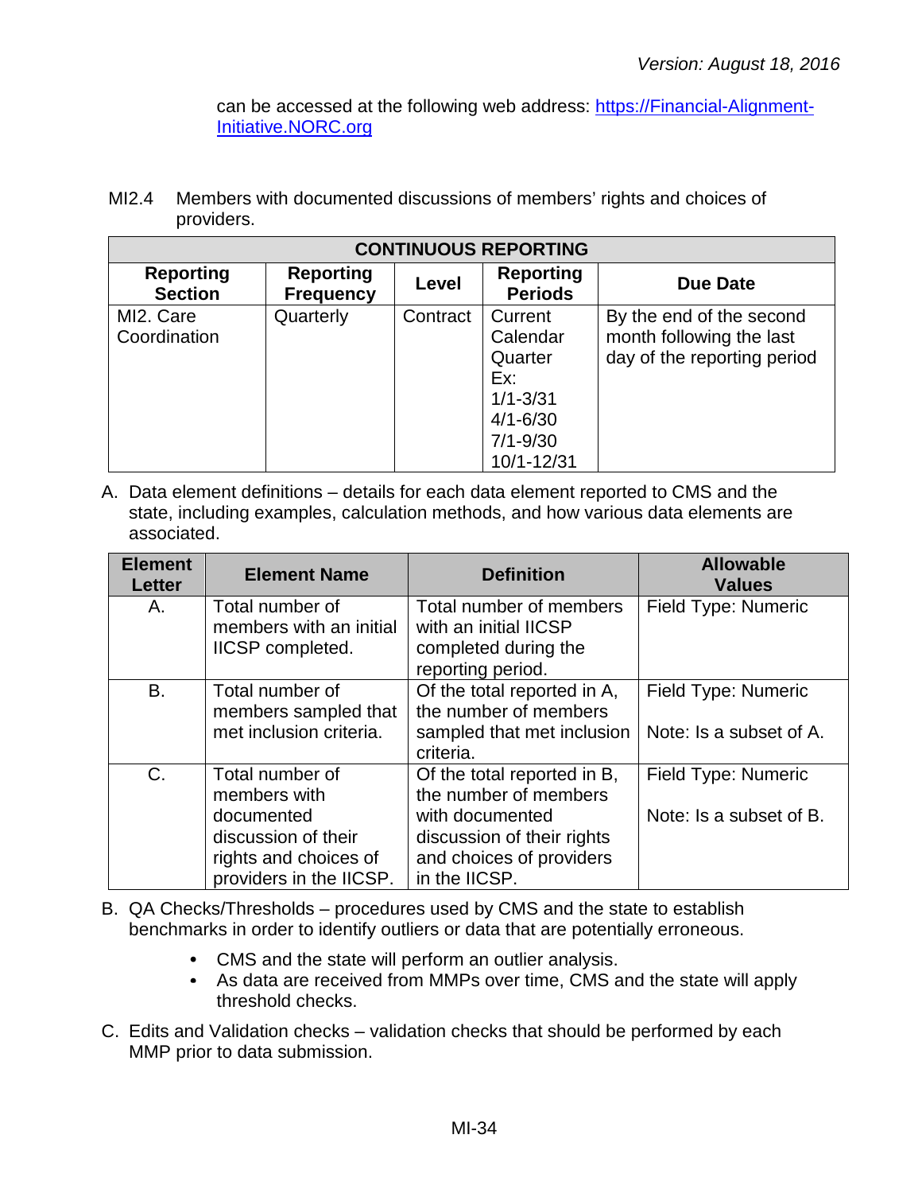can be accessed at the following web address: [https://Financial-Alignment-Initiative.NORC.org](https://Financial-Alignment-Initiative.NORC.org)

MI2.4 Members with documented discussions of members' rights and choices of providers.

| CONTINUOUS REPORTING | | | | |
|---|---|---|---|---|
| **Reporting Section** | **Reporting Frequency** | **Level** | **Reporting Periods** | **Due Date** |
| MI2. Care Coordination | Quarterly | Contract | Current Calendar Quarter Ex: 1/1-3/31 4/1-6/30 7/1-9/30 10/1-12/31 | By the end of the second month following the last day of the reporting period |

A. Data element definitions – details for each data element reported to CMS and the state, including examples, calculation methods, and how various data elements are associated.

| Element Letter | Element Name | Definition | Allowable Values |
|---|---|---|---|
| A. | Total number of members with an initial IICSP completed. | Total number of members with an initial IICSP completed during the reporting period. | Field Type: Numeric |
| B. | Total number of members sampled that met inclusion criteria. | Of the total reported in A, the number of members sampled that met inclusion criteria. | Field Type: Numeric<br><br>Note: Is a subset of A. |
| C. | Total number of members with documented discussion of their rights and choices of providers in the IICSP. | Of the total reported in B, the number of members with documented discussion of their rights and choices of providers in the IICSP. | Field Type: Numeric<br><br>Note: Is a subset of B. |

B. QA Checks/Thresholds – procedures used by CMS and the state to establish benchmarks in order to identify outliers or data that are potentially erroneous.

- CMS and the state will perform an outlier analysis.
- As data are received from MMPs over time, CMS and the state will apply threshold checks.

C. Edits and Validation checks – validation checks that should be performed by each MMP prior to data submission.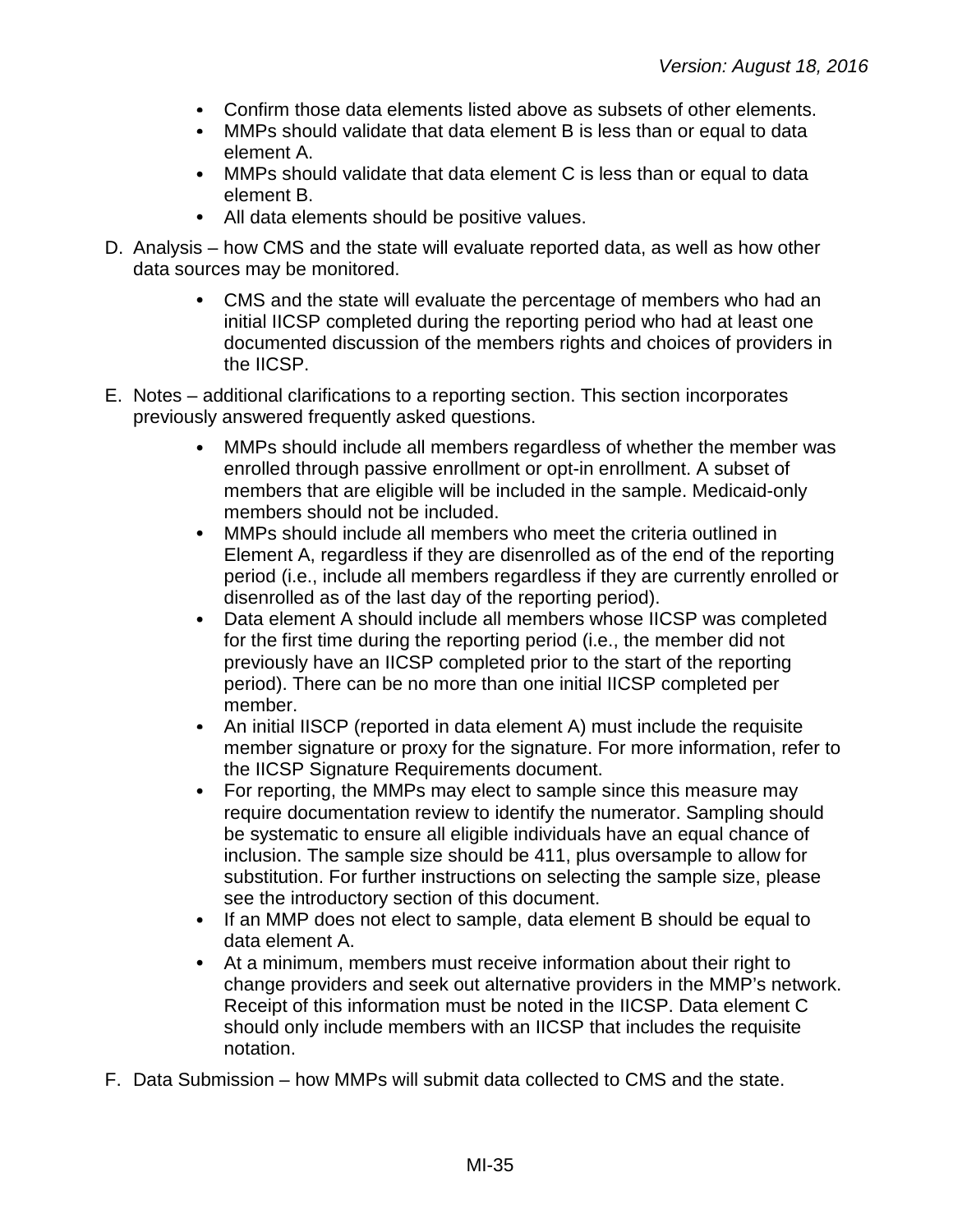- Confirm those data elements listed above as subsets of other elements.
- MMPs should validate that data element B is less than or equal to data element A.
- MMPs should validate that data element C is less than or equal to data element B.
- All data elements should be positive values.

D. Analysis – how CMS and the state will evaluate reported data, as well as how other data sources may be monitored.

- CMS and the state will evaluate the percentage of members who had an initial IICSP completed during the reporting period who had at least one documented discussion of the members rights and choices of providers in the IICSP.

E. Notes – additional clarifications to a reporting section. This section incorporates previously answered frequently asked questions.

- MMPs should include all members regardless of whether the member was enrolled through passive enrollment or opt-in enrollment. A subset of members that are eligible will be included in the sample. Medicaid-only members should not be included.
- MMPs should include all members who meet the criteria outlined in Element A, regardless if they are disenrolled as of the end of the reporting period (i.e., include all members regardless if they are currently enrolled or disenrolled as of the last day of the reporting period).
- Data element A should include all members whose IICSP was completed for the first time during the reporting period (i.e., the member did not previously have an IICSP completed prior to the start of the reporting period). There can be no more than one initial IICSP completed per member.
- An initial IISCP (reported in data element A) must include the requisite member signature or proxy for the signature. For more information, refer to the IICSP Signature Requirements document.
- For reporting, the MMPs may elect to sample since this measure may require documentation review to identify the numerator. Sampling should be systematic to ensure all eligible individuals have an equal chance of inclusion. The sample size should be 411, plus oversample to allow for substitution. For further instructions on selecting the sample size, please see the introductory section of this document.
- If an MMP does not elect to sample, data element B should be equal to data element A.
- At a minimum, members must receive information about their right to change providers and seek out alternative providers in the MMP's network. Receipt of this information must be noted in the IICSP. Data element C should only include members with an IICSP that includes the requisite notation.

F. Data Submission – how MMPs will submit data collected to CMS and the state.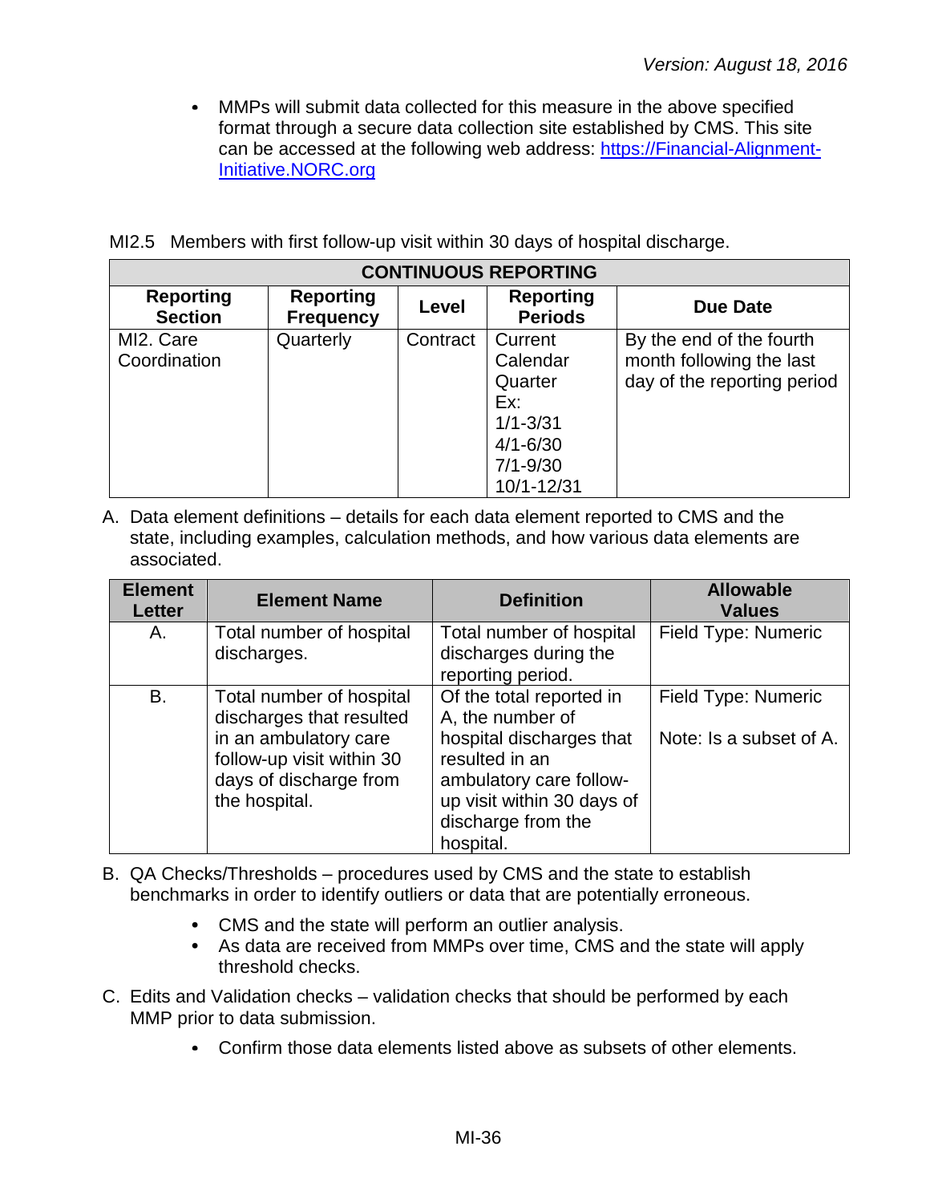- MMPs will submit data collected for this measure in the above specified format through a secure data collection site established by CMS. This site can be accessed at the following web address: [https://Financial-Alignment-Initiative.NORC.org](https://Financial-Alignment-Initiative.NORC.org)

MI2.5 Members with first follow-up visit within 30 days of hospital discharge.

| CONTINUOUS REPORTING | | | | |
|---|---|---|---|---|
| **Reporting Section** | **Reporting Frequency** | **Level** | **Reporting Periods** | **Due Date** |
| MI2. Care Coordination | Quarterly | Contract | Current Calendar Quarter<br>Ex:<br>1/1-3/31<br>4/1-6/30<br>7/1-9/30<br>10/1-12/31 | By the end of the fourth month following the last day of the reporting period |

A. Data element definitions – details for each data element reported to CMS and the state, including examples, calculation methods, and how various data elements are associated.

| Element Letter | Element Name | Definition | Allowable Values |
|---|---|---|---|
| A. | Total number of hospital discharges. | Total number of hospital discharges during the reporting period. | Field Type: Numeric |
| B. | Total number of hospital discharges that resulted in an ambulatory care follow-up visit within 30 days of discharge from the hospital. | Of the total reported in A, the number of hospital discharges that resulted in an ambulatory care follow-up visit within 30 days of discharge from the hospital. | Field Type: Numeric<br><br>Note: Is a subset of A. |

B. QA Checks/Thresholds – procedures used by CMS and the state to establish benchmarks in order to identify outliers or data that are potentially erroneous.

   - CMS and the state will perform an outlier analysis.
   - As data are received from MMPs over time, CMS and the state will apply threshold checks.

C. Edits and Validation checks – validation checks that should be performed by each MMP prior to data submission.

   - Confirm those data elements listed above as subsets of other elements.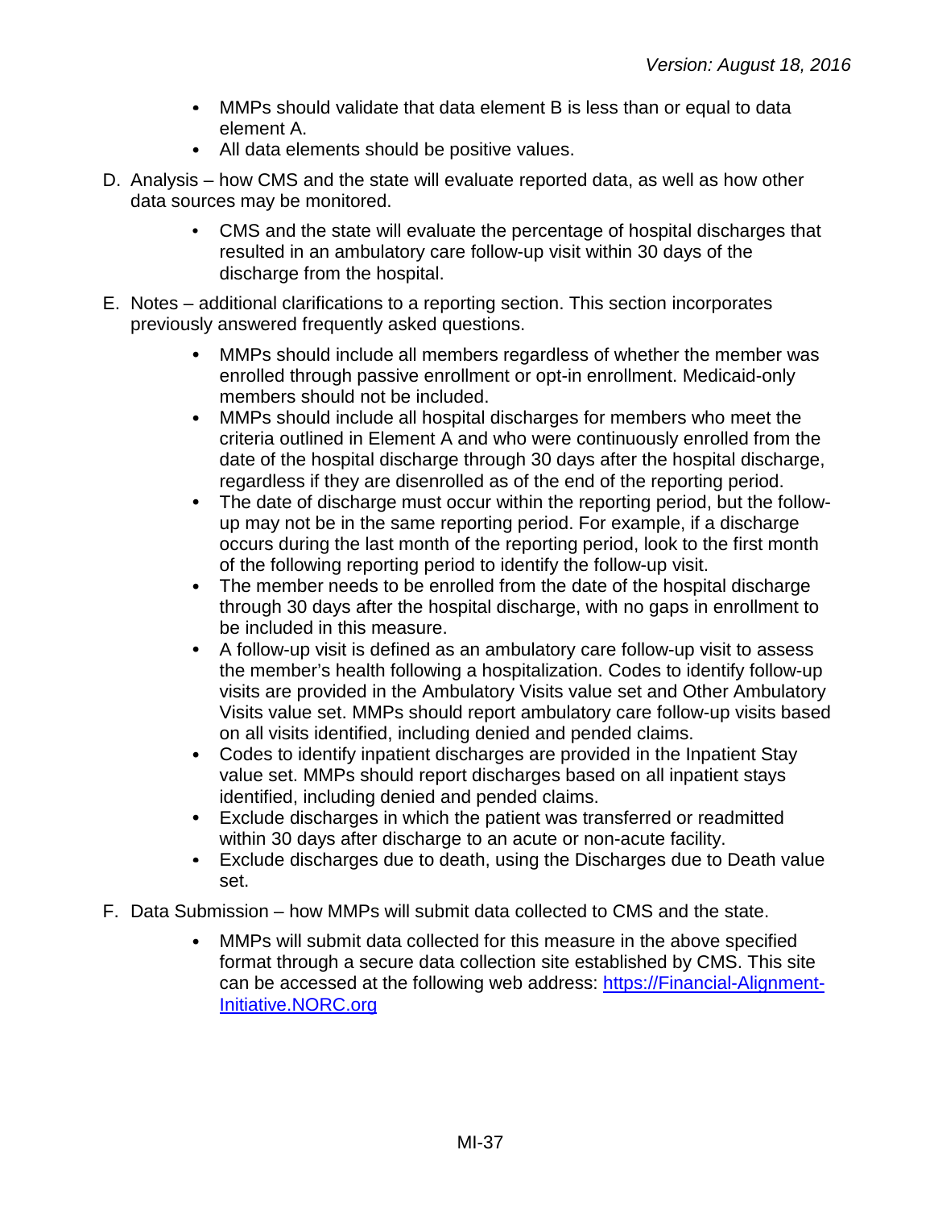- MMPs should validate that data element B is less than or equal to data element A.
- All data elements should be positive values.

D. Analysis – how CMS and the state will evaluate reported data, as well as how other data sources may be monitored.

- CMS and the state will evaluate the percentage of hospital discharges that resulted in an ambulatory care follow-up visit within 30 days of the discharge from the hospital.

E. Notes – additional clarifications to a reporting section. This section incorporates previously answered frequently asked questions.

- MMPs should include all members regardless of whether the member was enrolled through passive enrollment or opt-in enrollment. Medicaid-only members should not be included.
- MMPs should include all hospital discharges for members who meet the criteria outlined in Element A and who were continuously enrolled from the date of the hospital discharge through 30 days after the hospital discharge, regardless if they are disenrolled as of the end of the reporting period.
- The date of discharge must occur within the reporting period, but the follow-up may not be in the same reporting period. For example, if a discharge occurs during the last month of the reporting period, look to the first month of the following reporting period to identify the follow-up visit.
- The member needs to be enrolled from the date of the hospital discharge through 30 days after the hospital discharge, with no gaps in enrollment to be included in this measure.
- A follow-up visit is defined as an ambulatory care follow-up visit to assess the member's health following a hospitalization. Codes to identify follow-up visits are provided in the Ambulatory Visits value set and Other Ambulatory Visits value set. MMPs should report ambulatory care follow-up visits based on all visits identified, including denied and pended claims.
- Codes to identify inpatient discharges are provided in the Inpatient Stay value set. MMPs should report discharges based on all inpatient stays identified, including denied and pended claims.
- Exclude discharges in which the patient was transferred or readmitted within 30 days after discharge to an acute or non-acute facility.
- Exclude discharges due to death, using the Discharges due to Death value set.

F. Data Submission – how MMPs will submit data collected to CMS and the state.

- MMPs will submit data collected for this measure in the above specified format through a secure data collection site established by CMS. This site can be accessed at the following web address: [https://Financial-Alignment-Initiative.NORC.org](https://Financial-Alignment-Initiative.NORC.org)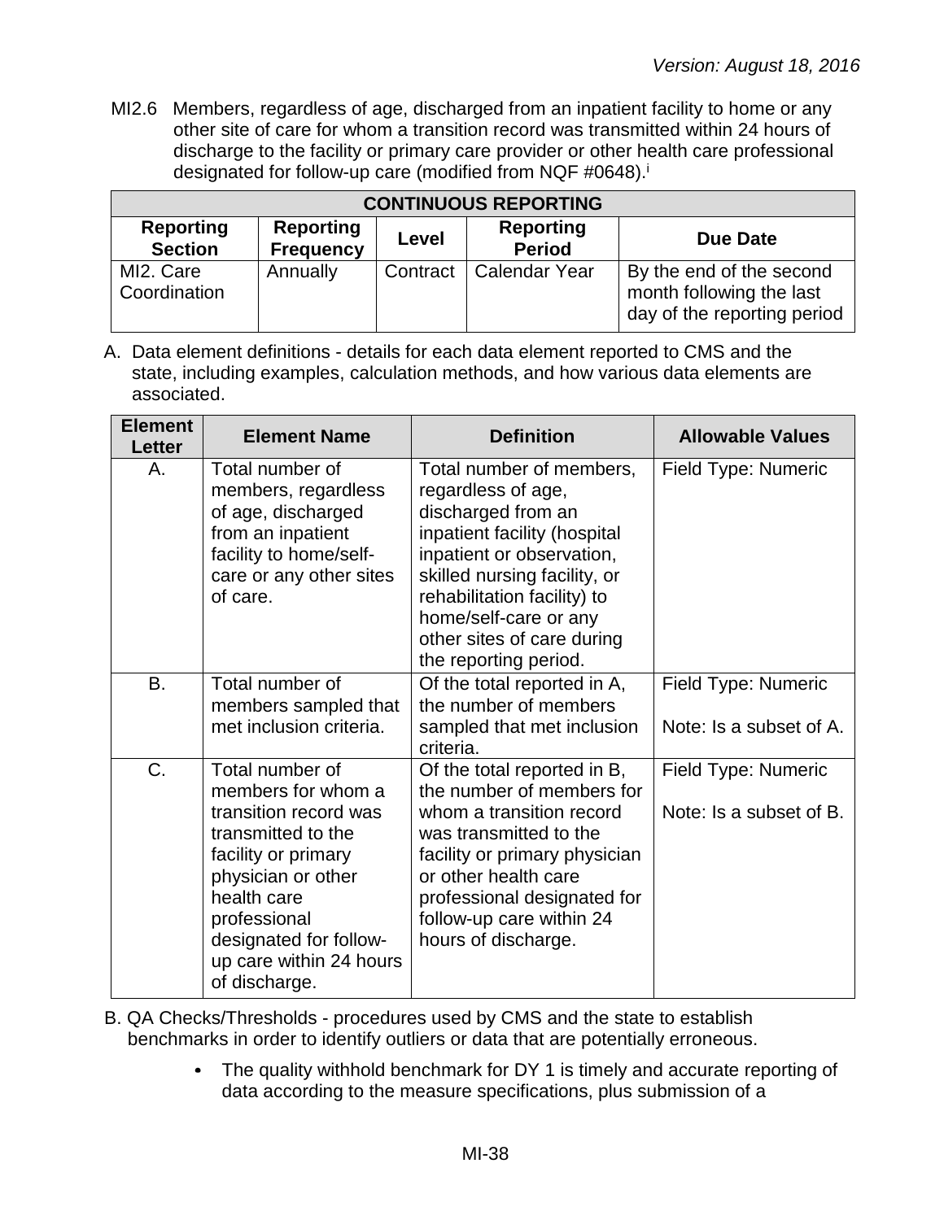MI2.6 Members, regardless of age, discharged from an inpatient facility to home or any other site of care for whom a transition record was transmitted within 24 hours of discharge to the facility or primary care provider or other health care professional designated for follow-up care (modified from NQF #0648).[i]

| CONTINUOUS REPORTING | | | | |
|---|---|---|---|---|
| **Reporting Section** | **Reporting Frequency** | **Level** | **Reporting Period** | **Due Date** |
| MI2. Care Coordination | Annually | Contract | Calendar Year | By the end of the second month following the last day of the reporting period |

A. Data element definitions - details for each data element reported to CMS and the state, including examples, calculation methods, and how various data elements are associated.

| Element Letter | Element Name | Definition | Allowable Values |
|---|---|---|---|
| A. | Total number of members, regardless of age, discharged from an inpatient facility to home/self-care or any other sites of care. | Total number of members, regardless of age, discharged from an inpatient facility (hospital inpatient or observation, skilled nursing facility, or rehabilitation facility) to home/self-care or any other sites of care during the reporting period. | Field Type: Numeric |
| B. | Total number of members sampled that met inclusion criteria. | Of the total reported in A, the number of members sampled that met inclusion criteria. | Field Type: Numeric<br><br>Note: Is a subset of A. |
| C. | Total number of members for whom a transition record was transmitted to the facility or primary physician or other health care professional designated for follow-up care within 24 hours of discharge. | Of the total reported in B, the number of members for whom a transition record was transmitted to the facility or primary physician or other health care professional designated for follow-up care within 24 hours of discharge. | Field Type: Numeric<br><br>Note: Is a subset of B. |

B. QA Checks/Thresholds - procedures used by CMS and the state to establish benchmarks in order to identify outliers or data that are potentially erroneous.

- The quality withhold benchmark for DY 1 is timely and accurate reporting of data according to the measure specifications, plus submission of a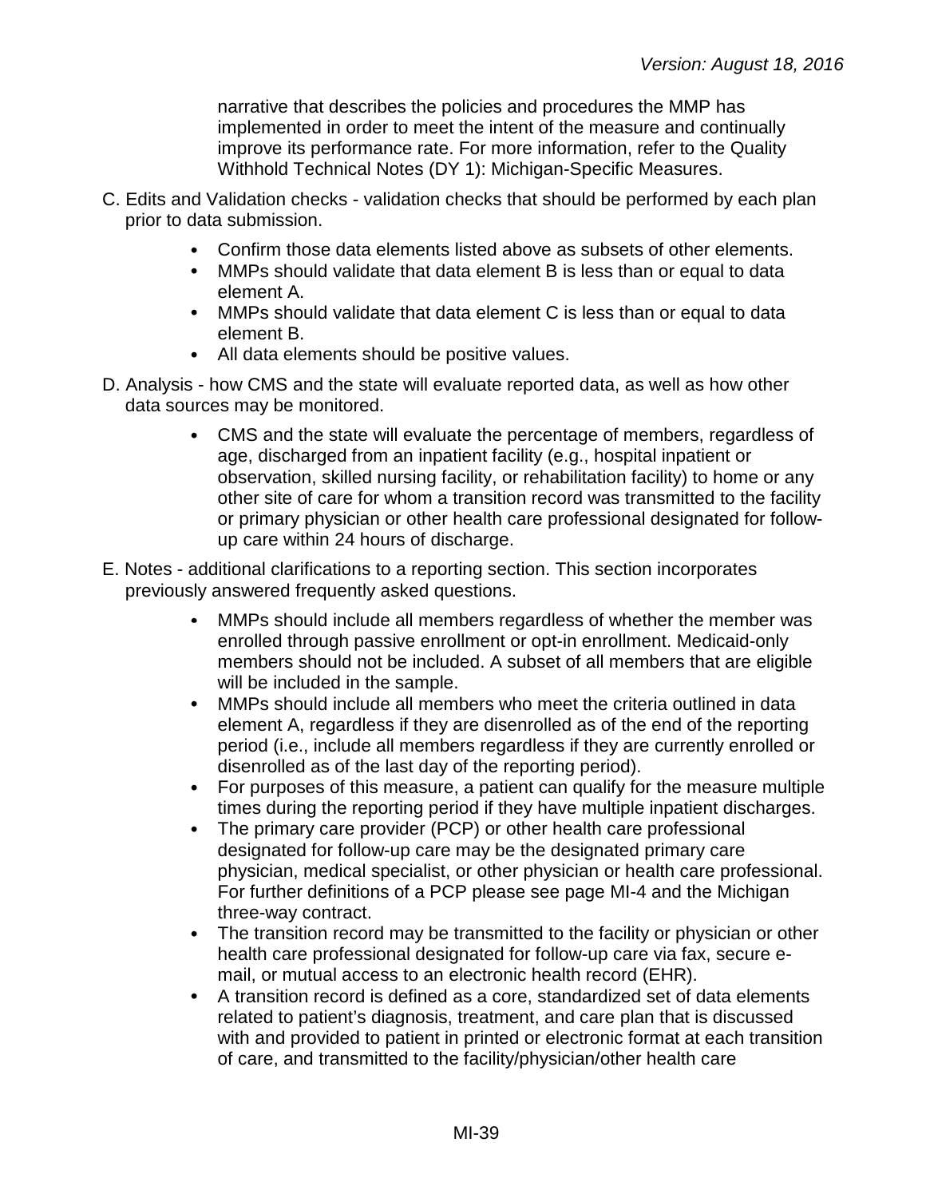narrative that describes the policies and procedures the MMP has implemented in order to meet the intent of the measure and continually improve its performance rate. For more information, refer to the Quality Withhold Technical Notes (DY 1): Michigan-Specific Measures.

C. Edits and Validation checks - validation checks that should be performed by each plan prior to data submission.

- Confirm those data elements listed above as subsets of other elements.
- MMPs should validate that data element B is less than or equal to data element A.
- MMPs should validate that data element C is less than or equal to data element B.
- All data elements should be positive values.

D. Analysis - how CMS and the state will evaluate reported data, as well as how other data sources may be monitored.

- CMS and the state will evaluate the percentage of members, regardless of age, discharged from an inpatient facility (e.g., hospital inpatient or observation, skilled nursing facility, or rehabilitation facility) to home or any other site of care for whom a transition record was transmitted to the facility or primary physician or other health care professional designated for follow-up care within 24 hours of discharge.

E. Notes - additional clarifications to a reporting section. This section incorporates previously answered frequently asked questions.

- MMPs should include all members regardless of whether the member was enrolled through passive enrollment or opt-in enrollment. Medicaid-only members should not be included. A subset of all members that are eligible will be included in the sample.
- MMPs should include all members who meet the criteria outlined in data element A, regardless if they are disenrolled as of the end of the reporting period (i.e., include all members regardless if they are currently enrolled or disenrolled as of the last day of the reporting period).
- For purposes of this measure, a patient can qualify for the measure multiple times during the reporting period if they have multiple inpatient discharges.
- The primary care provider (PCP) or other health care professional designated for follow-up care may be the designated primary care physician, medical specialist, or other physician or health care professional. For further definitions of a PCP please see page MI-4 and the Michigan three-way contract.
- The transition record may be transmitted to the facility or physician or other health care professional designated for follow-up care via fax, secure e-mail, or mutual access to an electronic health record (EHR).
- A transition record is defined as a core, standardized set of data elements related to patient's diagnosis, treatment, and care plan that is discussed with and provided to patient in printed or electronic format at each transition of care, and transmitted to the facility/physician/other health care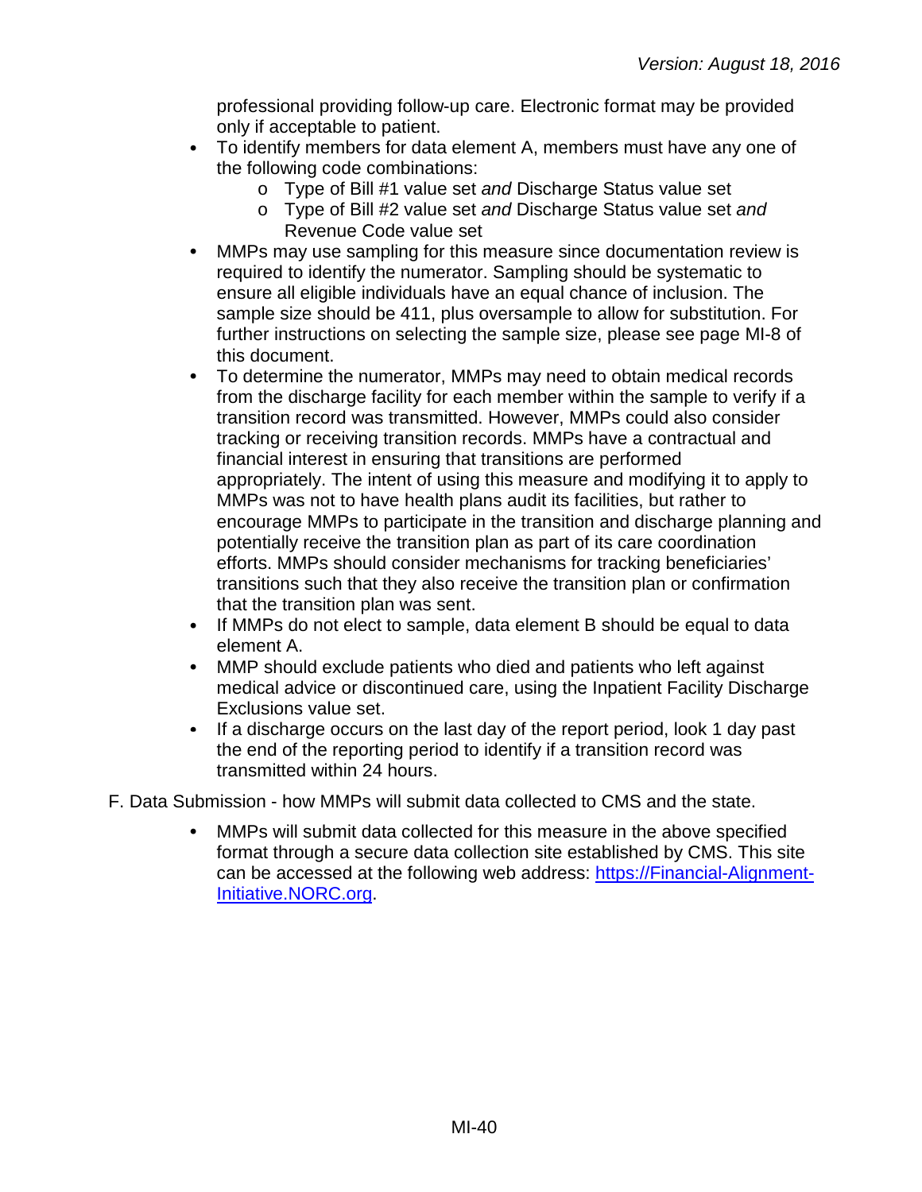professional providing follow-up care. Electronic format may be provided only if acceptable to patient.

- To identify members for data element A, members must have any one of the following code combinations:
  - Type of Bill #1 value set *and* Discharge Status value set
  - Type of Bill #2 value set *and* Discharge Status value set *and* Revenue Code value set
- MMPs may use sampling for this measure since documentation review is required to identify the numerator. Sampling should be systematic to ensure all eligible individuals have an equal chance of inclusion. The sample size should be 411, plus oversample to allow for substitution. For further instructions on selecting the sample size, please see page MI-8 of this document.
- To determine the numerator, MMPs may need to obtain medical records from the discharge facility for each member within the sample to verify if a transition record was transmitted. However, MMPs could also consider tracking or receiving transition records. MMPs have a contractual and financial interest in ensuring that transitions are performed appropriately. The intent of using this measure and modifying it to apply to MMPs was not to have health plans audit its facilities, but rather to encourage MMPs to participate in the transition and discharge planning and potentially receive the transition plan as part of its care coordination efforts. MMPs should consider mechanisms for tracking beneficiaries' transitions such that they also receive the transition plan or confirmation that the transition plan was sent.
- If MMPs do not elect to sample, data element B should be equal to data element A.
- MMP should exclude patients who died and patients who left against medical advice or discontinued care, using the Inpatient Facility Discharge Exclusions value set.
- If a discharge occurs on the last day of the report period, look 1 day past the end of the reporting period to identify if a transition record was transmitted within 24 hours.

F. Data Submission - how MMPs will submit data collected to CMS and the state.

- MMPs will submit data collected for this measure in the above specified format through a secure data collection site established by CMS. This site can be accessed at the following web address: [https://Financial-Alignment-Initiative.NORC.org](https://Financial-Alignment-Initiative.NORC.org).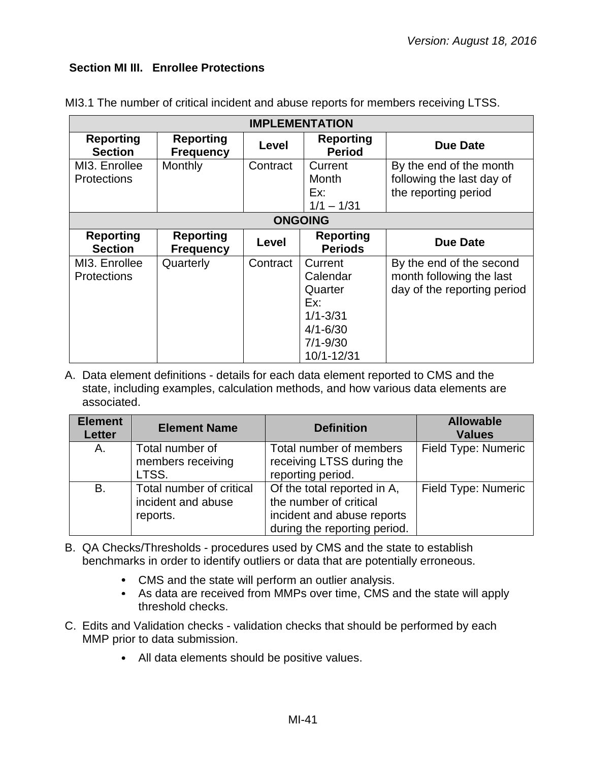## Section MI III. Enrollee Protections

MI3.1 The number of critical incident and abuse reports for members receiving LTSS.

| IMPLEMENTATION | | | | |
|---|---|---|---|---|
| **Reporting Section** | **Reporting Frequency** | **Level** | **Reporting Period** | **Due Date** |
| MI3. Enrollee Protections | Monthly | Contract | Current Month<br>Ex:<br>1/1 – 1/31 | By the end of the month following the last day of the reporting period |
| **ONGOING** | | | | |
| **Reporting Section** | **Reporting Frequency** | **Level** | **Reporting Periods** | **Due Date** |
| MI3. Enrollee Protections | Quarterly | Contract | Current Calendar Quarter<br>Ex:<br>1/1-3/31<br>4/1-6/30<br>7/1-9/30<br>10/1-12/31 | By the end of the second month following the last day of the reporting period |

A. Data element definitions - details for each data element reported to CMS and the state, including examples, calculation methods, and how various data elements are associated.

| Element Letter | Element Name | Definition | Allowable Values |
|---|---|---|---|
| A. | Total number of members receiving LTSS. | Total number of members receiving LTSS during the reporting period. | Field Type: Numeric |
| B. | Total number of critical incident and abuse reports. | Of the total reported in A, the number of critical incident and abuse reports during the reporting period. | Field Type: Numeric |

B. QA Checks/Thresholds - procedures used by CMS and the state to establish benchmarks in order to identify outliers or data that are potentially erroneous.

- CMS and the state will perform an outlier analysis.
- As data are received from MMPs over time, CMS and the state will apply threshold checks.

C. Edits and Validation checks - validation checks that should be performed by each MMP prior to data submission.

- All data elements should be positive values.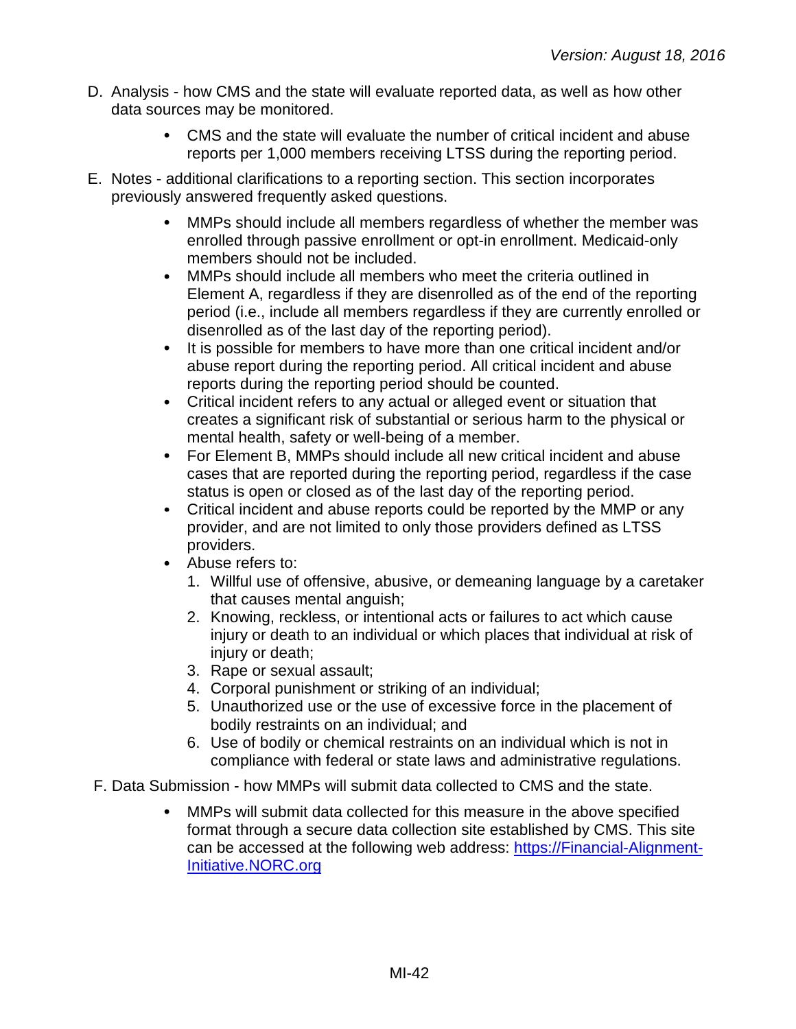D. Analysis - how CMS and the state will evaluate reported data, as well as how other data sources may be monitored.

- CMS and the state will evaluate the number of critical incident and abuse reports per 1,000 members receiving LTSS during the reporting period.

E. Notes - additional clarifications to a reporting section. This section incorporates previously answered frequently asked questions.

- MMPs should include all members regardless of whether the member was enrolled through passive enrollment or opt-in enrollment. Medicaid-only members should not be included.
- MMPs should include all members who meet the criteria outlined in Element A, regardless if they are disenrolled as of the end of the reporting period (i.e., include all members regardless if they are currently enrolled or disenrolled as of the last day of the reporting period).
- It is possible for members to have more than one critical incident and/or abuse report during the reporting period. All critical incident and abuse reports during the reporting period should be counted.
- Critical incident refers to any actual or alleged event or situation that creates a significant risk of substantial or serious harm to the physical or mental health, safety or well-being of a member.
- For Element B, MMPs should include all new critical incident and abuse cases that are reported during the reporting period, regardless if the case status is open or closed as of the last day of the reporting period.
- Critical incident and abuse reports could be reported by the MMP or any provider, and are not limited to only those providers defined as LTSS providers.
- Abuse refers to:
  1. Willful use of offensive, abusive, or demeaning language by a caretaker that causes mental anguish;
  2. Knowing, reckless, or intentional acts or failures to act which cause injury or death to an individual or which places that individual at risk of injury or death;
  3. Rape or sexual assault;
  4. Corporal punishment or striking of an individual;
  5. Unauthorized use or the use of excessive force in the placement of bodily restraints on an individual; and
  6. Use of bodily or chemical restraints on an individual which is not in compliance with federal or state laws and administrative regulations.

F. Data Submission - how MMPs will submit data collected to CMS and the state.

- MMPs will submit data collected for this measure in the above specified format through a secure data collection site established by CMS. This site can be accessed at the following web address: [https://Financial-Alignment-Initiative.NORC.org](https://Financial-Alignment-Initiative.NORC.org)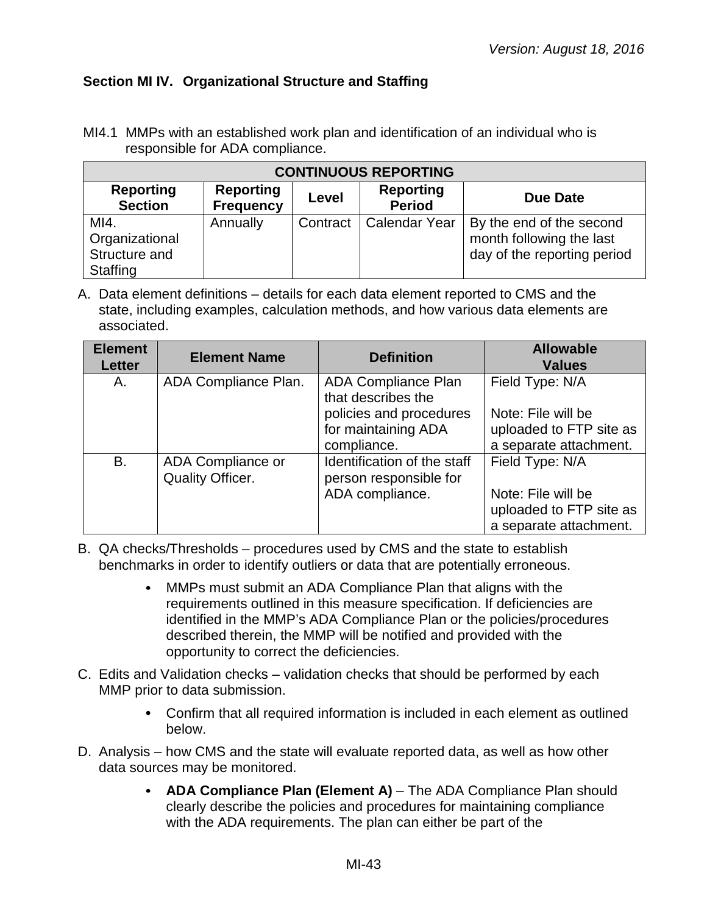### Section MI IV. Organizational Structure and Staffing

MI4.1 MMPs with an established work plan and identification of an individual who is responsible for ADA compliance.

| CONTINUOUS REPORTING | | | | |
|---|---|---|---|---|
| **Reporting Section** | **Reporting Frequency** | **Level** | **Reporting Period** | **Due Date** |
| MI4. Organizational Structure and Staffing | Annually | Contract | Calendar Year | By the end of the second month following the last day of the reporting period |

A. Data element definitions – details for each data element reported to CMS and the state, including examples, calculation methods, and how various data elements are associated.

| Element Letter | Element Name | Definition | Allowable Values |
|---|---|---|---|
| A. | ADA Compliance Plan. | ADA Compliance Plan that describes the policies and procedures for maintaining ADA compliance. | Field Type: N/A<br><br>Note: File will be uploaded to FTP site as a separate attachment. |
| B. | ADA Compliance or Quality Officer. | Identification of the staff person responsible for ADA compliance. | Field Type: N/A<br><br>Note: File will be uploaded to FTP site as a separate attachment. |

B. QA checks/Thresholds – procedures used by CMS and the state to establish benchmarks in order to identify outliers or data that are potentially erroneous.

- MMPs must submit an ADA Compliance Plan that aligns with the requirements outlined in this measure specification. If deficiencies are identified in the MMP's ADA Compliance Plan or the policies/procedures described therein, the MMP will be notified and provided with the opportunity to correct the deficiencies.

C. Edits and Validation checks – validation checks that should be performed by each MMP prior to data submission.

- Confirm that all required information is included in each element as outlined below.

D. Analysis – how CMS and the state will evaluate reported data, as well as how other data sources may be monitored.

- **ADA Compliance Plan (Element A)** – The ADA Compliance Plan should clearly describe the policies and procedures for maintaining compliance with the ADA requirements. The plan can either be part of the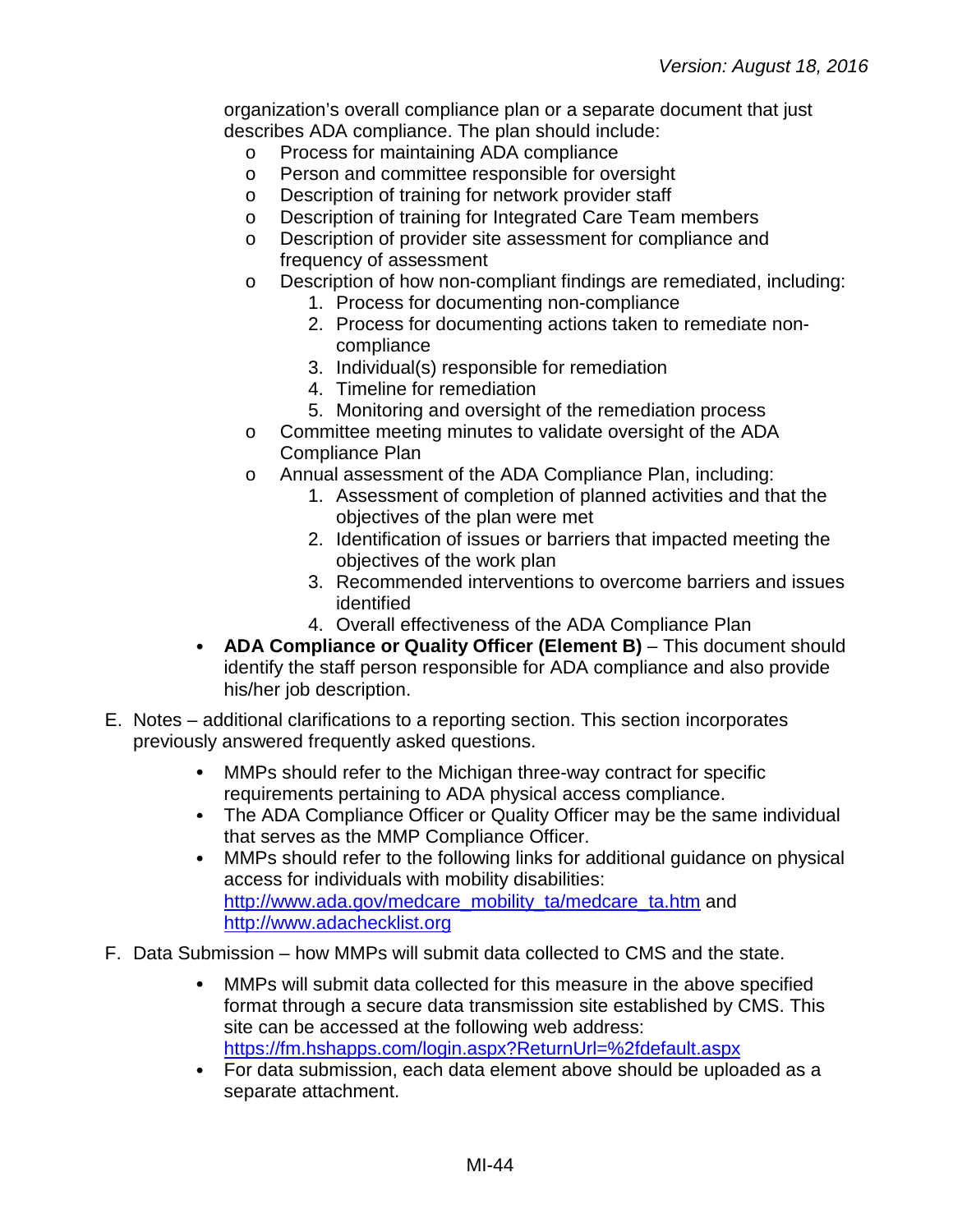organization's overall compliance plan or a separate document that just describes ADA compliance. The plan should include:

- Process for maintaining ADA compliance
- Person and committee responsible for oversight
- Description of training for network provider staff
- Description of training for Integrated Care Team members
- Description of provider site assessment for compliance and frequency of assessment
- Description of how non-compliant findings are remediated, including:
    1. Process for documenting non-compliance
    2. Process for documenting actions taken to remediate non-compliance
    3. Individual(s) responsible for remediation
    4. Timeline for remediation
    5. Monitoring and oversight of the remediation process
- Committee meeting minutes to validate oversight of the ADA Compliance Plan
- Annual assessment of the ADA Compliance Plan, including:
    1. Assessment of completion of planned activities and that the objectives of the plan were met
    2. Identification of issues or barriers that impacted meeting the objectives of the work plan
    3. Recommended interventions to overcome barriers and issues identified
    4. Overall effectiveness of the ADA Compliance Plan

- **ADA Compliance or Quality Officer (Element B)** – This document should identify the staff person responsible for ADA compliance and also provide his/her job description.

E. Notes – additional clarifications to a reporting section. This section incorporates previously answered frequently asked questions.

- MMPs should refer to the Michigan three-way contract for specific requirements pertaining to ADA physical access compliance.
- The ADA Compliance Officer or Quality Officer may be the same individual that serves as the MMP Compliance Officer.
- MMPs should refer to the following links for additional guidance on physical access for individuals with mobility disabilities: http://www.ada.gov/medcare_mobility_ta/medcare_ta.htm and http://www.adachecklist.org

F. Data Submission – how MMPs will submit data collected to CMS and the state.

- MMPs will submit data collected for this measure in the above specified format through a secure data transmission site established by CMS. This site can be accessed at the following web address: https://fm.hshapps.com/login.aspx?ReturnUrl=%2fdefault.aspx
- For data submission, each data element above should be uploaded as a separate attachment.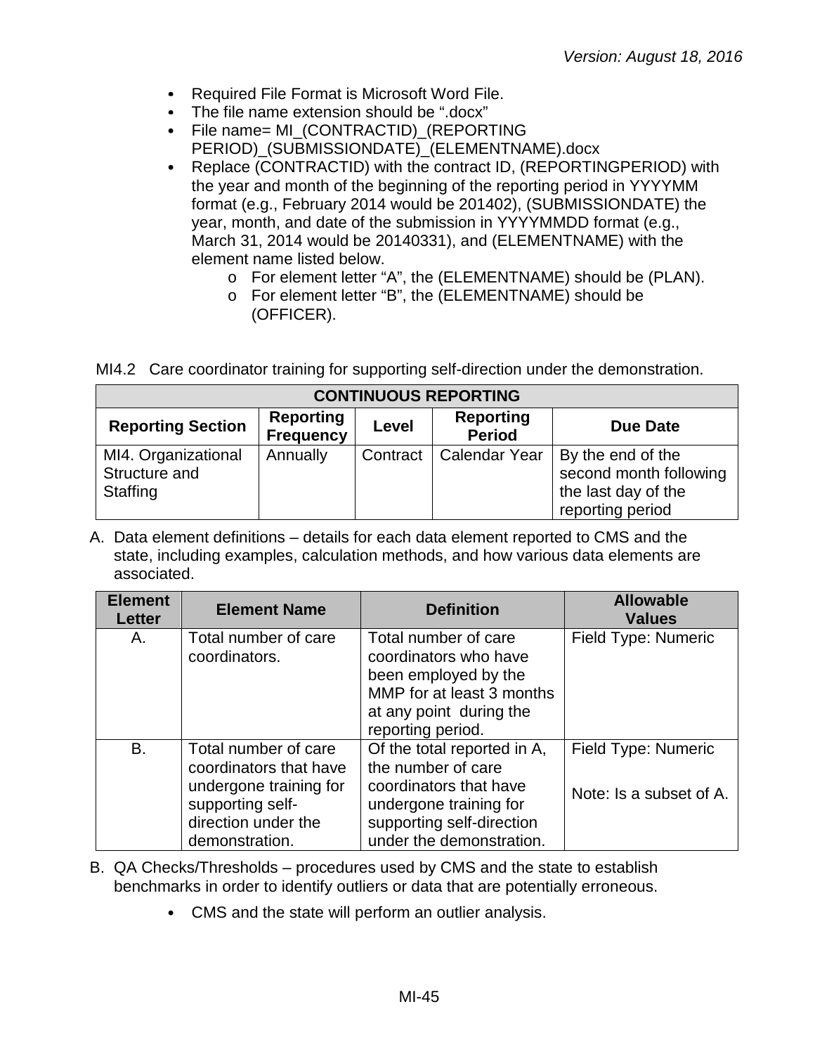- Required File Format is Microsoft Word File.
- The file name extension should be ".docx"
- File name= MI_(CONTRACTID)_(REPORTING PERIOD)_(SUBMISSIONDATE)_(ELEMENTNAME).docx
- Replace (CONTRACTID) with the contract ID, (REPORTINGPERIOD) with the year and month of the beginning of the reporting period in YYYYMM format (e.g., February 2014 would be 201402), (SUBMISSIONDATE) the year, month, and date of the submission in YYYYMMDD format (e.g., March 31, 2014 would be 20140331), and (ELEMENTNAME) with the element name listed below.
    - For element letter "A", the (ELEMENTNAME) should be (PLAN).
    - For element letter "B", the (ELEMENTNAME) should be (OFFICER).

MI4.2 Care coordinator training for supporting self-direction under the demonstration.

| CONTINUOUS REPORTING | | | | |
|---|---|---|---|---|
| **Reporting Section** | **Reporting Frequency** | **Level** | **Reporting Period** | **Due Date** |
| MI4. Organizational Structure and Staffing | Annually | Contract | Calendar Year | By the end of the second month following the last day of the reporting period |

A. Data element definitions – details for each data element reported to CMS and the state, including examples, calculation methods, and how various data elements are associated.

| Element Letter | Element Name | Definition | Allowable Values |
|---|---|---|---|
| A. | Total number of care coordinators. | Total number of care coordinators who have been employed by the MMP for at least 3 months at any point during the reporting period. | Field Type: Numeric |
| B. | Total number of care coordinators that have undergone training for supporting self-direction under the demonstration. | Of the total reported in A, the number of care coordinators that have undergone training for supporting self-direction under the demonstration. | Field Type: Numeric<br><br>Note: Is a subset of A. |

B. QA Checks/Thresholds – procedures used by CMS and the state to establish benchmarks in order to identify outliers or data that are potentially erroneous.

- CMS and the state will perform an outlier analysis.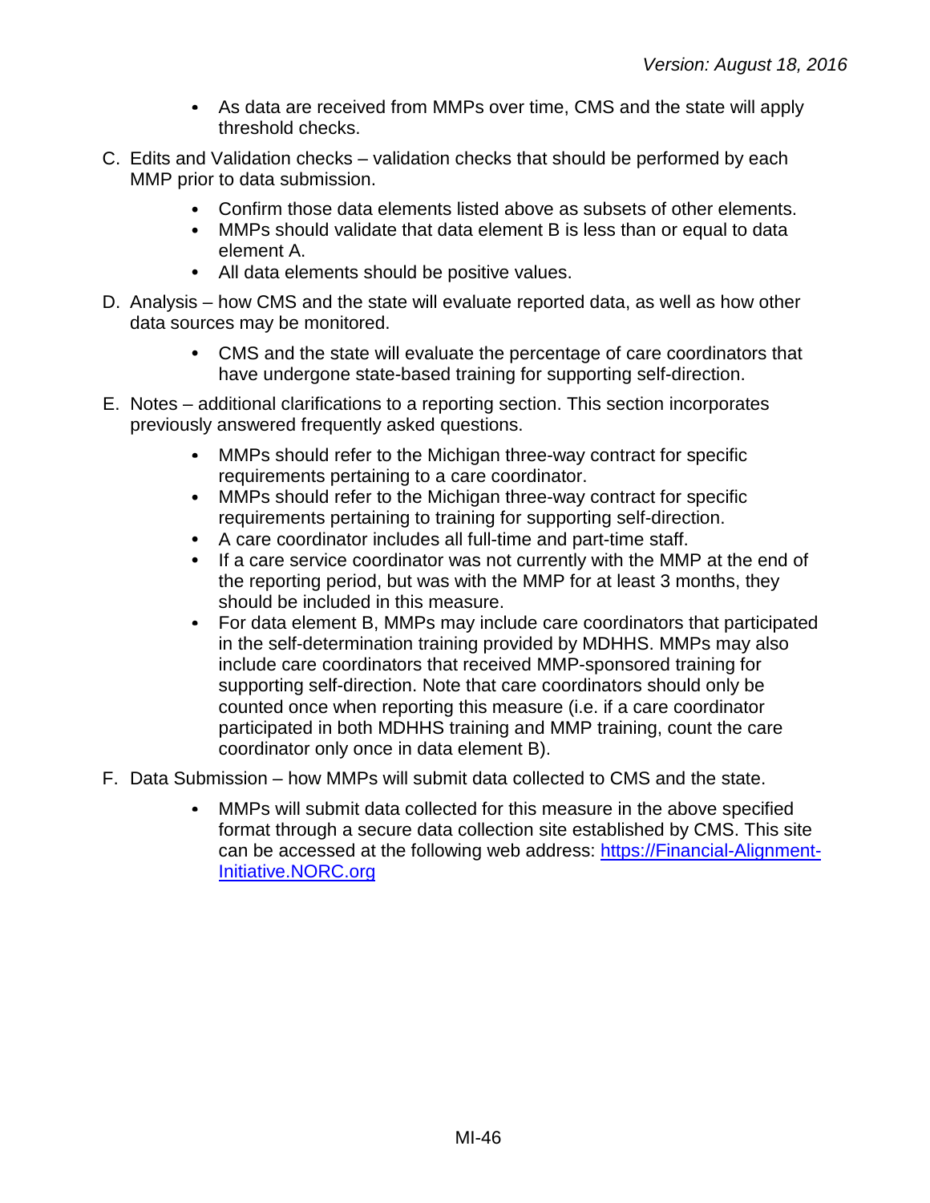- As data are received from MMPs over time, CMS and the state will apply threshold checks.

C. Edits and Validation checks – validation checks that should be performed by each MMP prior to data submission.

- Confirm those data elements listed above as subsets of other elements.
- MMPs should validate that data element B is less than or equal to data element A.
- All data elements should be positive values.

D. Analysis – how CMS and the state will evaluate reported data, as well as how other data sources may be monitored.

- CMS and the state will evaluate the percentage of care coordinators that have undergone state-based training for supporting self-direction.

E. Notes – additional clarifications to a reporting section. This section incorporates previously answered frequently asked questions.

- MMPs should refer to the Michigan three-way contract for specific requirements pertaining to a care coordinator.
- MMPs should refer to the Michigan three-way contract for specific requirements pertaining to training for supporting self-direction.
- A care coordinator includes all full-time and part-time staff.
- If a care service coordinator was not currently with the MMP at the end of the reporting period, but was with the MMP for at least 3 months, they should be included in this measure.
- For data element B, MMPs may include care coordinators that participated in the self-determination training provided by MDHHS. MMPs may also include care coordinators that received MMP-sponsored training for supporting self-direction. Note that care coordinators should only be counted once when reporting this measure (i.e. if a care coordinator participated in both MDHHS training and MMP training, count the care coordinator only once in data element B).

F. Data Submission – how MMPs will submit data collected to CMS and the state.

- MMPs will submit data collected for this measure in the above specified format through a secure data collection site established by CMS. This site can be accessed at the following web address: [https://Financial-Alignment-Initiative.NORC.org](https://Financial-Alignment-Initiative.NORC.org)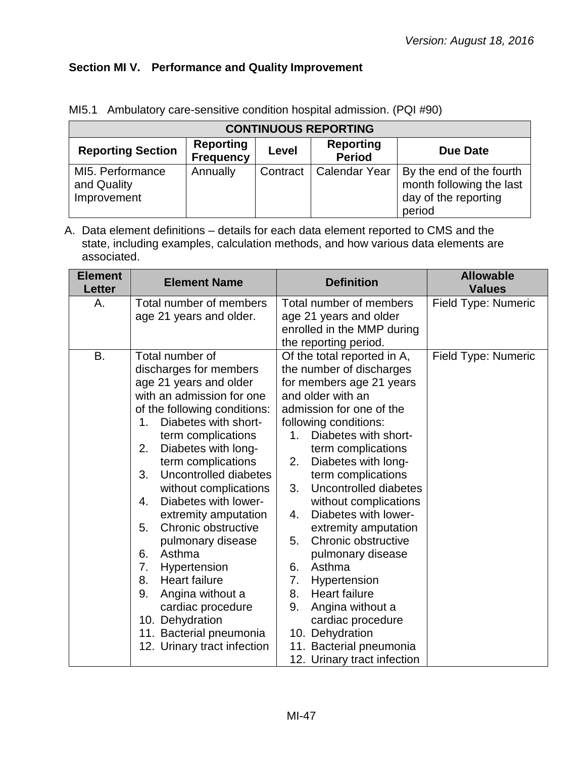*Version: August 18, 2016*

### Section MI V. Performance and Quality Improvement

MI5.1 Ambulatory care-sensitive condition hospital admission. (PQI #90)

| CONTINUOUS REPORTING | | | | |
|---|---|---|---|---|
| **Reporting Section** | **Reporting Frequency** | **Level** | **Reporting Period** | **Due Date** |
| MI5. Performance and Quality Improvement | Annually | Contract | Calendar Year | By the end of the fourth month following the last day of the reporting period |

A. Data element definitions – details for each data element reported to CMS and the state, including examples, calculation methods, and how various data elements are associated.

| Element Letter | Element Name | Definition | Allowable Values |
|---|---|---|---|
| A. | Total number of members age 21 years and older. | Total number of members age 21 years and older enrolled in the MMP during the reporting period. | Field Type: Numeric |
| B. | Total number of discharges for members age 21 years and older with an admission for one of the following conditions: 1. Diabetes with short-term complications 2. Diabetes with long-term complications 3. Uncontrolled diabetes without complications 4. Diabetes with lower-extremity amputation 5. Chronic obstructive pulmonary disease 6. Asthma 7. Hypertension 8. Heart failure 9. Angina without a cardiac procedure 10. Dehydration 11. Bacterial pneumonia 12. Urinary tract infection | Of the total reported in A, the number of discharges for members age 21 years and older with an admission for one of the following conditions: 1. Diabetes with short-term complications 2. Diabetes with long-term complications 3. Uncontrolled diabetes without complications 4. Diabetes with lower-extremity amputation 5. Chronic obstructive pulmonary disease 6. Asthma 7. Hypertension 8. Heart failure 9. Angina without a cardiac procedure 10. Dehydration 11. Bacterial pneumonia 12. Urinary tract infection | Field Type: Numeric |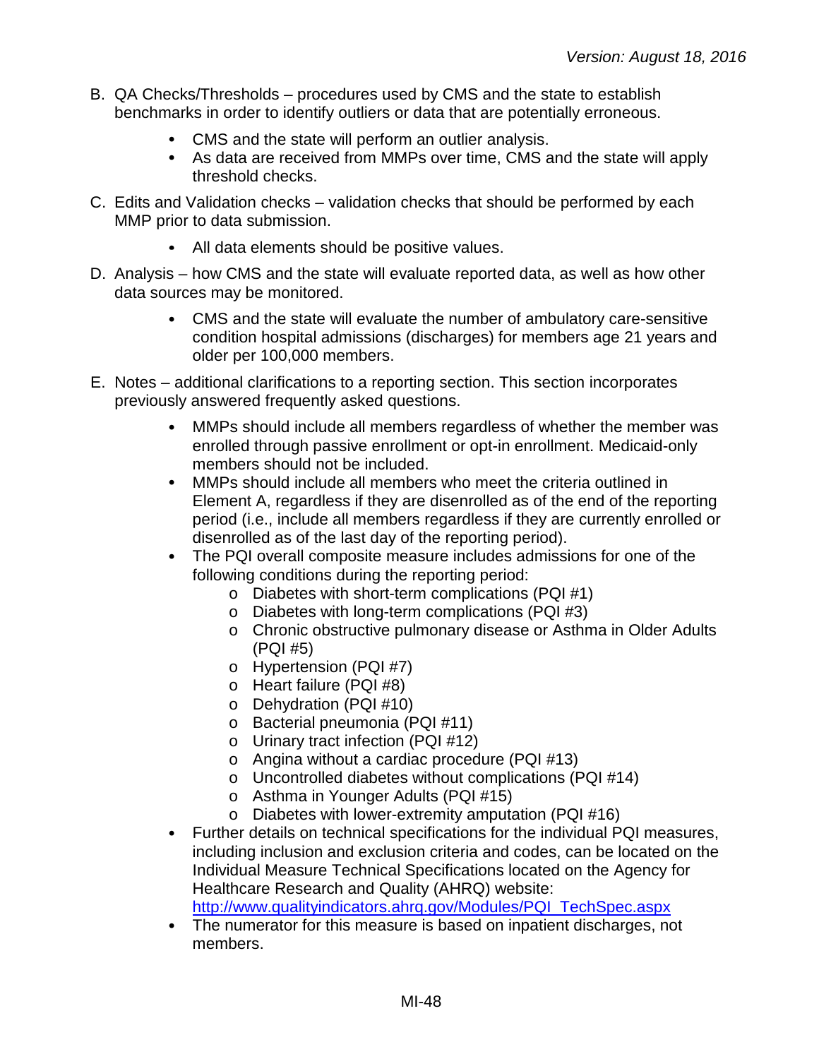B. QA Checks/Thresholds – procedures used by CMS and the state to establish benchmarks in order to identify outliers or data that are potentially erroneous.

- CMS and the state will perform an outlier analysis.
- As data are received from MMPs over time, CMS and the state will apply threshold checks.

C. Edits and Validation checks – validation checks that should be performed by each MMP prior to data submission.

- All data elements should be positive values.

D. Analysis – how CMS and the state will evaluate reported data, as well as how other data sources may be monitored.

- CMS and the state will evaluate the number of ambulatory care-sensitive condition hospital admissions (discharges) for members age 21 years and older per 100,000 members.

E. Notes – additional clarifications to a reporting section. This section incorporates previously answered frequently asked questions.

- MMPs should include all members regardless of whether the member was enrolled through passive enrollment or opt-in enrollment. Medicaid-only members should not be included.
- MMPs should include all members who meet the criteria outlined in Element A, regardless if they are disenrolled as of the end of the reporting period (i.e., include all members regardless if they are currently enrolled or disenrolled as of the last day of the reporting period).
- The PQI overall composite measure includes admissions for one of the following conditions during the reporting period:
  - Diabetes with short-term complications (PQI #1)
  - Diabetes with long-term complications (PQI #3)
  - Chronic obstructive pulmonary disease or Asthma in Older Adults (PQI #5)
  - Hypertension (PQI #7)
  - Heart failure (PQI #8)
  - Dehydration (PQI #10)
  - Bacterial pneumonia (PQI #11)
  - Urinary tract infection (PQI #12)
  - Angina without a cardiac procedure (PQI #13)
  - Uncontrolled diabetes without complications (PQI #14)
  - Asthma in Younger Adults (PQI #15)
  - Diabetes with lower-extremity amputation (PQI #16)
- Further details on technical specifications for the individual PQI measures, including inclusion and exclusion criteria and codes, can be located on the Individual Measure Technical Specifications located on the Agency for Healthcare Research and Quality (AHRQ) website: [http://www.qualityindicators.ahrq.gov/Modules/PQI_TechSpec.aspx](http://www.qualityindicators.ahrq.gov/Modules/PQI_TechSpec.aspx)
- The numerator for this measure is based on inpatient discharges, not members.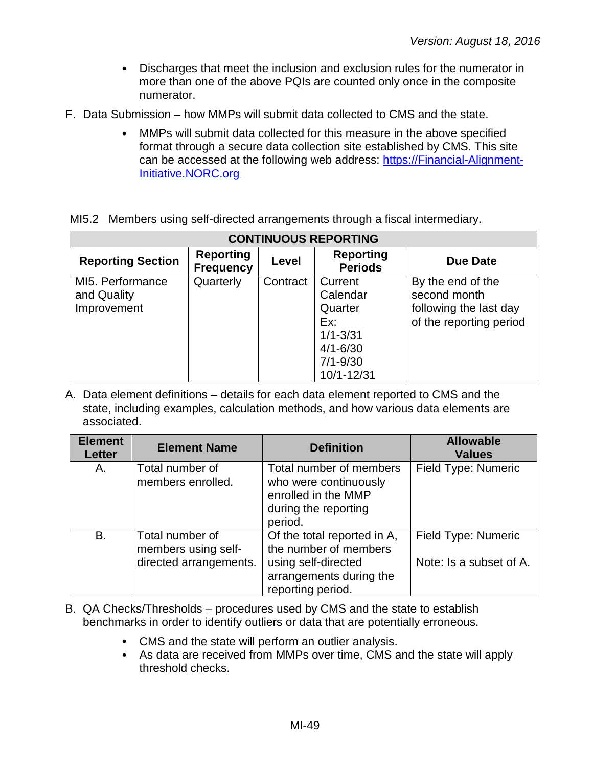- Discharges that meet the inclusion and exclusion rules for the numerator in more than one of the above PQIs are counted only once in the composite numerator.

F. Data Submission – how MMPs will submit data collected to CMS and the state.

- MMPs will submit data collected for this measure in the above specified format through a secure data collection site established by CMS. This site can be accessed at the following web address: https://Financial-Alignment-Initiative.NORC.org

MI5.2 Members using self-directed arrangements through a fiscal intermediary.

| CONTINUOUS REPORTING | | | | |
|---|---|---|---|---|
| **Reporting Section** | **Reporting Frequency** | **Level** | **Reporting Periods** | **Due Date** |
| MI5. Performance and Quality Improvement | Quarterly | Contract | Current Calendar Quarter Ex: 1/1-3/31 4/1-6/30 7/1-9/30 10/1-12/31 | By the end of the second month following the last day of the reporting period |

A. Data element definitions – details for each data element reported to CMS and the state, including examples, calculation methods, and how various data elements are associated.

| Element Letter | Element Name | Definition | Allowable Values |
|---|---|---|---|
| A. | Total number of members enrolled. | Total number of members who were continuously enrolled in the MMP during the reporting period. | Field Type: Numeric |
| B. | Total number of members using self-directed arrangements. | Of the total reported in A, the number of members using self-directed arrangements during the reporting period. | Field Type: Numeric<br><br>Note: Is a subset of A. |

B. QA Checks/Thresholds – procedures used by CMS and the state to establish benchmarks in order to identify outliers or data that are potentially erroneous.

- CMS and the state will perform an outlier analysis.
- As data are received from MMPs over time, CMS and the state will apply threshold checks.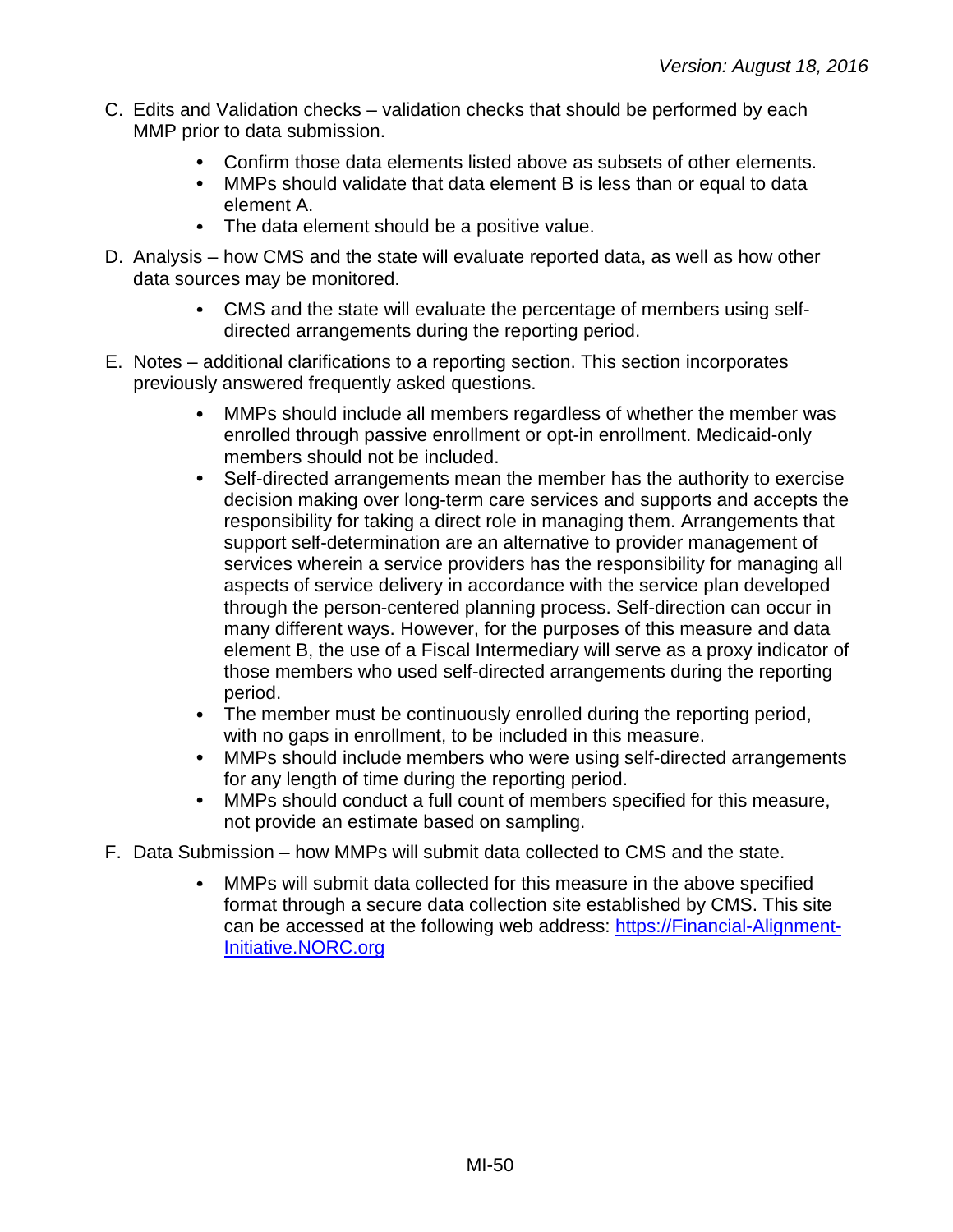C. Edits and Validation checks – validation checks that should be performed by each MMP prior to data submission.

- Confirm those data elements listed above as subsets of other elements.
- MMPs should validate that data element B is less than or equal to data element A.
- The data element should be a positive value.

D. Analysis – how CMS and the state will evaluate reported data, as well as how other data sources may be monitored.

- CMS and the state will evaluate the percentage of members using self-directed arrangements during the reporting period.

E. Notes – additional clarifications to a reporting section. This section incorporates previously answered frequently asked questions.

- MMPs should include all members regardless of whether the member was enrolled through passive enrollment or opt-in enrollment. Medicaid-only members should not be included.
- Self-directed arrangements mean the member has the authority to exercise decision making over long-term care services and supports and accepts the responsibility for taking a direct role in managing them. Arrangements that support self-determination are an alternative to provider management of services wherein a service providers has the responsibility for managing all aspects of service delivery in accordance with the service plan developed through the person-centered planning process. Self-direction can occur in many different ways. However, for the purposes of this measure and data element B, the use of a Fiscal Intermediary will serve as a proxy indicator of those members who used self-directed arrangements during the reporting period.
- The member must be continuously enrolled during the reporting period, with no gaps in enrollment, to be included in this measure.
- MMPs should include members who were using self-directed arrangements for any length of time during the reporting period.
- MMPs should conduct a full count of members specified for this measure, not provide an estimate based on sampling.

F. Data Submission – how MMPs will submit data collected to CMS and the state.

- MMPs will submit data collected for this measure in the above specified format through a secure data collection site established by CMS. This site can be accessed at the following web address: [https://Financial-Alignment-Initiative.NORC.org](https://Financial-Alignment-Initiative.NORC.org)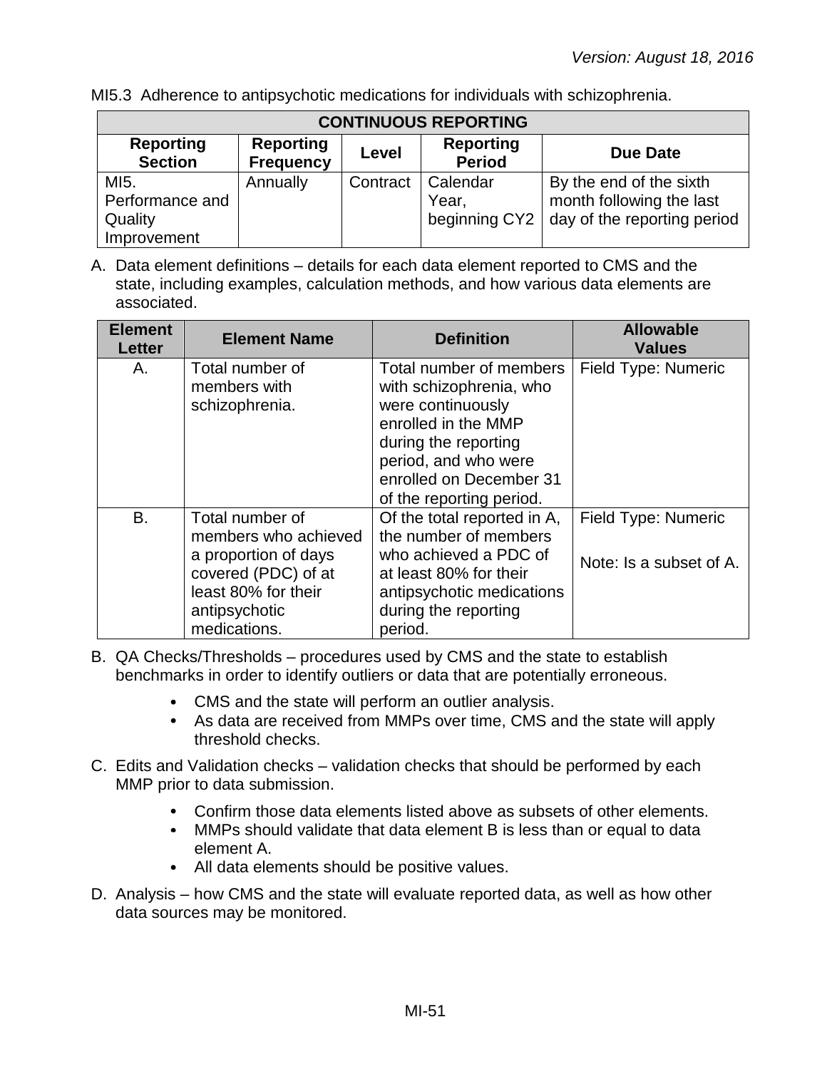*Version: August 18, 2016*

MI5.3 Adherence to antipsychotic medications for individuals with schizophrenia.

| CONTINUOUS REPORTING | | | | |
|---|---|---|---|---|
| **Reporting Section** | **Reporting Frequency** | **Level** | **Reporting Period** | **Due Date** |
| MI5. Performance and Quality Improvement | Annually | Contract | Calendar Year, beginning CY2 | By the end of the sixth month following the last day of the reporting period |

A. Data element definitions – details for each data element reported to CMS and the state, including examples, calculation methods, and how various data elements are associated.

| Element Letter | Element Name | Definition | Allowable Values |
|---|---|---|---|
| A. | Total number of members with schizophrenia. | Total number of members with schizophrenia, who were continuously enrolled in the MMP during the reporting period, and who were enrolled on December 31 of the reporting period. | Field Type: Numeric |
| B. | Total number of members who achieved a proportion of days covered (PDC) of at least 80% for their antipsychotic medications. | Of the total reported in A, the number of members who achieved a PDC of at least 80% for their antipsychotic medications during the reporting period. | Field Type: Numeric<br><br>Note: Is a subset of A. |

B. QA Checks/Thresholds – procedures used by CMS and the state to establish benchmarks in order to identify outliers or data that are potentially erroneous.

- CMS and the state will perform an outlier analysis.
- As data are received from MMPs over time, CMS and the state will apply threshold checks.

C. Edits and Validation checks – validation checks that should be performed by each MMP prior to data submission.

- Confirm those data elements listed above as subsets of other elements.
- MMPs should validate that data element B is less than or equal to data element A.
- All data elements should be positive values.

D. Analysis – how CMS and the state will evaluate reported data, as well as how other data sources may be monitored.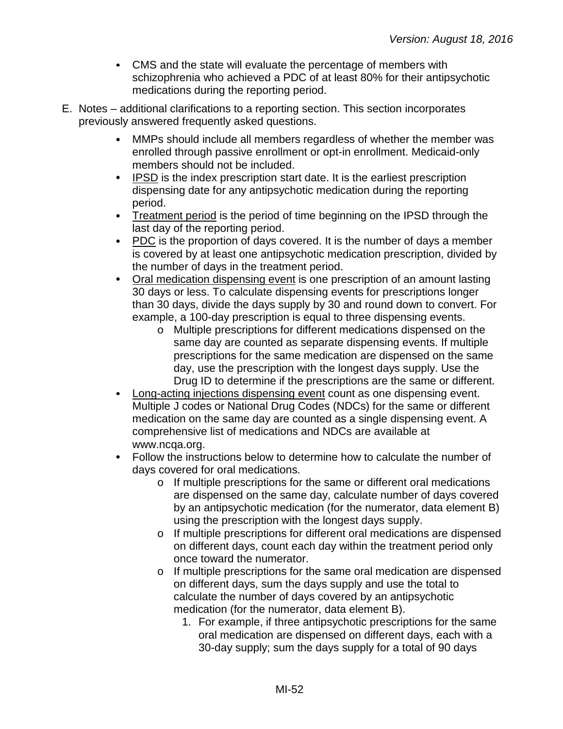- CMS and the state will evaluate the percentage of members with schizophrenia who achieved a PDC of at least 80% for their antipsychotic medications during the reporting period.

E. Notes – additional clarifications to a reporting section. This section incorporates previously answered frequently asked questions.

- MMPs should include all members regardless of whether the member was enrolled through passive enrollment or opt-in enrollment. Medicaid-only members should not be included.
- IPSD is the index prescription start date. It is the earliest prescription dispensing date for any antipsychotic medication during the reporting period.
- Treatment period is the period of time beginning on the IPSD through the last day of the reporting period.
- PDC is the proportion of days covered. It is the number of days a member is covered by at least one antipsychotic medication prescription, divided by the number of days in the treatment period.
- Oral medication dispensing event is one prescription of an amount lasting 30 days or less. To calculate dispensing events for prescriptions longer than 30 days, divide the days supply by 30 and round down to convert. For example, a 100-day prescription is equal to three dispensing events.
    - Multiple prescriptions for different medications dispensed on the same day are counted as separate dispensing events. If multiple prescriptions for the same medication are dispensed on the same day, use the prescription with the longest days supply. Use the Drug ID to determine if the prescriptions are the same or different.
- Long-acting injections dispensing event count as one dispensing event. Multiple J codes or National Drug Codes (NDCs) for the same or different medication on the same day are counted as a single dispensing event. A comprehensive list of medications and NDCs are available at www.ncqa.org.
- Follow the instructions below to determine how to calculate the number of days covered for oral medications.
    - If multiple prescriptions for the same or different oral medications are dispensed on the same day, calculate number of days covered by an antipsychotic medication (for the numerator, data element B) using the prescription with the longest days supply.
    - If multiple prescriptions for different oral medications are dispensed on different days, count each day within the treatment period only once toward the numerator.
    - If multiple prescriptions for the same oral medication are dispensed on different days, sum the days supply and use the total to calculate the number of days covered by an antipsychotic medication (for the numerator, data element B).
        1. For example, if three antipsychotic prescriptions for the same oral medication are dispensed on different days, each with a 30-day supply; sum the days supply for a total of 90 days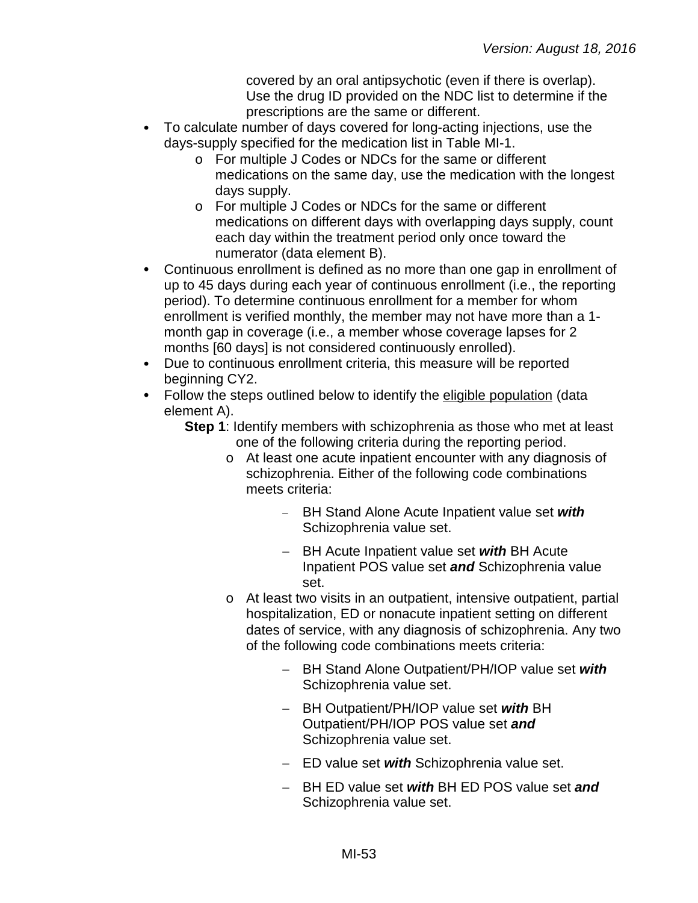covered by an oral antipsychotic (even if there is overlap). Use the drug ID provided on the NDC list to determine if the prescriptions are the same or different.

- To calculate number of days covered for long-acting injections, use the days-supply specified for the medication list in Table MI-1.
    - For multiple J Codes or NDCs for the same or different medications on the same day, use the medication with the longest days supply.
    - For multiple J Codes or NDCs for the same or different medications on different days with overlapping days supply, count each day within the treatment period only once toward the numerator (data element B).
- Continuous enrollment is defined as no more than one gap in enrollment of up to 45 days during each year of continuous enrollment (i.e., the reporting period). To determine continuous enrollment for a member for whom enrollment is verified monthly, the member may not have more than a 1-month gap in coverage (i.e., a member whose coverage lapses for 2 months [60 days] is not considered continuously enrolled).
- Due to continuous enrollment criteria, this measure will be reported beginning CY2.
- Follow the steps outlined below to identify the eligible population (data element A).

**Step 1**: Identify members with schizophrenia as those who met at least one of the following criteria during the reporting period.

- At least one acute inpatient encounter with any diagnosis of schizophrenia. Either of the following code combinations meets criteria:
    - BH Stand Alone Acute Inpatient value set ***with*** Schizophrenia value set.
    - BH Acute Inpatient value set ***with*** BH Acute Inpatient POS value set ***and*** Schizophrenia value set.
- At least two visits in an outpatient, intensive outpatient, partial hospitalization, ED or nonacute inpatient setting on different dates of service, with any diagnosis of schizophrenia. Any two of the following code combinations meets criteria:
    - BH Stand Alone Outpatient/PH/IOP value set ***with*** Schizophrenia value set.
    - BH Outpatient/PH/IOP value set ***with*** BH Outpatient/PH/IOP POS value set ***and*** Schizophrenia value set.
    - ED value set ***with*** Schizophrenia value set.
    - BH ED value set ***with*** BH ED POS value set ***and*** Schizophrenia value set.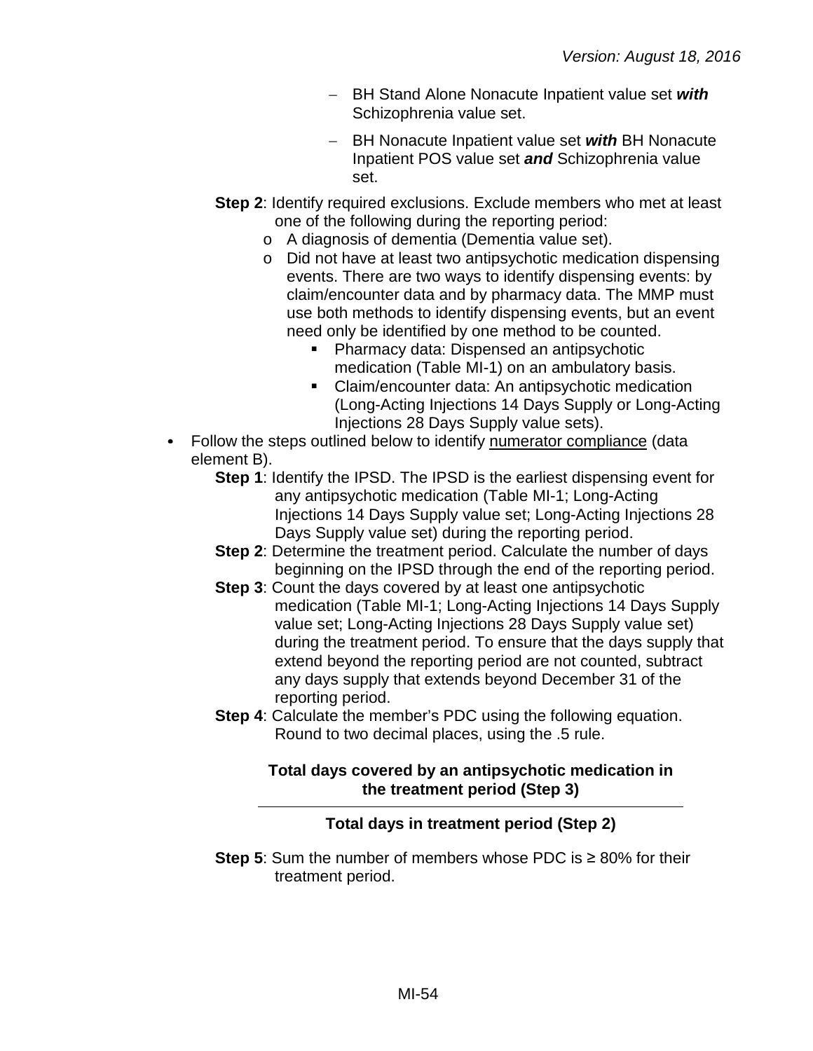- BH Stand Alone Nonacute Inpatient value set ***with*** Schizophrenia value set.
- BH Nonacute Inpatient value set ***with*** BH Nonacute Inpatient POS value set ***and*** Schizophrenia value set.

**Step 2**: Identify required exclusions. Exclude members who met at least one of the following during the reporting period:

- A diagnosis of dementia (Dementia value set).
- Did not have at least two antipsychotic medication dispensing events. There are two ways to identify dispensing events: by claim/encounter data and by pharmacy data. The MMP must use both methods to identify dispensing events, but an event need only be identified by one method to be counted.
  - Pharmacy data: Dispensed an antipsychotic medication (Table MI-1) on an ambulatory basis.
  - Claim/encounter data: An antipsychotic medication (Long-Acting Injections 14 Days Supply or Long-Acting Injections 28 Days Supply value sets).

- Follow the steps outlined below to identify numerator compliance (data element B).

**Step 1**: Identify the IPSD. The IPSD is the earliest dispensing event for any antipsychotic medication (Table MI-1; Long-Acting Injections 14 Days Supply value set; Long-Acting Injections 28 Days Supply value set) during the reporting period.

**Step 2**: Determine the treatment period. Calculate the number of days beginning on the IPSD through the end of the reporting period.

**Step 3**: Count the days covered by at least one antipsychotic medication (Table MI-1; Long-Acting Injections 14 Days Supply value set; Long-Acting Injections 28 Days Supply value set) during the treatment period. To ensure that the days supply that extend beyond the reporting period are not counted, subtract any days supply that extends beyond December 31 of the reporting period.

**Step 4**: Calculate the member's PDC using the following equation. Round to two decimal places, using the .5 rule.

$$\frac{\textbf{Total days covered by an antipsychotic medication in the treatment period (Step 3)}}{\textbf{Total days in treatment period (Step 2)}}$$

**Step 5**: Sum the number of members whose PDC is ≥ 80% for their treatment period.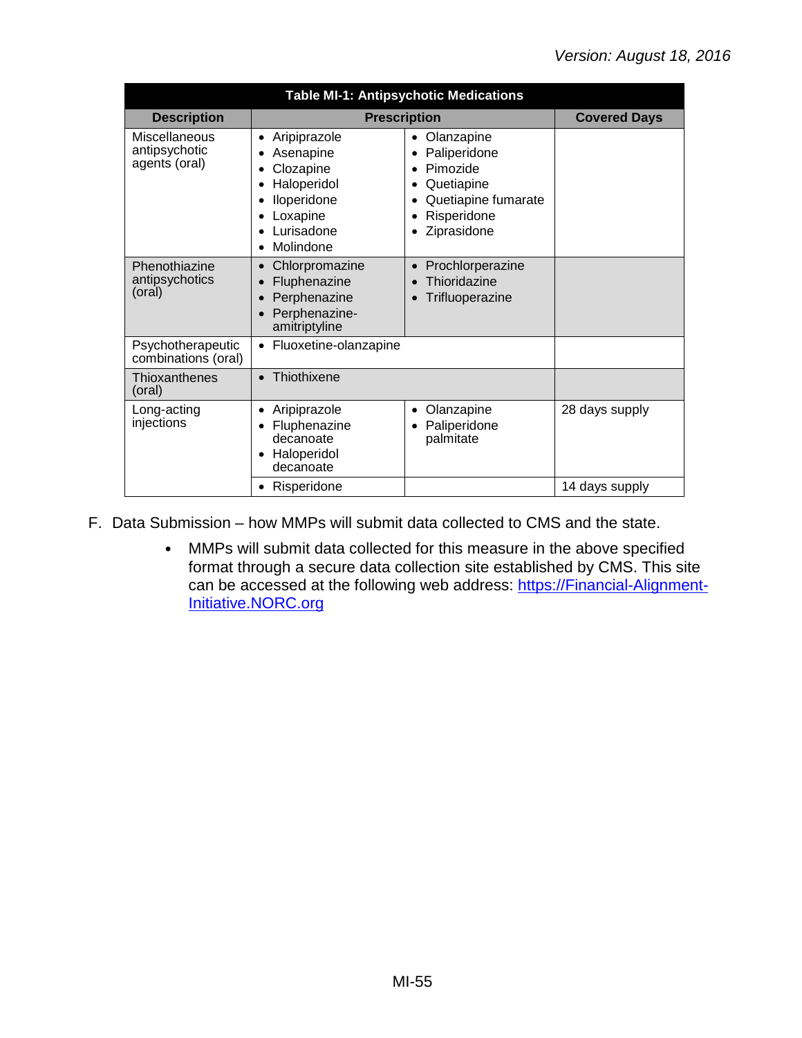**Table MI-1: Antipsychotic Medications**

| Description | Prescription | | Covered Days |
|---|---|---|---|
| Miscellaneous antipsychotic agents (oral) | • Aripiprazole<br>• Asenapine<br>• Clozapine<br>• Haloperidol<br>• Iloperidone<br>• Loxapine<br>• Lurisadone<br>• Molindone | • Olanzapine<br>• Paliperidone<br>• Pimozide<br>• Quetiapine<br>• Quetiapine fumarate<br>• Risperidone<br>• Ziprasidone | |
| Phenothiazine antipsychotics (oral) | • Chlorpromazine<br>• Fluphenazine<br>• Perphenazine<br>• Perphenazine-amitriptyline | • Prochlorperazine<br>• Thioridazine<br>• Trifluoperazine | |
| Psychotherapeutic combinations (oral) | • Fluoxetine-olanzapine | | |
| Thioxanthenes (oral) | • Thiothixene | | |
| Long-acting injections | • Aripiprazole<br>• Fluphenazine decanoate<br>• Haloperidol decanoate | • Olanzapine<br>• Paliperidone palmitate | 28 days supply |
| | • Risperidone | | 14 days supply |

F. Data Submission – how MMPs will submit data collected to CMS and the state.

- MMPs will submit data collected for this measure in the above specified format through a secure data collection site established by CMS. This site can be accessed at the following web address: [https://Financial-Alignment-Initiative.NORC.org](https://Financial-Alignment-Initiative.NORC.org)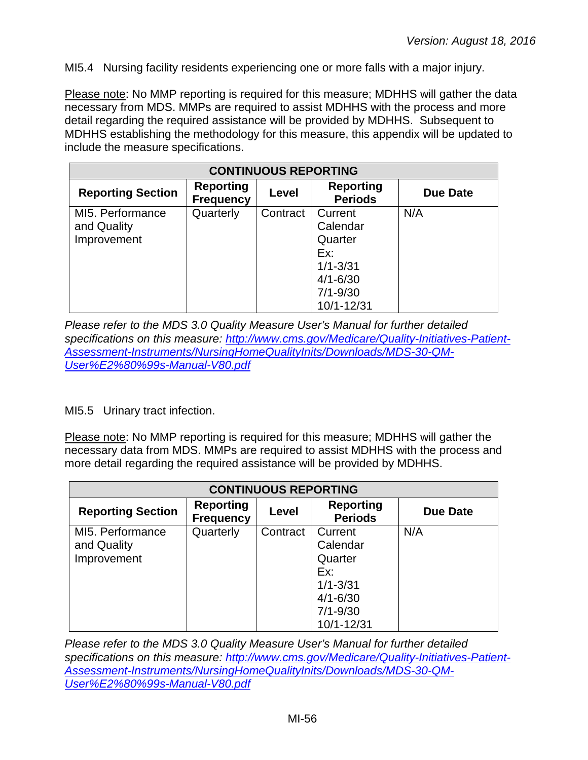MI5.4 Nursing facility residents experiencing one or more falls with a major injury.

Please note: No MMP reporting is required for this measure; MDHHS will gather the data necessary from MDS. MMPs are required to assist MDHHS with the process and more detail regarding the required assistance will be provided by MDHHS. Subsequent to MDHHS establishing the methodology for this measure, this appendix will be updated to include the measure specifications.

| CONTINUOUS REPORTING | | | | |
|---|---|---|---|---|
| **Reporting Section** | **Reporting Frequency** | **Level** | **Reporting Periods** | **Due Date** |
| MI5. Performance and Quality Improvement | Quarterly | Contract | Current Calendar Quarter Ex: 1/1-3/31 4/1-6/30 7/1-9/30 10/1-12/31 | N/A |

*Please refer to the MDS 3.0 Quality Measure User's Manual for further detailed specifications on this measure: [http://www.cms.gov/Medicare/Quality-Initiatives-Patient-Assessment-Instruments/NursingHomeQualityInits/Downloads/MDS-30-QM-User%E2%80%99s-Manual-V80.pdf](http://www.cms.gov/Medicare/Quality-Initiatives-Patient-Assessment-Instruments/NursingHomeQualityInits/Downloads/MDS-30-QM-User%E2%80%99s-Manual-V80.pdf)*

MI5.5 Urinary tract infection.

Please note: No MMP reporting is required for this measure; MDHHS will gather the necessary data from MDS. MMPs are required to assist MDHHS with the process and more detail regarding the required assistance will be provided by MDHHS.

| CONTINUOUS REPORTING | | | | |
|---|---|---|---|---|
| **Reporting Section** | **Reporting Frequency** | **Level** | **Reporting Periods** | **Due Date** |
| MI5. Performance and Quality Improvement | Quarterly | Contract | Current Calendar Quarter Ex: 1/1-3/31 4/1-6/30 7/1-9/30 10/1-12/31 | N/A |

*Please refer to the MDS 3.0 Quality Measure User's Manual for further detailed specifications on this measure: [http://www.cms.gov/Medicare/Quality-Initiatives-Patient-Assessment-Instruments/NursingHomeQualityInits/Downloads/MDS-30-QM-User%E2%80%99s-Manual-V80.pdf](http://www.cms.gov/Medicare/Quality-Initiatives-Patient-Assessment-Instruments/NursingHomeQualityInits/Downloads/MDS-30-QM-User%E2%80%99s-Manual-V80.pdf)*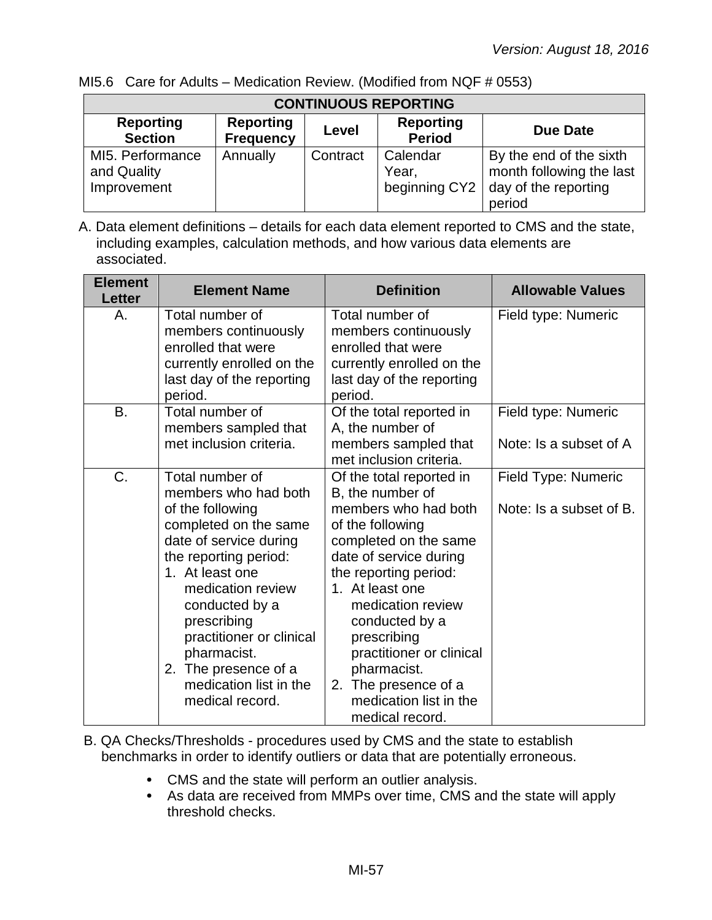MI5.6 Care for Adults – Medication Review. (Modified from NQF # 0553)

| CONTINUOUS REPORTING | | | | |
|---|---|---|---|---|
| **Reporting Section** | **Reporting Frequency** | **Level** | **Reporting Period** | **Due Date** |
| MI5. Performance and Quality Improvement | Annually | Contract | Calendar Year, beginning CY2 | By the end of the sixth month following the last day of the reporting period |

A. Data element definitions – details for each data element reported to CMS and the state, including examples, calculation methods, and how various data elements are associated.

| Element Letter | Element Name | Definition | Allowable Values |
|---|---|---|---|
| A. | Total number of members continuously enrolled that were currently enrolled on the last day of the reporting period. | Total number of members continuously enrolled that were currently enrolled on the last day of the reporting period. | Field type: Numeric |
| B. | Total number of members sampled that met inclusion criteria. | Of the total reported in A, the number of members sampled that met inclusion criteria. | Field type: Numeric<br><br>Note: Is a subset of A |
| C. | Total number of members who had both of the following completed on the same date of service during the reporting period:<br>1. At least one medication review conducted by a prescribing practitioner or clinical pharmacist.<br>2. The presence of a medication list in the medical record. | Of the total reported in B, the number of members who had both of the following completed on the same date of service during the reporting period:<br>1. At least one medication review conducted by a prescribing practitioner or clinical pharmacist.<br>2. The presence of a medication list in the medical record. | Field Type: Numeric<br><br>Note: Is a subset of B. |

B. QA Checks/Thresholds - procedures used by CMS and the state to establish benchmarks in order to identify outliers or data that are potentially erroneous.

- CMS and the state will perform an outlier analysis.
- As data are received from MMPs over time, CMS and the state will apply threshold checks.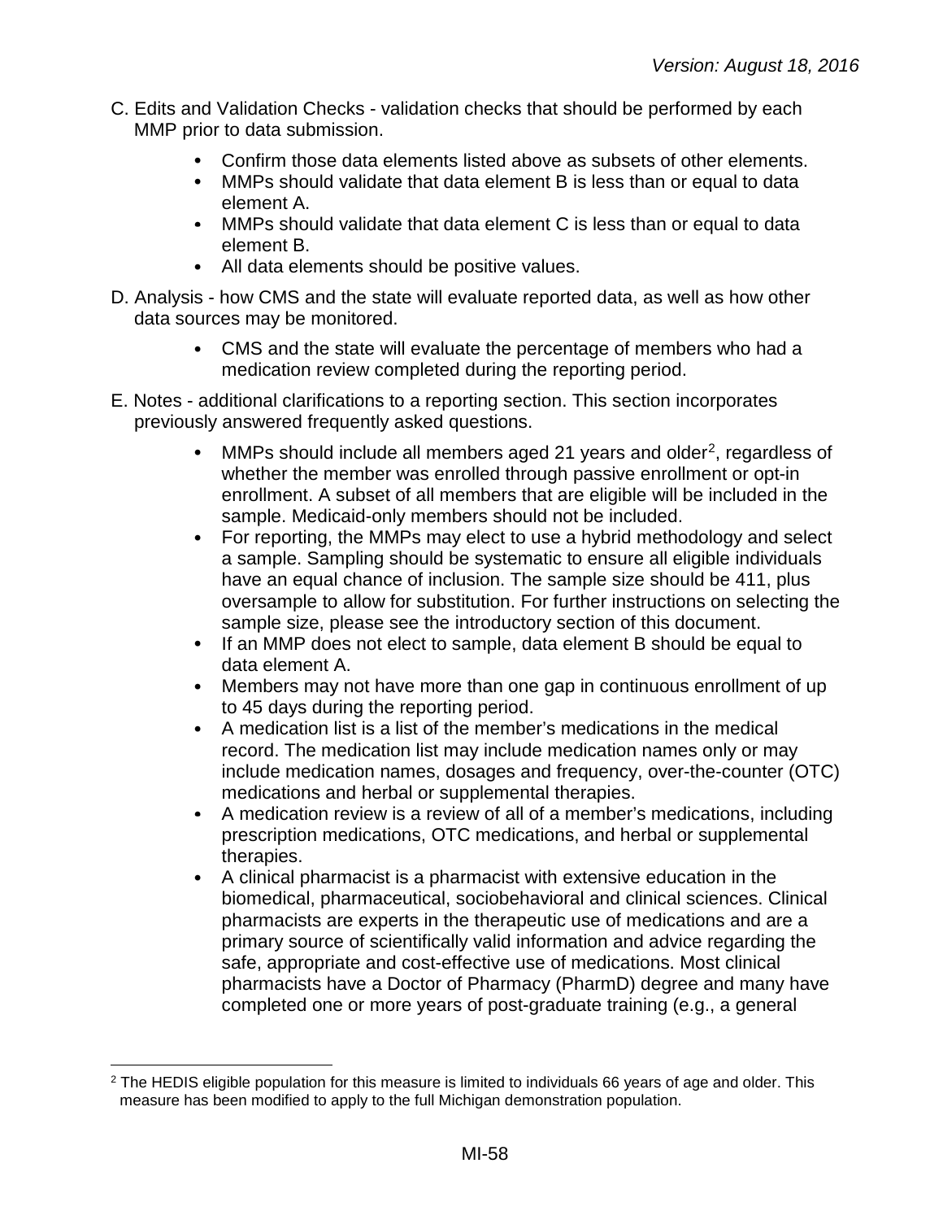C. Edits and Validation Checks - validation checks that should be performed by each MMP prior to data submission.

- Confirm those data elements listed above as subsets of other elements.
- MMPs should validate that data element B is less than or equal to data element A.
- MMPs should validate that data element C is less than or equal to data element B.
- All data elements should be positive values.

D. Analysis - how CMS and the state will evaluate reported data, as well as how other data sources may be monitored.

- CMS and the state will evaluate the percentage of members who had a medication review completed during the reporting period.

E. Notes - additional clarifications to a reporting section. This section incorporates previously answered frequently asked questions.

- MMPs should include all members aged 21 years and older[2], regardless of whether the member was enrolled through passive enrollment or opt-in enrollment. A subset of all members that are eligible will be included in the sample. Medicaid-only members should not be included.
- For reporting, the MMPs may elect to use a hybrid methodology and select a sample. Sampling should be systematic to ensure all eligible individuals have an equal chance of inclusion. The sample size should be 411, plus oversample to allow for substitution. For further instructions on selecting the sample size, please see the introductory section of this document.
- If an MMP does not elect to sample, data element B should be equal to data element A.
- Members may not have more than one gap in continuous enrollment of up to 45 days during the reporting period.
- A medication list is a list of the member's medications in the medical record. The medication list may include medication names only or may include medication names, dosages and frequency, over-the-counter (OTC) medications and herbal or supplemental therapies.
- A medication review is a review of all of a member's medications, including prescription medications, OTC medications, and herbal or supplemental therapies.
- A clinical pharmacist is a pharmacist with extensive education in the biomedical, pharmaceutical, sociobehavioral and clinical sciences. Clinical pharmacists are experts in the therapeutic use of medications and are a primary source of scientifically valid information and advice regarding the safe, appropriate and cost-effective use of medications. Most clinical pharmacists have a Doctor of Pharmacy (PharmD) degree and many have completed one or more years of post-graduate training (e.g., a general

[2] The HEDIS eligible population for this measure is limited to individuals 66 years of age and older. This measure has been modified to apply to the full Michigan demonstration population.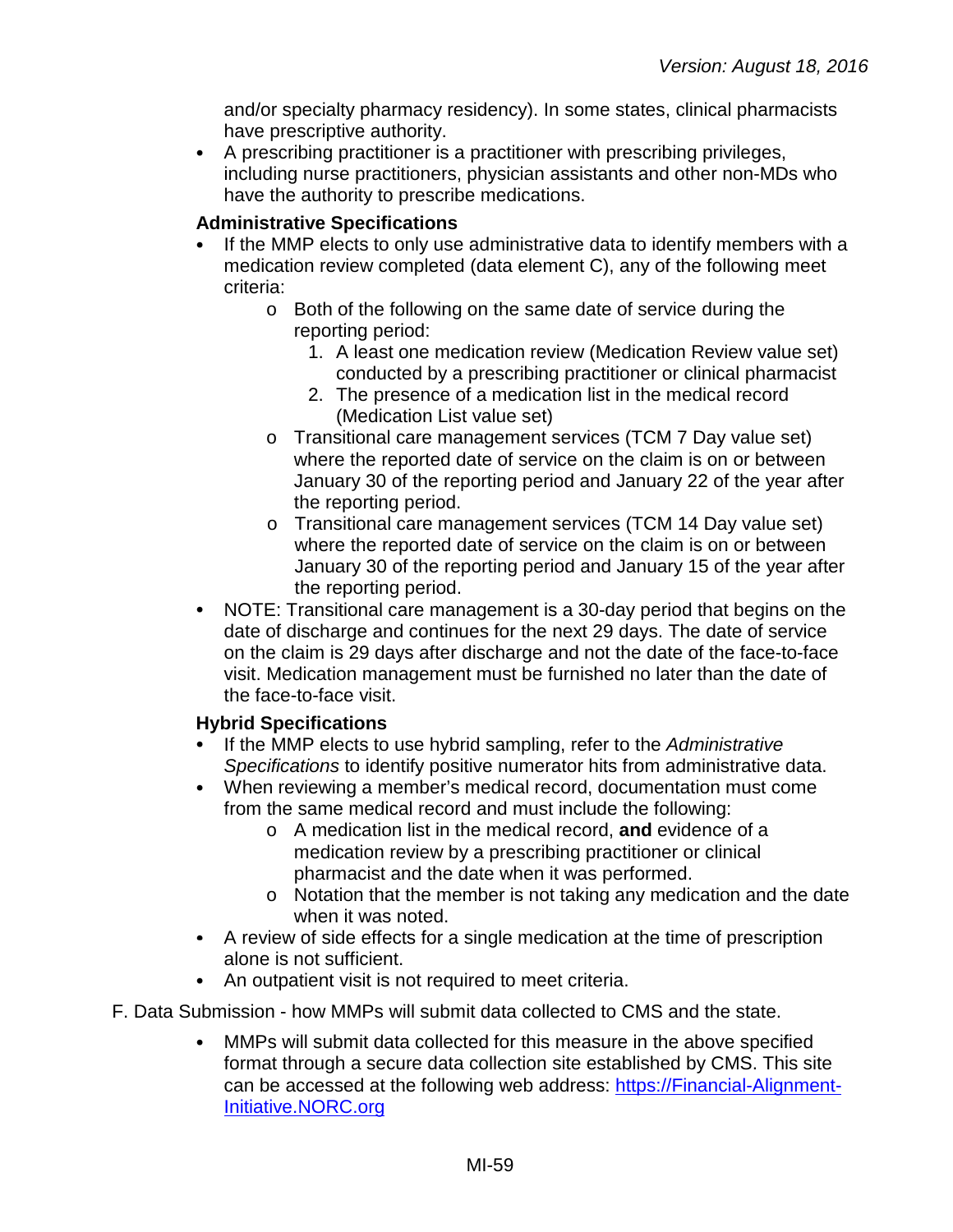and/or specialty pharmacy residency). In some states, clinical pharmacists have prescriptive authority.

- A prescribing practitioner is a practitioner with prescribing privileges, including nurse practitioners, physician assistants and other non-MDs who have the authority to prescribe medications.

**Administrative Specifications**

- If the MMP elects to only use administrative data to identify members with a medication review completed (data element C), any of the following meet criteria:
  - Both of the following on the same date of service during the reporting period:
    1. A least one medication review (Medication Review value set) conducted by a prescribing practitioner or clinical pharmacist
    2. The presence of a medication list in the medical record (Medication List value set)
  - Transitional care management services (TCM 7 Day value set) where the reported date of service on the claim is on or between January 30 of the reporting period and January 22 of the year after the reporting period.
  - Transitional care management services (TCM 14 Day value set) where the reported date of service on the claim is on or between January 30 of the reporting period and January 15 of the year after the reporting period.
- NOTE: Transitional care management is a 30-day period that begins on the date of discharge and continues for the next 29 days. The date of service on the claim is 29 days after discharge and not the date of the face-to-face visit. Medication management must be furnished no later than the date of the face-to-face visit.

**Hybrid Specifications**

- If the MMP elects to use hybrid sampling, refer to the *Administrative Specifications* to identify positive numerator hits from administrative data.
- When reviewing a member's medical record, documentation must come from the same medical record and must include the following:
  - A medication list in the medical record, **and** evidence of a medication review by a prescribing practitioner or clinical pharmacist and the date when it was performed.
  - Notation that the member is not taking any medication and the date when it was noted.
- A review of side effects for a single medication at the time of prescription alone is not sufficient.
- An outpatient visit is not required to meet criteria.

F. Data Submission - how MMPs will submit data collected to CMS and the state.

- MMPs will submit data collected for this measure in the above specified format through a secure data collection site established by CMS. This site can be accessed at the following web address: https://Financial-Alignment-Initiative.NORC.org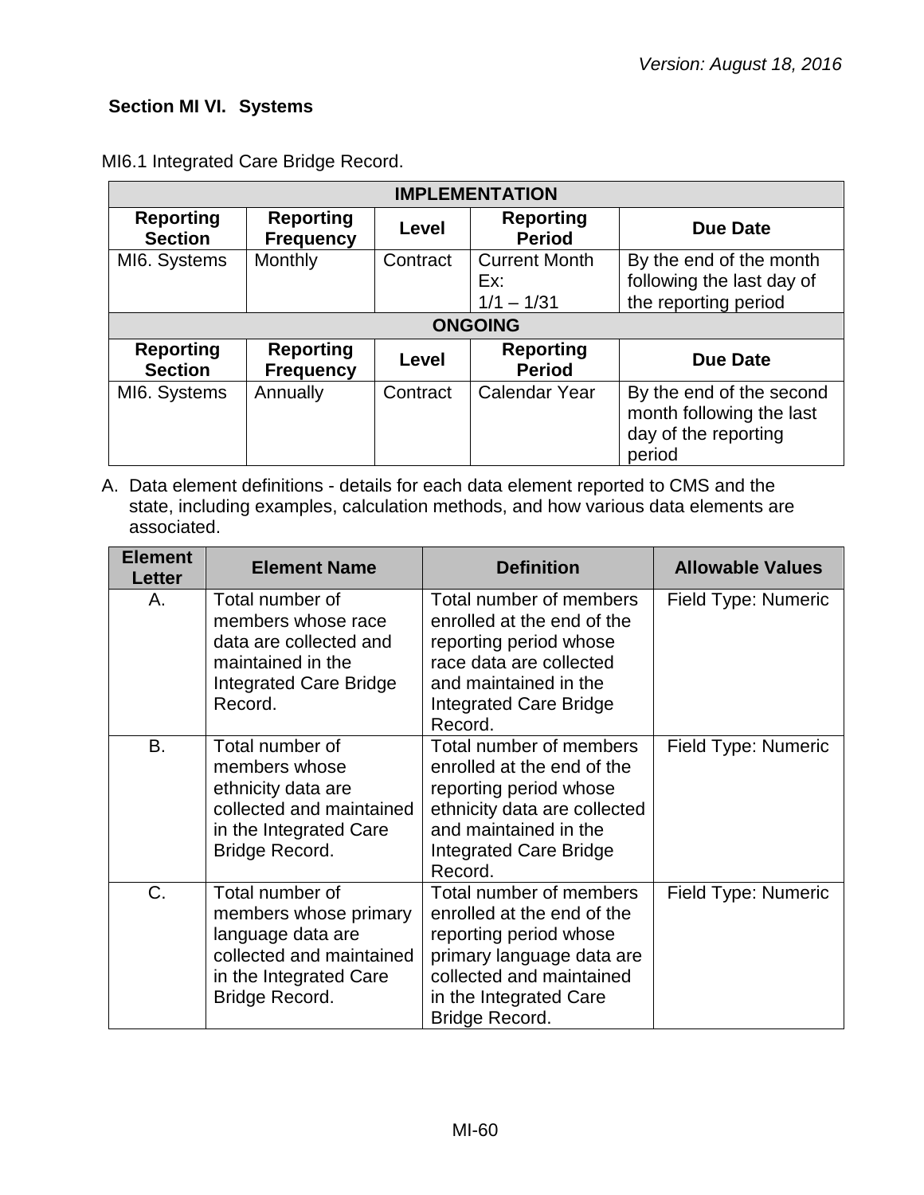## Section MI VI. Systems

MI6.1 Integrated Care Bridge Record.

| IMPLEMENTATION | | | | |
|---|---|---|---|---|
| **Reporting Section** | **Reporting Frequency** | **Level** | **Reporting Period** | **Due Date** |
| MI6. Systems | Monthly | Contract | Current Month Ex: 1/1 – 1/31 | By the end of the month following the last day of the reporting period |
| **ONGOING** | | | | |
| **Reporting Section** | **Reporting Frequency** | **Level** | **Reporting Period** | **Due Date** |
| MI6. Systems | Annually | Contract | Calendar Year | By the end of the second month following the last day of the reporting period |

A. Data element definitions - details for each data element reported to CMS and the state, including examples, calculation methods, and how various data elements are associated.

| Element Letter | Element Name | Definition | Allowable Values |
|---|---|---|---|
| A. | Total number of members whose race data are collected and maintained in the Integrated Care Bridge Record. | Total number of members enrolled at the end of the reporting period whose race data are collected and maintained in the Integrated Care Bridge Record. | Field Type: Numeric |
| B. | Total number of members whose ethnicity data are collected and maintained in the Integrated Care Bridge Record. | Total number of members enrolled at the end of the reporting period whose ethnicity data are collected and maintained in the Integrated Care Bridge Record. | Field Type: Numeric |
| C. | Total number of members whose primary language data are collected and maintained in the Integrated Care Bridge Record. | Total number of members enrolled at the end of the reporting period whose primary language data are collected and maintained in the Integrated Care Bridge Record. | Field Type: Numeric |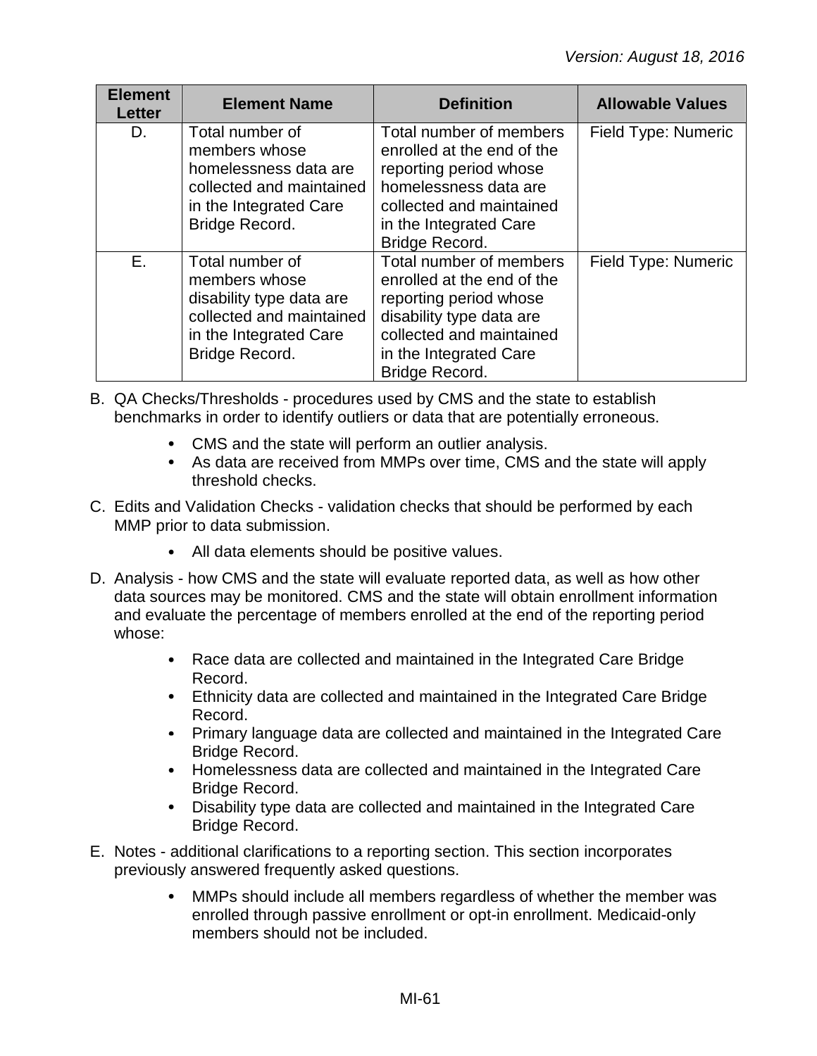| Element Letter | Element Name | Definition | Allowable Values |
|---|---|---|---|
| D. | Total number of members whose homelessness data are collected and maintained in the Integrated Care Bridge Record. | Total number of members enrolled at the end of the reporting period whose homelessness data are collected and maintained in the Integrated Care Bridge Record. | Field Type: Numeric |
| E. | Total number of members whose disability type data are collected and maintained in the Integrated Care Bridge Record. | Total number of members enrolled at the end of the reporting period whose disability type data are collected and maintained in the Integrated Care Bridge Record. | Field Type: Numeric |

B. QA Checks/Thresholds - procedures used by CMS and the state to establish benchmarks in order to identify outliers or data that are potentially erroneous.

- CMS and the state will perform an outlier analysis.
- As data are received from MMPs over time, CMS and the state will apply threshold checks.

C. Edits and Validation Checks - validation checks that should be performed by each MMP prior to data submission.

- All data elements should be positive values.

D. Analysis - how CMS and the state will evaluate reported data, as well as how other data sources may be monitored. CMS and the state will obtain enrollment information and evaluate the percentage of members enrolled at the end of the reporting period whose:

- Race data are collected and maintained in the Integrated Care Bridge Record.
- Ethnicity data are collected and maintained in the Integrated Care Bridge Record.
- Primary language data are collected and maintained in the Integrated Care Bridge Record.
- Homelessness data are collected and maintained in the Integrated Care Bridge Record.
- Disability type data are collected and maintained in the Integrated Care Bridge Record.

E. Notes - additional clarifications to a reporting section. This section incorporates previously answered frequently asked questions.

- MMPs should include all members regardless of whether the member was enrolled through passive enrollment or opt-in enrollment. Medicaid-only members should not be included.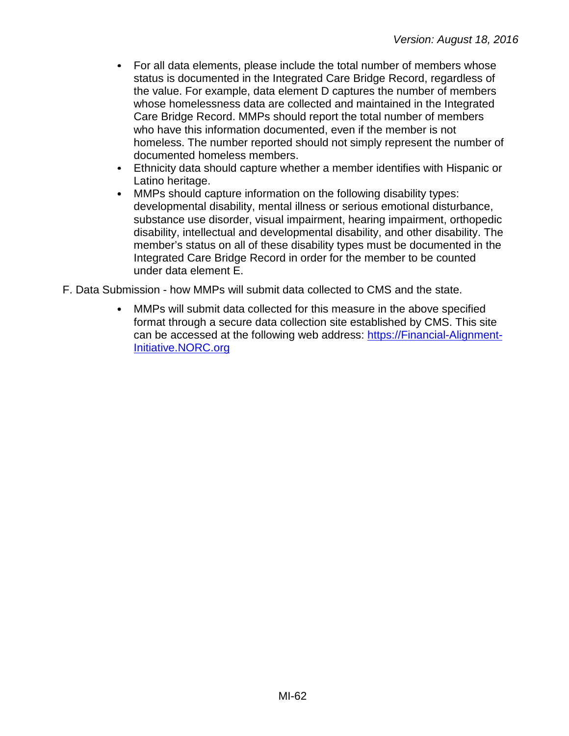- For all data elements, please include the total number of members whose status is documented in the Integrated Care Bridge Record, regardless of the value. For example, data element D captures the number of members whose homelessness data are collected and maintained in the Integrated Care Bridge Record. MMPs should report the total number of members who have this information documented, even if the member is not homeless. The number reported should not simply represent the number of documented homeless members.
- Ethnicity data should capture whether a member identifies with Hispanic or Latino heritage.
- MMPs should capture information on the following disability types: developmental disability, mental illness or serious emotional disturbance, substance use disorder, visual impairment, hearing impairment, orthopedic disability, intellectual and developmental disability, and other disability. The member's status on all of these disability types must be documented in the Integrated Care Bridge Record in order for the member to be counted under data element E.

F. Data Submission - how MMPs will submit data collected to CMS and the state.

- MMPs will submit data collected for this measure in the above specified format through a secure data collection site established by CMS. This site can be accessed at the following web address: [https://Financial-Alignment-Initiative.NORC.org](https://Financial-Alignment-Initiative.NORC.org)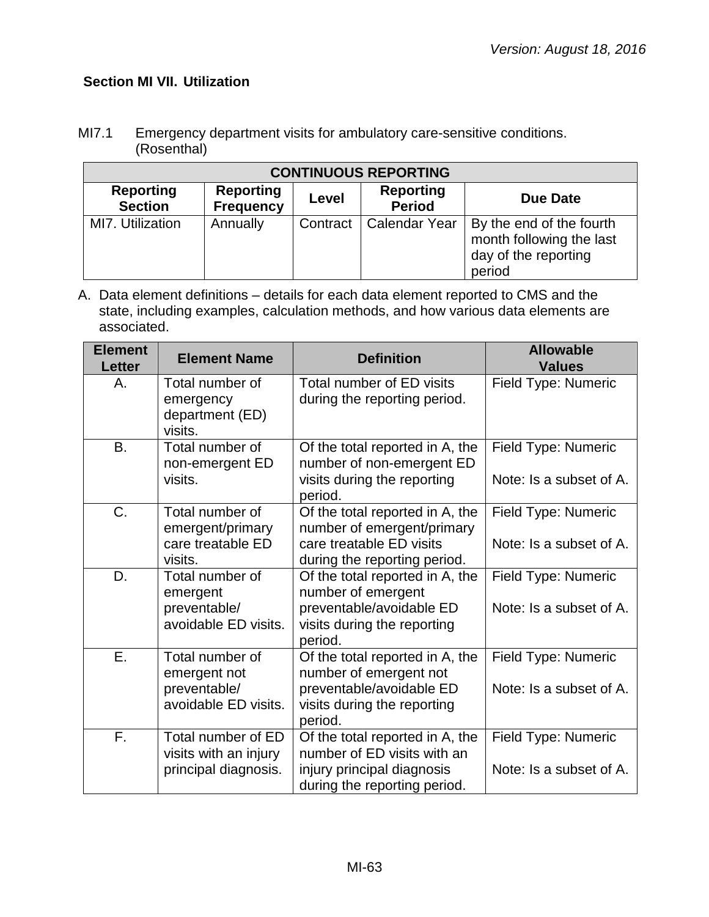*Version: August 18, 2016*

### Section MI VII. Utilization

MI7.1 Emergency department visits for ambulatory care-sensitive conditions. (Rosenthal)

| CONTINUOUS REPORTING | | | | |
|---|---|---|---|---|
| **Reporting Section** | **Reporting Frequency** | **Level** | **Reporting Period** | **Due Date** |
| MI7. Utilization | Annually | Contract | Calendar Year | By the end of the fourth month following the last day of the reporting period |

A. Data element definitions – details for each data element reported to CMS and the state, including examples, calculation methods, and how various data elements are associated.

| Element Letter | Element Name | Definition | Allowable Values |
|---|---|---|---|
| A. | Total number of emergency department (ED) visits. | Total number of ED visits during the reporting period. | Field Type: Numeric |
| B. | Total number of non-emergent ED visits. | Of the total reported in A, the number of non-emergent ED visits during the reporting period. | Field Type: Numeric<br><br>Note: Is a subset of A. |
| C. | Total number of emergent/primary care treatable ED visits. | Of the total reported in A, the number of emergent/primary care treatable ED visits during the reporting period. | Field Type: Numeric<br><br>Note: Is a subset of A. |
| D. | Total number of emergent preventable/ avoidable ED visits. | Of the total reported in A, the number of emergent preventable/avoidable ED visits during the reporting period. | Field Type: Numeric<br><br>Note: Is a subset of A. |
| E. | Total number of emergent not preventable/ avoidable ED visits. | Of the total reported in A, the number of emergent not preventable/avoidable ED visits during the reporting period. | Field Type: Numeric<br><br>Note: Is a subset of A. |
| F. | Total number of ED visits with an injury principal diagnosis. | Of the total reported in A, the number of ED visits with an injury principal diagnosis during the reporting period. | Field Type: Numeric<br><br>Note: Is a subset of A. |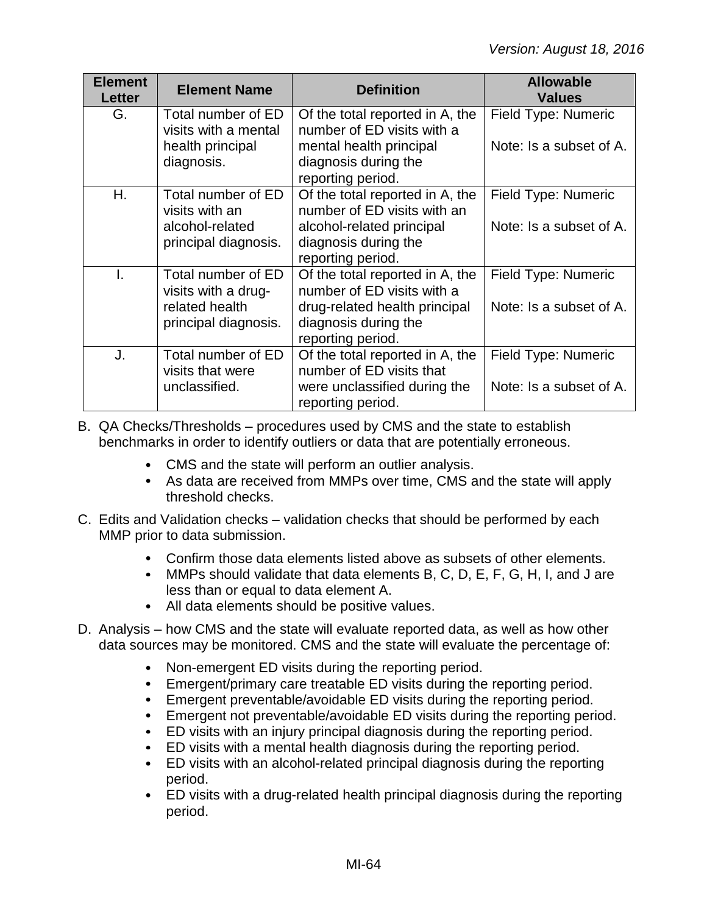| Element Letter | Element Name | Definition | Allowable Values |
|---|---|---|---|
| G. | Total number of ED visits with a mental health principal diagnosis. | Of the total reported in A, the number of ED visits with a mental health principal diagnosis during the reporting period. | Field Type: Numeric<br><br>Note: Is a subset of A. |
| H. | Total number of ED visits with an alcohol-related principal diagnosis. | Of the total reported in A, the number of ED visits with an alcohol-related principal diagnosis during the reporting period. | Field Type: Numeric<br><br>Note: Is a subset of A. |
| I. | Total number of ED visits with a drug-related health principal diagnosis. | Of the total reported in A, the number of ED visits with a drug-related health principal diagnosis during the reporting period. | Field Type: Numeric<br><br>Note: Is a subset of A. |
| J. | Total number of ED visits that were unclassified. | Of the total reported in A, the number of ED visits that were unclassified during the reporting period. | Field Type: Numeric<br><br>Note: Is a subset of A. |

B. QA Checks/Thresholds – procedures used by CMS and the state to establish benchmarks in order to identify outliers or data that are potentially erroneous.

- CMS and the state will perform an outlier analysis.
- As data are received from MMPs over time, CMS and the state will apply threshold checks.

C. Edits and Validation checks – validation checks that should be performed by each MMP prior to data submission.

- Confirm those data elements listed above as subsets of other elements.
- MMPs should validate that data elements B, C, D, E, F, G, H, I, and J are less than or equal to data element A.
- All data elements should be positive values.

D. Analysis – how CMS and the state will evaluate reported data, as well as how other data sources may be monitored. CMS and the state will evaluate the percentage of:

- Non-emergent ED visits during the reporting period.
- Emergent/primary care treatable ED visits during the reporting period.
- Emergent preventable/avoidable ED visits during the reporting period.
- Emergent not preventable/avoidable ED visits during the reporting period.
- ED visits with an injury principal diagnosis during the reporting period.
- ED visits with a mental health diagnosis during the reporting period.
- ED visits with an alcohol-related principal diagnosis during the reporting period.
- ED visits with a drug-related health principal diagnosis during the reporting period.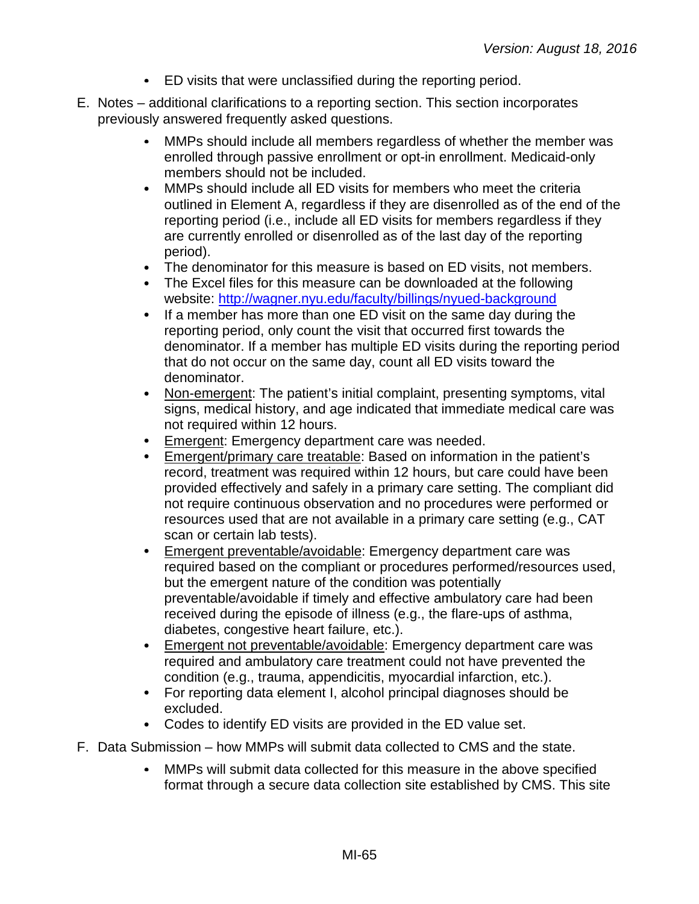- ED visits that were unclassified during the reporting period.

E. Notes – additional clarifications to a reporting section. This section incorporates previously answered frequently asked questions.

  - MMPs should include all members regardless of whether the member was enrolled through passive enrollment or opt-in enrollment. Medicaid-only members should not be included.
  - MMPs should include all ED visits for members who meet the criteria outlined in Element A, regardless if they are disenrolled as of the end of the reporting period (i.e., include all ED visits for members regardless if they are currently enrolled or disenrolled as of the last day of the reporting period).
  - The denominator for this measure is based on ED visits, not members.
  - The Excel files for this measure can be downloaded at the following website: [http://wagner.nyu.edu/faculty/billings/nyued-background](http://wagner.nyu.edu/faculty/billings/nyued-background)
  - If a member has more than one ED visit on the same day during the reporting period, only count the visit that occurred first towards the denominator. If a member has multiple ED visits during the reporting period that do not occur on the same day, count all ED visits toward the denominator.
  - <u>Non-emergent</u>: The patient's initial complaint, presenting symptoms, vital signs, medical history, and age indicated that immediate medical care was not required within 12 hours.
  - <u>Emergent</u>: Emergency department care was needed.
  - <u>Emergent/primary care treatable</u>: Based on information in the patient's record, treatment was required within 12 hours, but care could have been provided effectively and safely in a primary care setting. The compliant did not require continuous observation and no procedures were performed or resources used that are not available in a primary care setting (e.g., CAT scan or certain lab tests).
  - <u>Emergent preventable/avoidable</u>: Emergency department care was required based on the compliant or procedures performed/resources used, but the emergent nature of the condition was potentially preventable/avoidable if timely and effective ambulatory care had been received during the episode of illness (e.g., the flare-ups of asthma, diabetes, congestive heart failure, etc.).
  - <u>Emergent not preventable/avoidable</u>: Emergency department care was required and ambulatory care treatment could not have prevented the condition (e.g., trauma, appendicitis, myocardial infarction, etc.).
  - For reporting data element I, alcohol principal diagnoses should be excluded.
  - Codes to identify ED visits are provided in the ED value set.

F. Data Submission – how MMPs will submit data collected to CMS and the state.

  - MMPs will submit data collected for this measure in the above specified format through a secure data collection site established by CMS. This site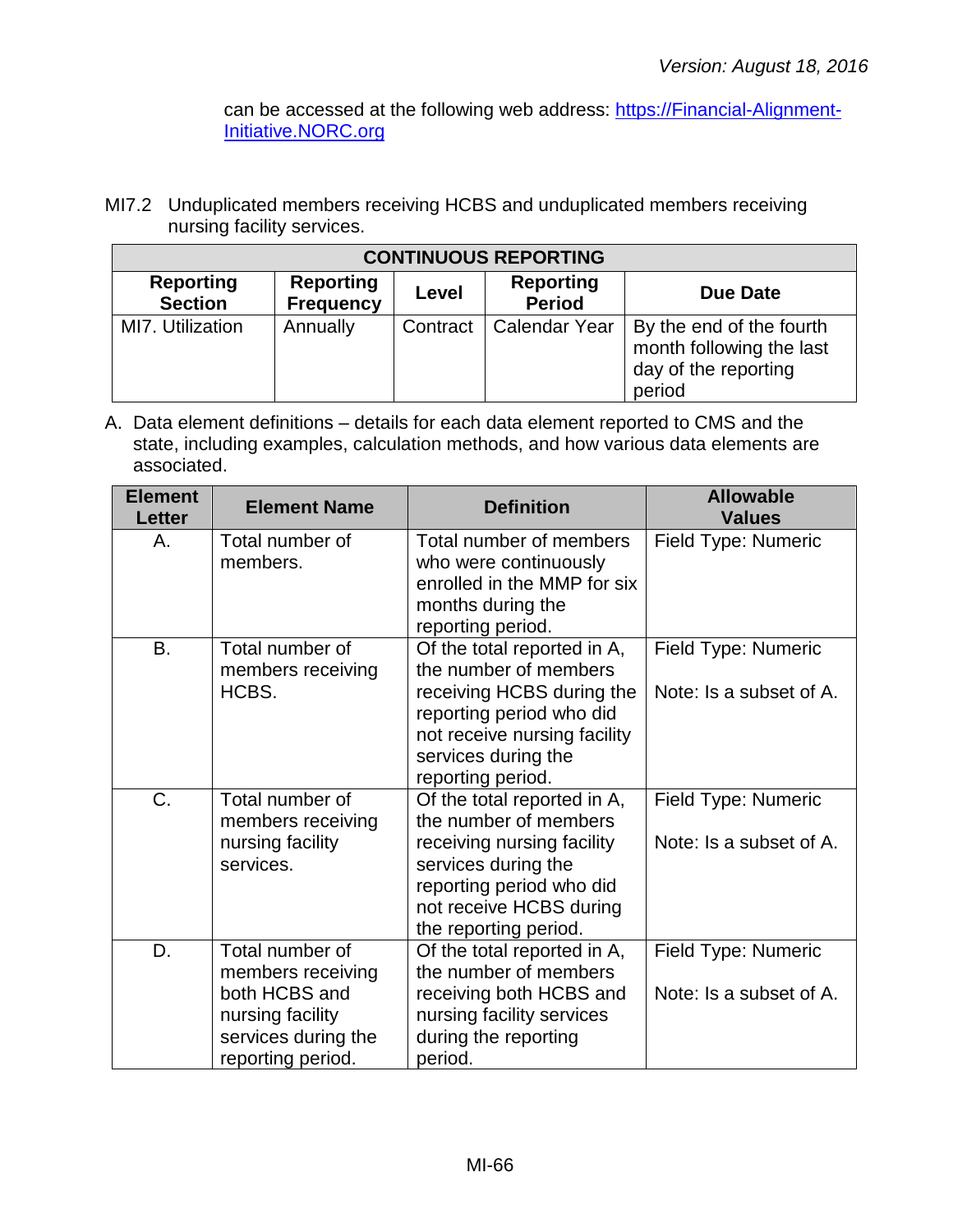can be accessed at the following web address: https://Financial-Alignment-Initiative.NORC.org

MI7.2 Unduplicated members receiving HCBS and unduplicated members receiving nursing facility services.

| CONTINUOUS REPORTING | | | | |
|---|---|---|---|---|
| **Reporting Section** | **Reporting Frequency** | **Level** | **Reporting Period** | **Due Date** |
| MI7. Utilization | Annually | Contract | Calendar Year | By the end of the fourth month following the last day of the reporting period |

A. Data element definitions – details for each data element reported to CMS and the state, including examples, calculation methods, and how various data elements are associated.

| Element Letter | Element Name | Definition | Allowable Values |
|---|---|---|---|
| A. | Total number of members. | Total number of members who were continuously enrolled in the MMP for six months during the reporting period. | Field Type: Numeric |
| B. | Total number of members receiving HCBS. | Of the total reported in A, the number of members receiving HCBS during the reporting period who did not receive nursing facility services during the reporting period. | Field Type: Numeric<br><br>Note: Is a subset of A. |
| C. | Total number of members receiving nursing facility services. | Of the total reported in A, the number of members receiving nursing facility services during the reporting period who did not receive HCBS during the reporting period. | Field Type: Numeric<br><br>Note: Is a subset of A. |
| D. | Total number of members receiving both HCBS and nursing facility services during the reporting period. | Of the total reported in A, the number of members receiving both HCBS and nursing facility services during the reporting period. | Field Type: Numeric<br><br>Note: Is a subset of A. |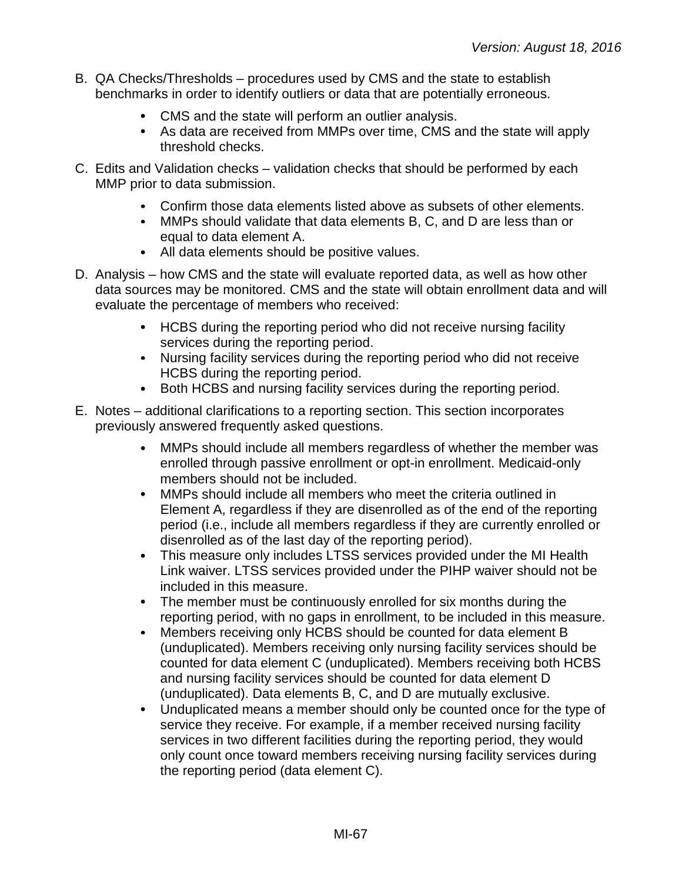B. QA Checks/Thresholds – procedures used by CMS and the state to establish benchmarks in order to identify outliers or data that are potentially erroneous.

- CMS and the state will perform an outlier analysis.
- As data are received from MMPs over time, CMS and the state will apply threshold checks.

C. Edits and Validation checks – validation checks that should be performed by each MMP prior to data submission.

- Confirm those data elements listed above as subsets of other elements.
- MMPs should validate that data elements B, C, and D are less than or equal to data element A.
- All data elements should be positive values.

D. Analysis – how CMS and the state will evaluate reported data, as well as how other data sources may be monitored. CMS and the state will obtain enrollment data and will evaluate the percentage of members who received:

- HCBS during the reporting period who did not receive nursing facility services during the reporting period.
- Nursing facility services during the reporting period who did not receive HCBS during the reporting period.
- Both HCBS and nursing facility services during the reporting period.

E. Notes – additional clarifications to a reporting section. This section incorporates previously answered frequently asked questions.

- MMPs should include all members regardless of whether the member was enrolled through passive enrollment or opt-in enrollment. Medicaid-only members should not be included.
- MMPs should include all members who meet the criteria outlined in Element A, regardless if they are disenrolled as of the end of the reporting period (i.e., include all members regardless if they are currently enrolled or disenrolled as of the last day of the reporting period).
- This measure only includes LTSS services provided under the MI Health Link waiver. LTSS services provided under the PIHP waiver should not be included in this measure.
- The member must be continuously enrolled for six months during the reporting period, with no gaps in enrollment, to be included in this measure.
- Members receiving only HCBS should be counted for data element B (unduplicated). Members receiving only nursing facility services should be counted for data element C (unduplicated). Members receiving both HCBS and nursing facility services should be counted for data element D (unduplicated). Data elements B, C, and D are mutually exclusive.
- Unduplicated means a member should only be counted once for the type of service they receive. For example, if a member received nursing facility services in two different facilities during the reporting period, they would only count once toward members receiving nursing facility services during the reporting period (data element C).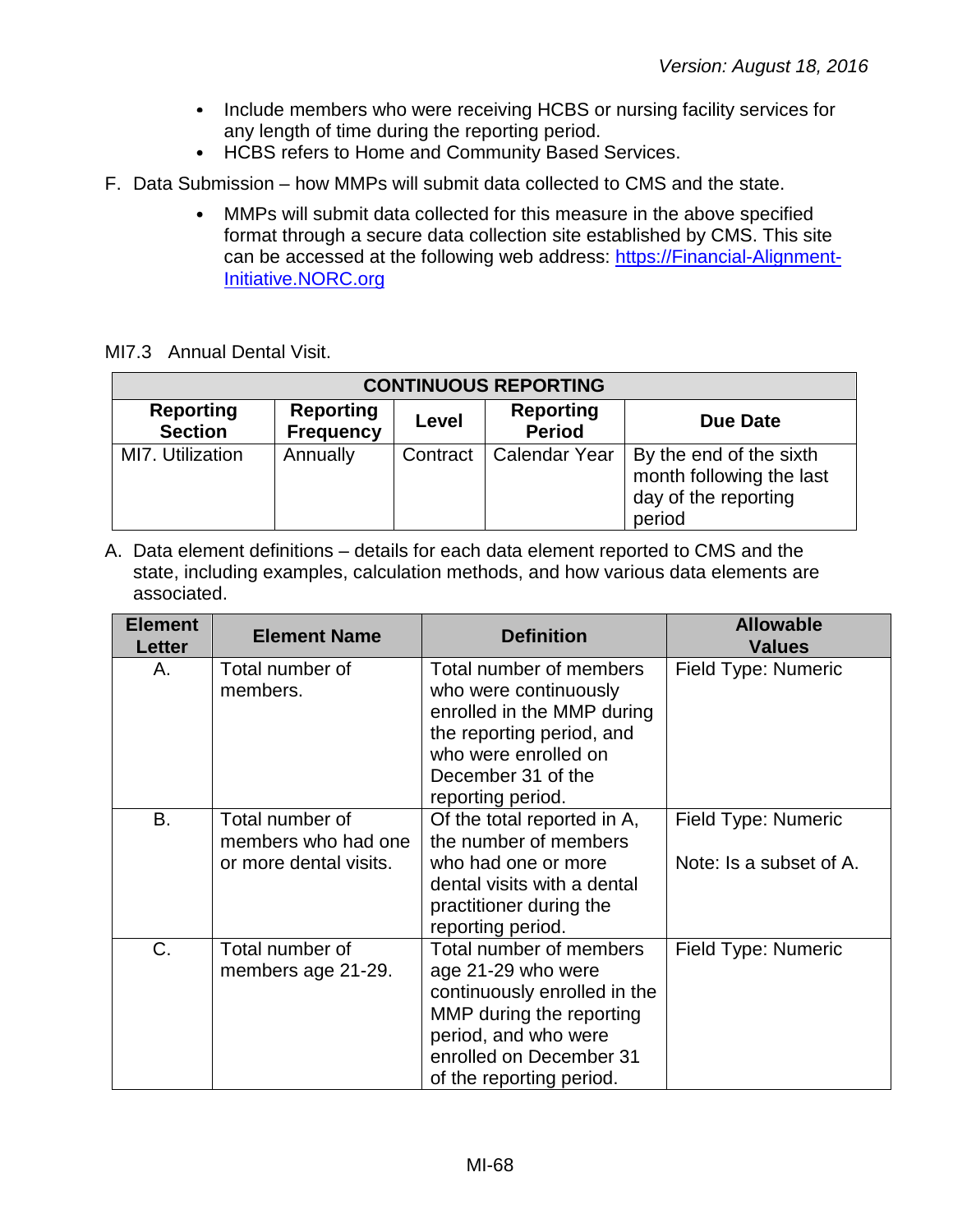- Include members who were receiving HCBS or nursing facility services for any length of time during the reporting period.
- HCBS refers to Home and Community Based Services.

F. Data Submission – how MMPs will submit data collected to CMS and the state.

- MMPs will submit data collected for this measure in the above specified format through a secure data collection site established by CMS. This site can be accessed at the following web address: [https://Financial-Alignment-Initiative.NORC.org](https://Financial-Alignment-Initiative.NORC.org)

MI7.3 Annual Dental Visit.

| CONTINUOUS REPORTING | | | | |
|---|---|---|---|---|
| **Reporting Section** | **Reporting Frequency** | **Level** | **Reporting Period** | **Due Date** |
| MI7. Utilization | Annually | Contract | Calendar Year | By the end of the sixth month following the last day of the reporting period |

A. Data element definitions – details for each data element reported to CMS and the state, including examples, calculation methods, and how various data elements are associated.

| Element Letter | Element Name | Definition | Allowable Values |
|---|---|---|---|
| A. | Total number of members. | Total number of members who were continuously enrolled in the MMP during the reporting period, and who were enrolled on December 31 of the reporting period. | Field Type: Numeric |
| B. | Total number of members who had one or more dental visits. | Of the total reported in A, the number of members who had one or more dental visits with a dental practitioner during the reporting period. | Field Type: Numeric<br><br>Note: Is a subset of A. |
| C. | Total number of members age 21-29. | Total number of members age 21-29 who were continuously enrolled in the MMP during the reporting period, and who were enrolled on December 31 of the reporting period. | Field Type: Numeric |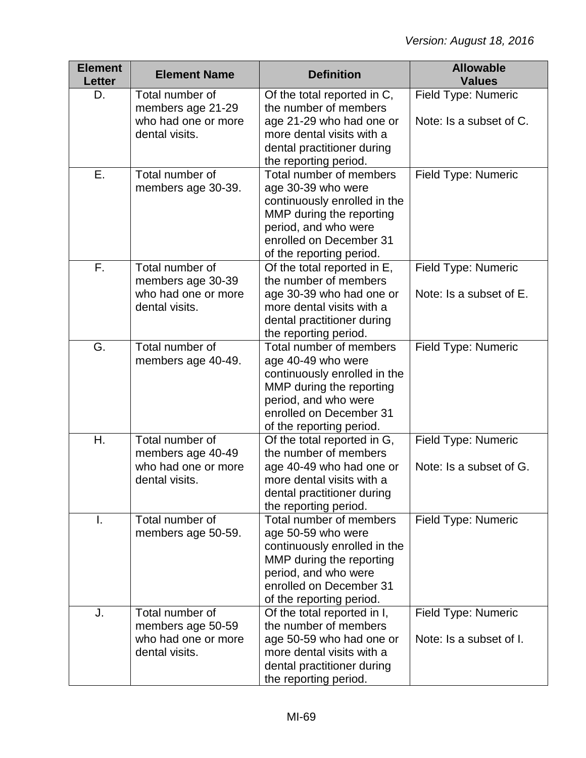| Element Letter | Element Name | Definition | Allowable Values |
|---|---|---|---|
| D. | Total number of members age 21-29 who had one or more dental visits. | Of the total reported in C, the number of members age 21-29 who had one or more dental visits with a dental practitioner during the reporting period. | Field Type: Numeric<br><br>Note: Is a subset of C. |
| E. | Total number of members age 30-39. | Total number of members age 30-39 who were continuously enrolled in the MMP during the reporting period, and who were enrolled on December 31 of the reporting period. | Field Type: Numeric |
| F. | Total number of members age 30-39 who had one or more dental visits. | Of the total reported in E, the number of members age 30-39 who had one or more dental visits with a dental practitioner during the reporting period. | Field Type: Numeric<br><br>Note: Is a subset of E. |
| G. | Total number of members age 40-49. | Total number of members age 40-49 who were continuously enrolled in the MMP during the reporting period, and who were enrolled on December 31 of the reporting period. | Field Type: Numeric |
| H. | Total number of members age 40-49 who had one or more dental visits. | Of the total reported in G, the number of members age 40-49 who had one or more dental visits with a dental practitioner during the reporting period. | Field Type: Numeric<br><br>Note: Is a subset of G. |
| I. | Total number of members age 50-59. | Total number of members age 50-59 who were continuously enrolled in the MMP during the reporting period, and who were enrolled on December 31 of the reporting period. | Field Type: Numeric |
| J. | Total number of members age 50-59 who had one or more dental visits. | Of the total reported in I, the number of members age 50-59 who had one or more dental visits with a dental practitioner during the reporting period. | Field Type: Numeric<br><br>Note: Is a subset of I. |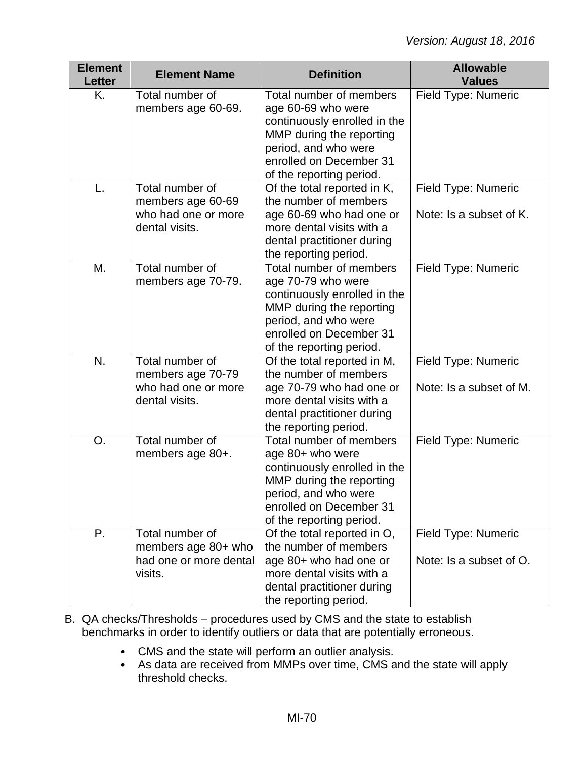| Element Letter | Element Name | Definition | Allowable Values |
|---|---|---|---|
| K. | Total number of members age 60-69. | Total number of members age 60-69 who were continuously enrolled in the MMP during the reporting period, and who were enrolled on December 31 of the reporting period. | Field Type: Numeric |
| L. | Total number of members age 60-69 who had one or more dental visits. | Of the total reported in K, the number of members age 60-69 who had one or more dental visits with a dental practitioner during the reporting period. | Field Type: Numeric<br><br>Note: Is a subset of K. |
| M. | Total number of members age 70-79. | Total number of members age 70-79 who were continuously enrolled in the MMP during the reporting period, and who were enrolled on December 31 of the reporting period. | Field Type: Numeric |
| N. | Total number of members age 70-79 who had one or more dental visits. | Of the total reported in M, the number of members age 70-79 who had one or more dental visits with a dental practitioner during the reporting period. | Field Type: Numeric<br><br>Note: Is a subset of M. |
| O. | Total number of members age 80+. | Total number of members age 80+ who were continuously enrolled in the MMP during the reporting period, and who were enrolled on December 31 of the reporting period. | Field Type: Numeric |
| P. | Total number of members age 80+ who had one or more dental visits. | Of the total reported in O, the number of members age 80+ who had one or more dental visits with a dental practitioner during the reporting period. | Field Type: Numeric<br><br>Note: Is a subset of O. |

B. QA checks/Thresholds – procedures used by CMS and the state to establish benchmarks in order to identify outliers or data that are potentially erroneous.

- CMS and the state will perform an outlier analysis.
- As data are received from MMPs over time, CMS and the state will apply threshold checks.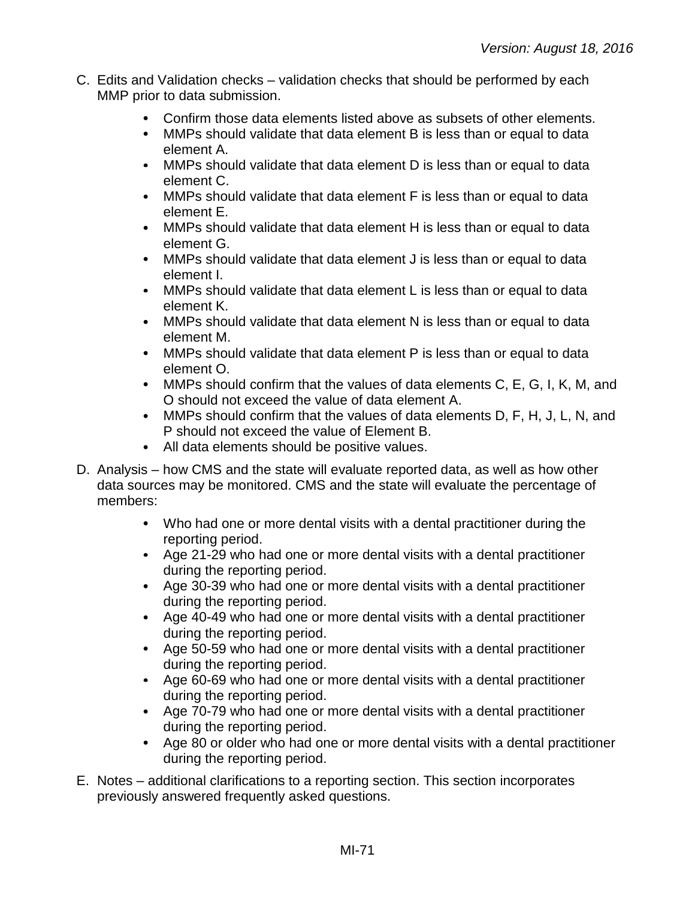C. Edits and Validation checks – validation checks that should be performed by each MMP prior to data submission.

    - Confirm those data elements listed above as subsets of other elements.
    - MMPs should validate that data element B is less than or equal to data element A.
    - MMPs should validate that data element D is less than or equal to data element C.
    - MMPs should validate that data element F is less than or equal to data element E.
    - MMPs should validate that data element H is less than or equal to data element G.
    - MMPs should validate that data element J is less than or equal to data element I.
    - MMPs should validate that data element L is less than or equal to data element K.
    - MMPs should validate that data element N is less than or equal to data element M.
    - MMPs should validate that data element P is less than or equal to data element O.
    - MMPs should confirm that the values of data elements C, E, G, I, K, M, and O should not exceed the value of data element A.
    - MMPs should confirm that the values of data elements D, F, H, J, L, N, and P should not exceed the value of Element B.
    - All data elements should be positive values.

D. Analysis – how CMS and the state will evaluate reported data, as well as how other data sources may be monitored. CMS and the state will evaluate the percentage of members:

    - Who had one or more dental visits with a dental practitioner during the reporting period.
    - Age 21-29 who had one or more dental visits with a dental practitioner during the reporting period.
    - Age 30-39 who had one or more dental visits with a dental practitioner during the reporting period.
    - Age 40-49 who had one or more dental visits with a dental practitioner during the reporting period.
    - Age 50-59 who had one or more dental visits with a dental practitioner during the reporting period.
    - Age 60-69 who had one or more dental visits with a dental practitioner during the reporting period.
    - Age 70-79 who had one or more dental visits with a dental practitioner during the reporting period.
    - Age 80 or older who had one or more dental visits with a dental practitioner during the reporting period.

E. Notes – additional clarifications to a reporting section. This section incorporates previously answered frequently asked questions.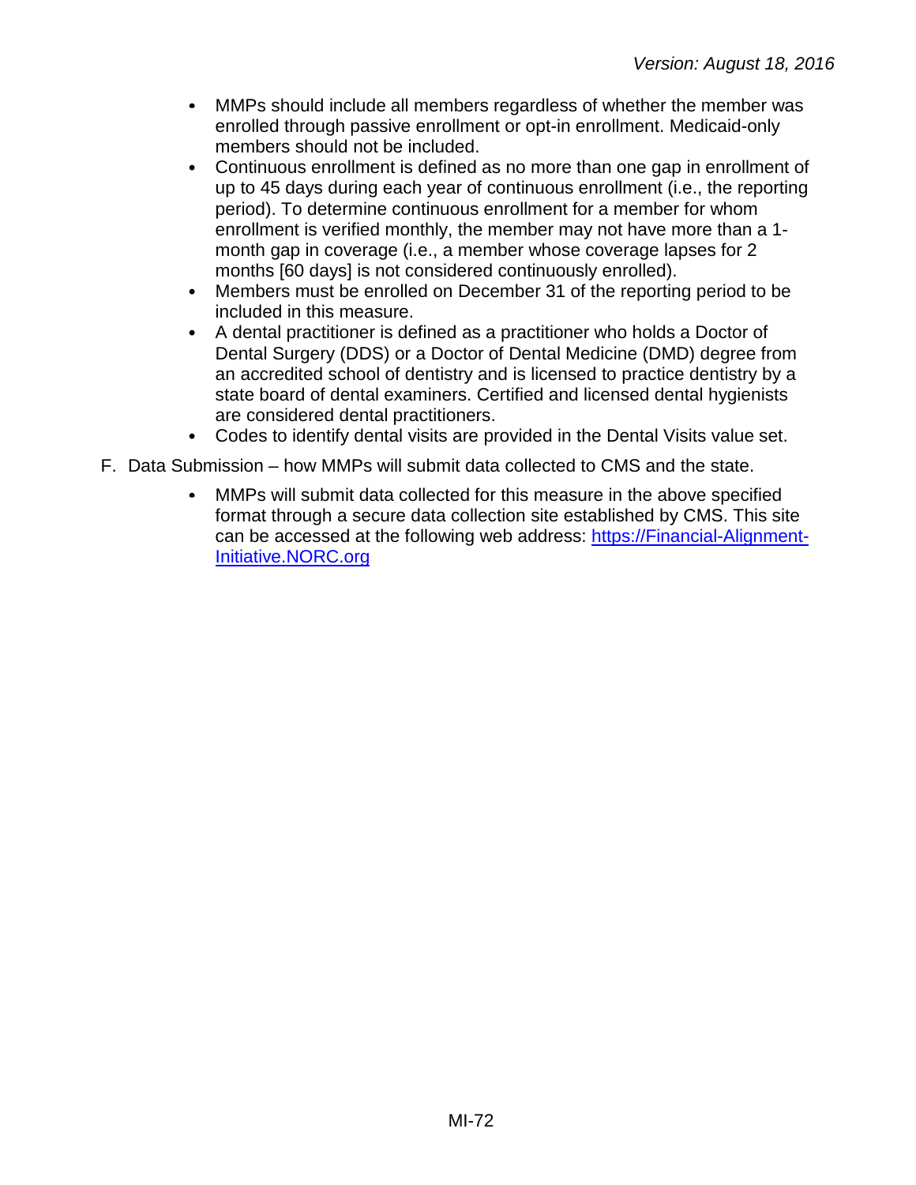- MMPs should include all members regardless of whether the member was enrolled through passive enrollment or opt-in enrollment. Medicaid-only members should not be included.
- Continuous enrollment is defined as no more than one gap in enrollment of up to 45 days during each year of continuous enrollment (i.e., the reporting period). To determine continuous enrollment for a member for whom enrollment is verified monthly, the member may not have more than a 1-month gap in coverage (i.e., a member whose coverage lapses for 2 months [60 days] is not considered continuously enrolled).
- Members must be enrolled on December 31 of the reporting period to be included in this measure.
- A dental practitioner is defined as a practitioner who holds a Doctor of Dental Surgery (DDS) or a Doctor of Dental Medicine (DMD) degree from an accredited school of dentistry and is licensed to practice dentistry by a state board of dental examiners. Certified and licensed dental hygienists are considered dental practitioners.
- Codes to identify dental visits are provided in the Dental Visits value set.

F. Data Submission – how MMPs will submit data collected to CMS and the state.

- MMPs will submit data collected for this measure in the above specified format through a secure data collection site established by CMS. This site can be accessed at the following web address: [https://Financial-Alignment-Initiative.NORC.org](https://Financial-Alignment-Initiative.NORC.org)